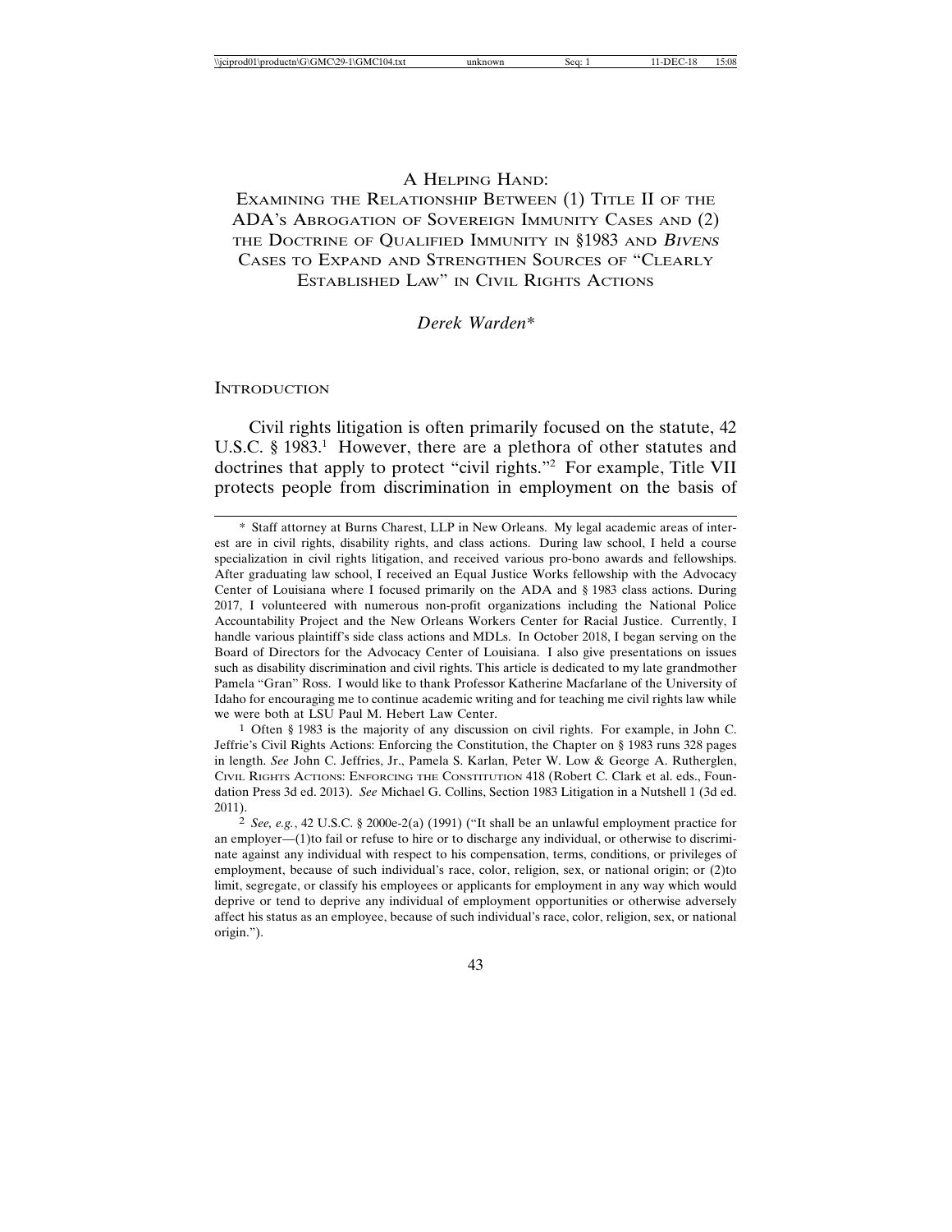# A Helping Hand: Examining the Relationship Between (1) Title II of the ADA's Abrogation of Sovereign Immunity Cases and (2) the Doctrine of Qualified Immunity in §1983 and *Bivens* Cases to Expand and Strengthen Sources of "Clearly Established Law" in Civil Rights Actions

*Derek Warden**

## Introduction

Civil rights litigation is often primarily focused on the statute, 42 U.S.C. § 1983.[1] However, there are a plethora of other statutes and doctrines that apply to protect "civil rights."[2] For example, Title VII protects people from discrimination in employment on the basis of

---

\* Staff attorney at Burns Charest, LLP in New Orleans. My legal academic areas of interest are in civil rights, disability rights, and class actions. During law school, I held a course specialization in civil rights litigation, and received various pro-bono awards and fellowships. After graduating law school, I received an Equal Justice Works fellowship with the Advocacy Center of Louisiana where I focused primarily on the ADA and § 1983 class actions. During 2017, I volunteered with numerous non-profit organizations including the National Police Accountability Project and the New Orleans Workers Center for Racial Justice. Currently, I handle various plaintiff's side class actions and MDLs. In October 2018, I began serving on the Board of Directors for the Advocacy Center of Louisiana. I also give presentations on issues such as disability discrimination and civil rights. This article is dedicated to my late grandmother Pamela "Gran" Ross. I would like to thank Professor Katherine Macfarlane of the University of Idaho for encouraging me to continue academic writing and for teaching me civil rights law while we were both at LSU Paul M. Hebert Law Center.

1 Often § 1983 is the majority of any discussion on civil rights. For example, in John C. Jeffrie's Civil Rights Actions: Enforcing the Constitution, the Chapter on § 1983 runs 328 pages in length. *See* John C. Jeffries, Jr., Pamela S. Karlan, Peter W. Low & George A. Rutherglen, Civil Rights Actions: Enforcing the Constitution 418 (Robert C. Clark et al. eds., Foundation Press 3d ed. 2013). *See* Michael G. Collins, Section 1983 Litigation in a Nutshell 1 (3d ed. 2011).

2 *See, e.g.*, 42 U.S.C. § 2000e-2(a) (1991) ("It shall be an unlawful employment practice for an employer—(1)to fail or refuse to hire or to discharge any individual, or otherwise to discriminate against any individual with respect to his compensation, terms, conditions, or privileges of employment, because of such individual's race, color, religion, sex, or national origin; or (2)to limit, segregate, or classify his employees or applicants for employment in any way which would deprive or tend to deprive any individual of employment opportunities or otherwise adversely affect his status as an employee, because of such individual's race, color, religion, sex, or national origin.").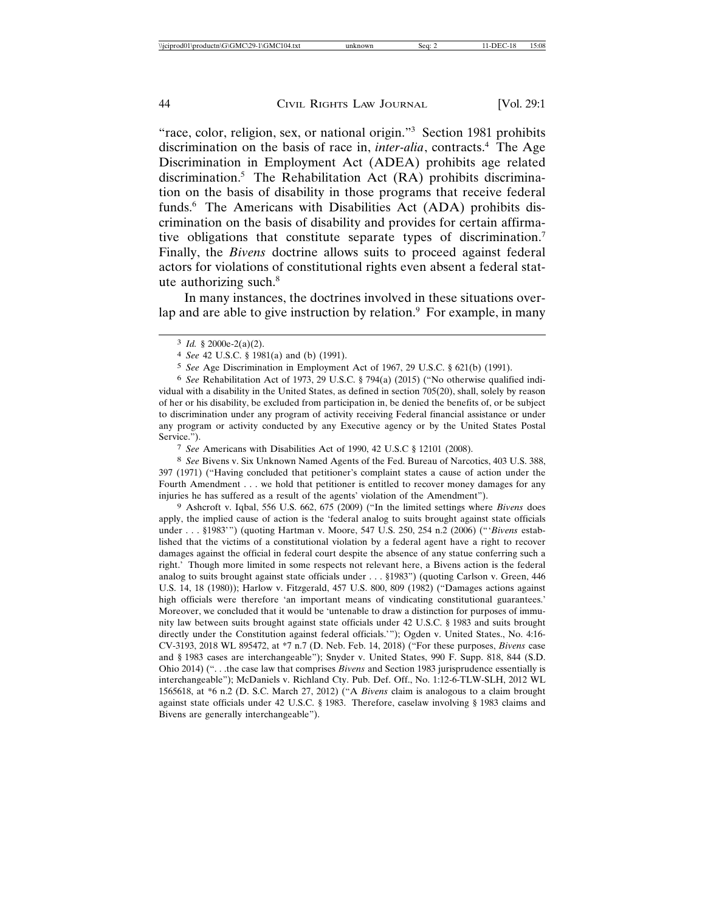"race, color, religion, sex, or national origin."[3] Section 1981 prohibits discrimination on the basis of race in, *inter-alia*, contracts.[4] The Age Discrimination in Employment Act (ADEA) prohibits age related discrimination.[5] The Rehabilitation Act (RA) prohibits discrimination on the basis of disability in those programs that receive federal funds.[6] The Americans with Disabilities Act (ADA) prohibits discrimination on the basis of disability and provides for certain affirmative obligations that constitute separate types of discrimination.[7] Finally, the *Bivens* doctrine allows suits to proceed against federal actors for violations of constitutional rights even absent a federal statute authorizing such.[8]

In many instances, the doctrines involved in these situations overlap and are able to give instruction by relation.[9] For example, in many

---

[3] *Id.* § 2000e-2(a)(2).

[4] *See* 42 U.S.C. § 1981(a) and (b) (1991).

[5] *See* Age Discrimination in Employment Act of 1967, 29 U.S.C. § 621(b) (1991).

[6] *See* Rehabilitation Act of 1973, 29 U.S.C. § 794(a) (2015) ("No otherwise qualified individual with a disability in the United States, as defined in section 705(20), shall, solely by reason of her or his disability, be excluded from participation in, be denied the benefits of, or be subject to discrimination under any program of activity receiving Federal financial assistance or under any program or activity conducted by any Executive agency or by the United States Postal Service.").

[7] *See* Americans with Disabilities Act of 1990, 42 U.S.C § 12101 (2008).

[8] *See* Bivens v. Six Unknown Named Agents of the Fed. Bureau of Narcotics, 403 U.S. 388, 397 (1971) ("Having concluded that petitioner's complaint states a cause of action under the Fourth Amendment . . . we hold that petitioner is entitled to recover money damages for any injuries he has suffered as a result of the agents' violation of the Amendment").

[9] Ashcroft v. Iqbal, 556 U.S. 662, 675 (2009) ("In the limited settings where *Bivens* does apply, the implied cause of action is the 'federal analog to suits brought against state officials under . . . §1983'") (quoting Hartman v. Moore, 547 U.S. 250, 254 n.2 (2006) ("'*Bivens* established that the victims of a constitutional violation by a federal agent have a right to recover damages against the official in federal court despite the absence of any statue conferring such a right.' Though more limited in some respects not relevant here, a Bivens action is the federal analog to suits brought against state officials under . . . §1983") (quoting Carlson v. Green, 446 U.S. 14, 18 (1980)); Harlow v. Fitzgerald, 457 U.S. 800, 809 (1982) ("Damages actions against high officials were therefore 'an important means of vindicating constitutional guarantees.' Moreover, we concluded that it would be 'untenable to draw a distinction for purposes of immunity law between suits brought against state officials under 42 U.S.C. § 1983 and suits brought directly under the Constitution against federal officials.'"); Ogden v. United States., No. 4:16-CV-3193, 2018 WL 895472, at *7 n.7 (D. Neb. Feb. 14, 2018) ("For these purposes, *Bivens* case and § 1983 cases are interchangeable"); Snyder v. United States, 990 F. Supp. 818, 844 (S.D. Ohio 2014) (". . .the case law that comprises *Bivens* and Section 1983 jurisprudence essentially is interchangeable"); McDaniels v. Richland Cty. Pub. Def. Off., No. 1:12-6-TLW-SLH, 2012 WL 1565618, at *6 n.2 (D. S.C. March 27, 2012) ("A *Bivens* claim is analogous to a claim brought against state officials under 42 U.S.C. § 1983. Therefore, caselaw involving § 1983 claims and Bivens are generally interchangeable").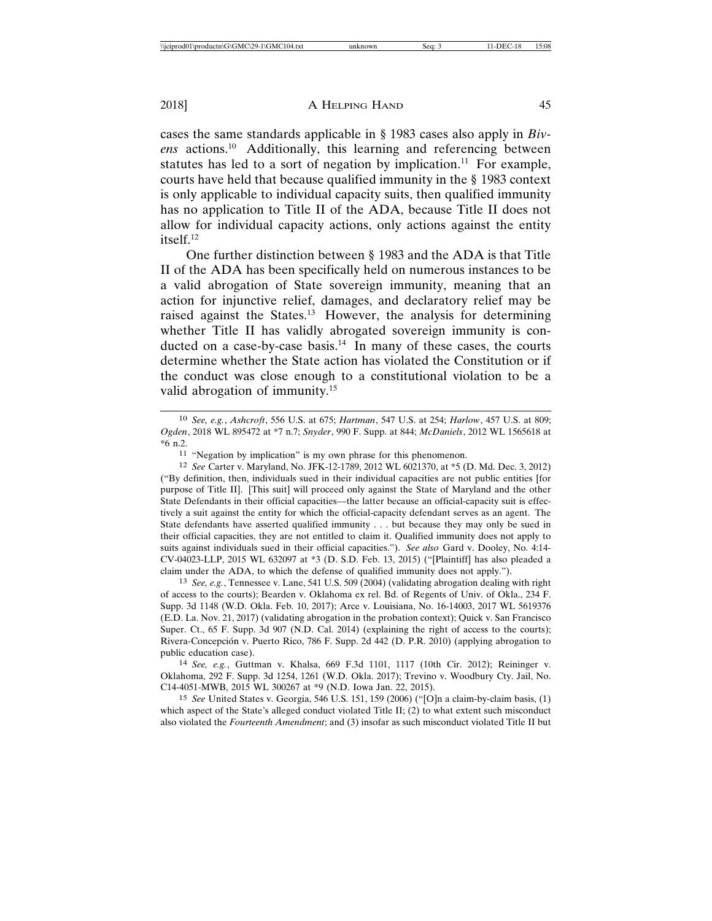cases the same standards applicable in § 1983 cases also apply in *Bivens* actions.[10] Additionally, this learning and referencing between statutes has led to a sort of negation by implication.[11] For example, courts have held that because qualified immunity in the § 1983 context is only applicable to individual capacity suits, then qualified immunity has no application to Title II of the ADA, because Title II does not allow for individual capacity actions, only actions against the entity itself.[12]

One further distinction between § 1983 and the ADA is that Title II of the ADA has been specifically held on numerous instances to be a valid abrogation of State sovereign immunity, meaning that an action for injunctive relief, damages, and declaratory relief may be raised against the States.[13] However, the analysis for determining whether Title II has validly abrogated sovereign immunity is conducted on a case-by-case basis.[14] In many of these cases, the courts determine whether the State action has violated the Constitution or if the conduct was close enough to a constitutional violation to be a valid abrogation of immunity.[15]

---

[10] *See, e.g.*, *Ashcroft*, 556 U.S. at 675; *Hartman*, 547 U.S. at 254; *Harlow*, 457 U.S. at 809; *Ogden*, 2018 WL 895472 at *7 n.7; *Snyder*, 990 F. Supp. at 844; *McDaniels*, 2012 WL 1565618 at *6 n.2.

[11] "Negation by implication" is my own phrase for this phenomenon.

[12] *See* Carter v. Maryland, No. JFK-12-1789, 2012 WL 6021370, at *5 (D. Md. Dec. 3, 2012) ("By definition, then, individuals sued in their individual capacities are not public entities [for purpose of Title II]. [This suit] will proceed only against the State of Maryland and the other State Defendants in their official capacities—the latter because an official-capacity suit is effectively a suit against the entity for which the official-capacity defendant serves as an agent. The State defendants have asserted qualified immunity . . . but because they may only be sued in their official capacities, they are not entitled to claim it. Qualified immunity does not apply to suits against individuals sued in their official capacities."). *See also* Gard v. Dooley, No. 4:14-CV-04023-LLP, 2015 WL 632097 at *3 (D. S.D. Feb. 13, 2015) ("[Plaintiff] has also pleaded a claim under the ADA, to which the defense of qualified immunity does not apply.").

[13] *See, e.g.*, Tennessee v. Lane, 541 U.S. 509 (2004) (validating abrogation dealing with right of access to the courts); Bearden v. Oklahoma ex rel. Bd. of Regents of Univ. of Okla., 234 F. Supp. 3d 1148 (W.D. Okla. Feb. 10, 2017); Arce v. Louisiana, No. 16-14003, 2017 WL 5619376 (E.D. La. Nov. 21, 2017) (validating abrogation in the probation context); Quick v. San Francisco Super. Ct., 65 F. Supp. 3d 907 (N.D. Cal. 2014) (explaining the right of access to the courts); Rivera-Concepción v. Puerto Rico, 786 F. Supp. 2d 442 (D. P.R. 2010) (applying abrogation to public education case).

[14] *See, e.g.*, Guttman v. Khalsa, 669 F.3d 1101, 1117 (10th Cir. 2012); Reininger v. Oklahoma, 292 F. Supp. 3d 1254, 1261 (W.D. Okla. 2017); Trevino v. Woodbury Cty. Jail, No. C14-4051-MWB, 2015 WL 300267 at *9 (N.D. Iowa Jan. 22, 2015).

[15] *See* United States v. Georgia, 546 U.S. 151, 159 (2006) ("[O]n a claim-by-claim basis, (1) which aspect of the State's alleged conduct violated Title II; (2) to what extent such misconduct also violated the *Fourteenth Amendment*; and (3) insofar as such misconduct violated Title II but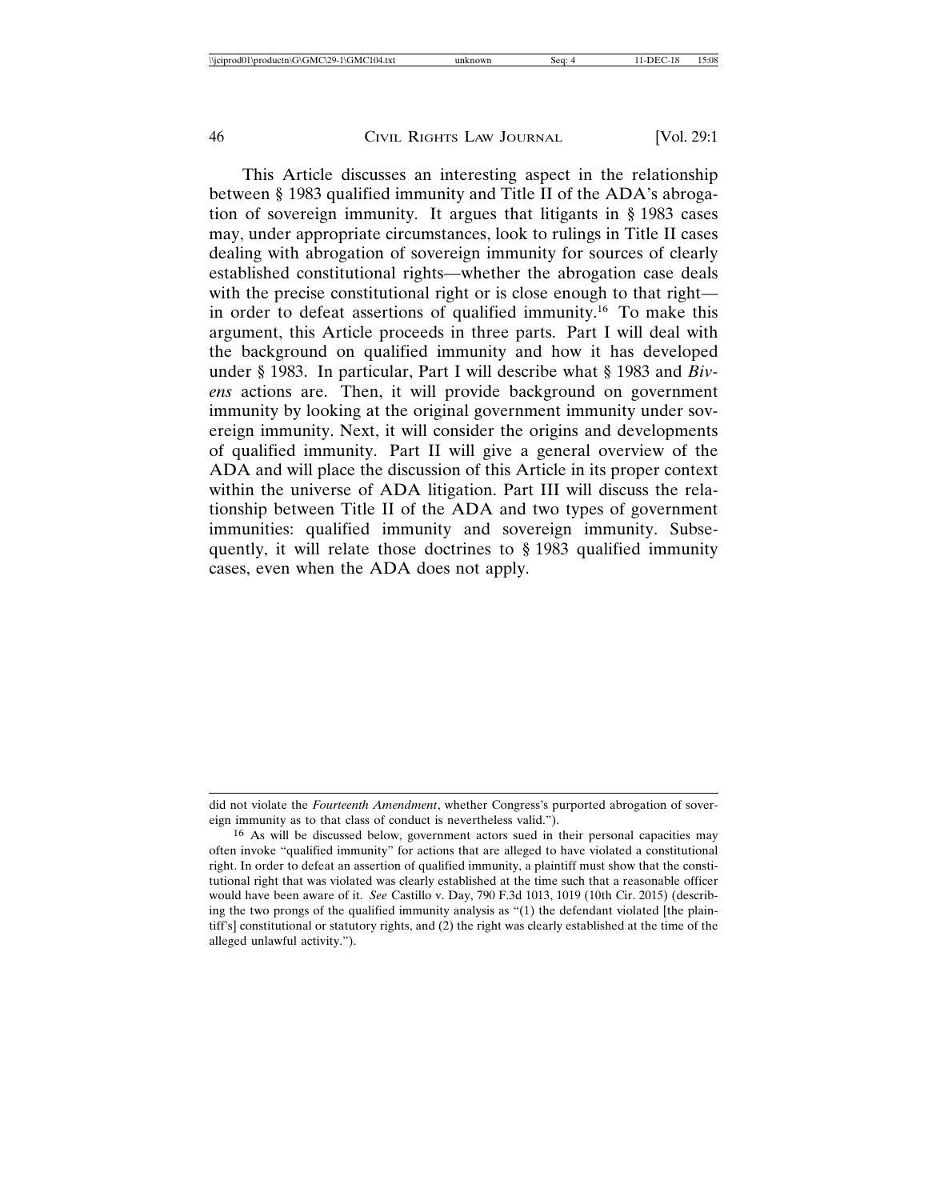This Article discusses an interesting aspect in the relationship between § 1983 qualified immunity and Title II of the ADA's abrogation of sovereign immunity. It argues that litigants in § 1983 cases may, under appropriate circumstances, look to rulings in Title II cases dealing with abrogation of sovereign immunity for sources of clearly established constitutional rights—whether the abrogation case deals with the precise constitutional right or is close enough to that right—in order to defeat assertions of qualified immunity.[16] To make this argument, this Article proceeds in three parts. Part I will deal with the background on qualified immunity and how it has developed under § 1983. In particular, Part I will describe what § 1983 and *Bivens* actions are. Then, it will provide background on government immunity by looking at the original government immunity under sovereign immunity. Next, it will consider the origins and developments of qualified immunity. Part II will give a general overview of the ADA and will place the discussion of this Article in its proper context within the universe of ADA litigation. Part III will discuss the relationship between Title II of the ADA and two types of government immunities: qualified immunity and sovereign immunity. Subsequently, it will relate those doctrines to § 1983 qualified immunity cases, even when the ADA does not apply.

---

did not violate the *Fourteenth Amendment*, whether Congress's purported abrogation of sovereign immunity as to that class of conduct is nevertheless valid.").

[16] As will be discussed below, government actors sued in their personal capacities may often invoke "qualified immunity" for actions that are alleged to have violated a constitutional right. In order to defeat an assertion of qualified immunity, a plaintiff must show that the constitutional right that was violated was clearly established at the time such that a reasonable officer would have been aware of it. *See* Castillo v. Day, 790 F.3d 1013, 1019 (10th Cir. 2015) (describing the two prongs of the qualified immunity analysis as "(1) the defendant violated [the plaintiff's] constitutional or statutory rights, and (2) the right was clearly established at the time of the alleged unlawful activity.").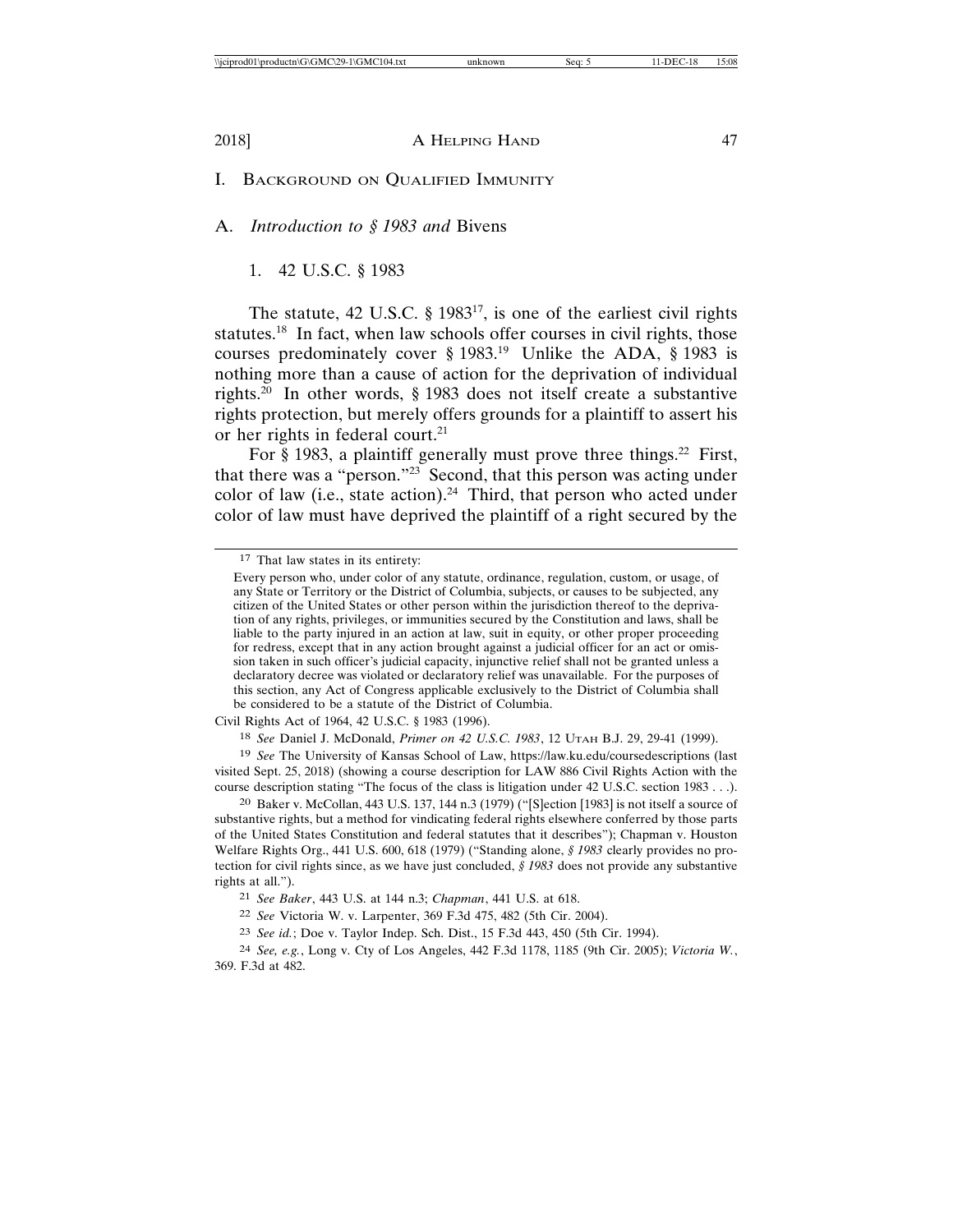# I. Background on Qualified Immunity

## A. *Introduction to § 1983 and* Bivens

### 1. 42 U.S.C. § 1983

The statute, 42 U.S.C. § 1983[17], is one of the earliest civil rights statutes.[18] In fact, when law schools offer courses in civil rights, those courses predominately cover § 1983.[19] Unlike the ADA, § 1983 is nothing more than a cause of action for the deprivation of individual rights.[20] In other words, § 1983 does not itself create a substantive rights protection, but merely offers grounds for a plaintiff to assert his or her rights in federal court.[21]

For § 1983, a plaintiff generally must prove three things.[22] First, that there was a "person."[23] Second, that this person was acting under color of law (i.e., state action).[24] Third, that person who acted under color of law must have deprived the plaintiff of a right secured by the

---

[17] That law states in its entirety:

> Every person who, under color of any statute, ordinance, regulation, custom, or usage, of any State or Territory or the District of Columbia, subjects, or causes to be subjected, any citizen of the United States or other person within the jurisdiction thereof to the deprivation of any rights, privileges, or immunities secured by the Constitution and laws, shall be liable to the party injured in an action at law, suit in equity, or other proper proceeding for redress, except that in any action brought against a judicial officer for an act or omission taken in such officer's judicial capacity, injunctive relief shall not be granted unless a declaratory decree was violated or declaratory relief was unavailable. For the purposes of this section, any Act of Congress applicable exclusively to the District of Columbia shall be considered to be a statute of the District of Columbia.

Civil Rights Act of 1964, 42 U.S.C. § 1983 (1996).

[18] *See* Daniel J. McDonald, *Primer on 42 U.S.C. 1983*, 12 Utah B.J. 29, 29-41 (1999).

[19] *See* The University of Kansas School of Law, https://law.ku.edu/coursedescriptions (last visited Sept. 25, 2018) (showing a course description for LAW 886 Civil Rights Action with the course description stating "The focus of the class is litigation under 42 U.S.C. section 1983 . . .).

[20] Baker v. McCollan, 443 U.S. 137, 144 n.3 (1979) ("[S]ection [1983] is not itself a source of substantive rights, but a method for vindicating federal rights elsewhere conferred by those parts of the United States Constitution and federal statutes that it describes"); Chapman v. Houston Welfare Rights Org., 441 U.S. 600, 618 (1979) ("Standing alone, *§ 1983* clearly provides no protection for civil rights since, as we have just concluded, *§ 1983* does not provide any substantive rights at all.").

[21] *See Baker*, 443 U.S. at 144 n.3; *Chapman*, 441 U.S. at 618.

[22] *See* Victoria W. v. Larpenter, 369 F.3d 475, 482 (5th Cir. 2004).

[23] *See id.*; Doe v. Taylor Indep. Sch. Dist., 15 F.3d 443, 450 (5th Cir. 1994).

[24] *See, e.g.*, Long v. Cty of Los Angeles, 442 F.3d 1178, 1185 (9th Cir. 2005); *Victoria W.*, 369. F.3d at 482.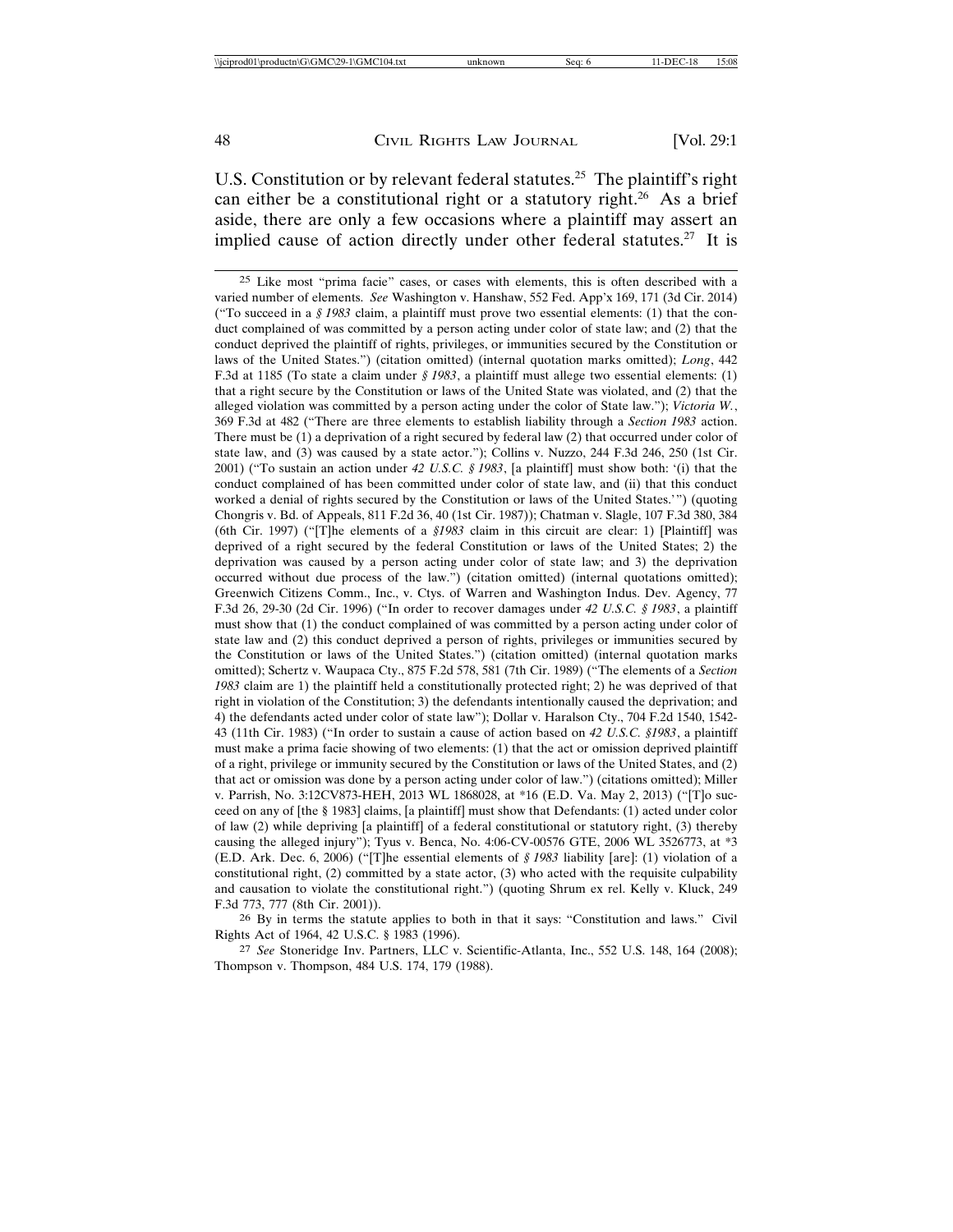U.S. Constitution or by relevant federal statutes.[25] The plaintiff's right can either be a constitutional right or a statutory right.[26] As a brief aside, there are only a few occasions where a plaintiff may assert an implied cause of action directly under other federal statutes.[27] It is

---

[25] Like most "prima facie" cases, or cases with elements, this is often described with a varied number of elements. *See* Washington v. Hanshaw, 552 Fed. App'x 169, 171 (3d Cir. 2014) ("To succeed in a *§ 1983* claim, a plaintiff must prove two essential elements: (1) that the conduct complained of was committed by a person acting under color of state law; and (2) that the conduct deprived the plaintiff of rights, privileges, or immunities secured by the Constitution or laws of the United States.") (citation omitted) (internal quotation marks omitted); *Long*, 442 F.3d at 1185 (To state a claim under *§ 1983*, a plaintiff must allege two essential elements: (1) that a right secure by the Constitution or laws of the United State was violated, and (2) that the alleged violation was committed by a person acting under the color of State law."); *Victoria W.*, 369 F.3d at 482 ("There are three elements to establish liability through a *Section 1983* action. There must be (1) a deprivation of a right secured by federal law (2) that occurred under color of state law, and (3) was caused by a state actor."); Collins v. Nuzzo, 244 F.3d 246, 250 (1st Cir. 2001) ("To sustain an action under *42 U.S.C. § 1983*, [a plaintiff] must show both: '(i) that the conduct complained of has been committed under color of state law, and (ii) that this conduct worked a denial of rights secured by the Constitution or laws of the United States.'") (quoting Chongris v. Bd. of Appeals, 811 F.2d 36, 40 (1st Cir. 1987)); Chatman v. Slagle, 107 F.3d 380, 384 (6th Cir. 1997) ("[T]he elements of a *§1983* claim in this circuit are clear: 1) [Plaintiff] was deprived of a right secured by the federal Constitution or laws of the United States; 2) the deprivation was caused by a person acting under color of state law; and 3) the deprivation occurred without due process of the law.") (citation omitted) (internal quotations omitted); Greenwich Citizens Comm., Inc., v. Ctys. of Warren and Washington Indus. Dev. Agency, 77 F.3d 26, 29-30 (2d Cir. 1996) ("In order to recover damages under *42 U.S.C. § 1983*, a plaintiff must show that (1) the conduct complained of was committed by a person acting under color of state law and (2) this conduct deprived a person of rights, privileges or immunities secured by the Constitution or laws of the United States.") (citation omitted) (internal quotation marks omitted); Schertz v. Waupaca Cty., 875 F.2d 578, 581 (7th Cir. 1989) ("The elements of a *Section 1983* claim are 1) the plaintiff held a constitutionally protected right; 2) he was deprived of that right in violation of the Constitution; 3) the defendants intentionally caused the deprivation; and 4) the defendants acted under color of state law"); Dollar v. Haralson Cty., 704 F.2d 1540, 1542-43 (11th Cir. 1983) ("In order to sustain a cause of action based on *42 U.S.C. §1983*, a plaintiff must make a prima facie showing of two elements: (1) that the act or omission deprived plaintiff of a right, privilege or immunity secured by the Constitution or laws of the United States, and (2) that act or omission was done by a person acting under color of law.") (citations omitted); Miller v. Parrish, No. 3:12CV873-HEH, 2013 WL 1868028, at *16 (E.D. Va. May 2, 2013) ("[T]o succeed on any of [the § 1983] claims, [a plaintiff] must show that Defendants: (1) acted under color of law (2) while depriving [a plaintiff] of a federal constitutional or statutory right, (3) thereby causing the alleged injury"); Tyus v. Benca, No. 4:06-CV-00576 GTE, 2006 WL 3526773, at *3 (E.D. Ark. Dec. 6, 2006) ("[T]he essential elements of *§ 1983* liability [are]: (1) violation of a constitutional right, (2) committed by a state actor, (3) who acted with the requisite culpability and causation to violate the constitutional right.") (quoting Shrum ex rel. Kelly v. Kluck, 249 F.3d 773, 777 (8th Cir. 2001)).

[26] By in terms the statute applies to both in that it says: "Constitution and laws." Civil Rights Act of 1964, 42 U.S.C. § 1983 (1996).

[27] *See* Stoneridge Inv. Partners, LLC v. Scientific-Atlanta, Inc., 552 U.S. 148, 164 (2008); Thompson v. Thompson, 484 U.S. 174, 179 (1988).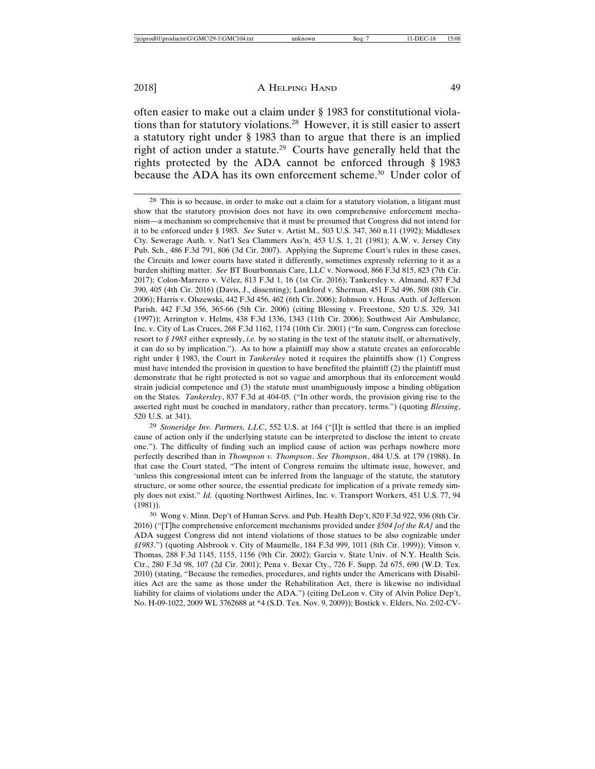often easier to make out a claim under § 1983 for constitutional violations than for statutory violations.[28] However, it is still easier to assert a statutory right under § 1983 than to argue that there is an implied right of action under a statute.[29] Courts have generally held that the rights protected by the ADA cannot be enforced through § 1983 because the ADA has its own enforcement scheme.[30] Under color of

---

[28] This is so because, in order to make out a claim for a statutory violation, a litigant must show that the statutory provision does not have its own comprehensive enforcement mechanism—a mechanism so comprehensive that it must be presumed that Congress did not intend for it to be enforced under § 1983. *See* Suter v. Artist M., 503 U.S. 347, 360 n.11 (1992); Middlesex Cty. Sewerage Auth. v. Nat'l Sea Clammers Ass'n, 453 U.S. 1, 21 (1981); A.W. v. Jersey City Pub. Sch., 486 F.3d 791, 806 (3d Cir. 2007). Applying the Supreme Court's rules in these cases, the Circuits and lower courts have stated it differently, sometimes expressly referring to it as a burden shifting matter. *See* BT Bourbonnais Care, LLC v. Norwood, 866 F.3d 815, 823 (7th Cir. 2017); Colon-Marrero v. Vélez, 813 F.3d 1, 16 (1st Cir. 2016); Tankersley v. Almand, 837 F.3d 390, 405 (4th Cir. 2016) (Davis, J., dissenting); Lankford v. Sherman, 451 F.3d 496, 508 (8th Cir. 2006); Harris v. Olszewski, 442 F.3d 456, 462 (6th Cir. 2006); Johnson v. Hous. Auth. of Jefferson Parish, 442 F.3d 356, 365-66 (5th Cir. 2006) (citing Blessing v. Freestone, 520 U.S. 329, 341 (1997)); Arrington v. Helms, 438 F.3d 1336, 1343 (11th Cir. 2006); Southwest Air Ambulance, Inc. v. City of Las Cruces, 268 F.3d 1162, 1174 (10th Cir. 2001) ("In sum, Congress can foreclose resort to *§ 1983* either expressly, *i.e.* by so stating in the text of the statute itself, or alternatively, it can do so by implication."). As to how a plaintiff may show a statute creates an enforceable right under § 1983, the Court in *Tankersley* noted it requires the plaintiffs show (1) Congress must have intended the provision in question to have benefited the plaintiff (2) the plaintiff must demonstrate that he right protected is not so vague and amorphous that its enforcement would strain judicial competence and (3) the statute must unambiguously impose a binding obligation on the States. *Tankersley*, 837 F.3d at 404-05. ("In other words, the provision giving rise to the asserted right must be couched in mandatory, rather than precatory, terms.") (quoting *Blessing*, 520 U.S. at 341).

[29] *Stoneridge Inv. Partners, LLC*, 552 U.S. at 164 ("[I]t is settled that there is an implied cause of action only if the underlying statute can be interpreted to disclose the intent to create one."). The difficulty of finding such an implied cause of action was perhaps nowhere more perfectly described than in *Thompson v. Thompson*. *See Thompson*, 484 U.S. at 179 (1988). In that case the Court stated, "The intent of Congress remains the ultimate issue, however, and 'unless this congressional intent can be inferred from the language of the statute, the statutory structure, or some other source, the essential predicate for implication of a private remedy simply does not exist." *Id.* (quoting Northwest Airlines, Inc. v. Transport Workers, 451 U.S. 77, 94 (1981)).

[30] Wong v. Minn. Dep't of Human Servs. and Pub. Health Dep't, 820 F.3d 922, 936 (8th Cir. 2016) ("[T]he comprehensive enforcement mechanisms provided under *§504 [of the RA]* and the ADA suggest Congress did not intend violations of those statues to be also cognizable under *§1983*.") (quoting Alsbrook v. City of Maumelle, 184 F.3d 999, 1011 (8th Cir. 1999)); Vinson v. Thomas, 288 F.3d 1145, 1155, 1156 (9th Cir. 2002); Garcia v. State Univ. of N.Y. Health Scis. Ctr., 280 F.3d 98, 107 (2d Cir. 2001); Pena v. Bexar Cty., 726 F. Supp. 2d 675, 690 (W.D. Tex. 2010) (stating, "Because the remedies, procedures, and rights under the Americans with Disabilities Act are the same as those under the Rehabilitation Act, there is likewise no individual liability for claims of violations under the ADA.") (citing DeLeon v. City of Alvin Police Dep't, No. H-09-1022, 2009 WL 3762688 at *4 (S.D. Tex. Nov. 9, 2009)); Bostick v. Elders, No. 2:02-CV-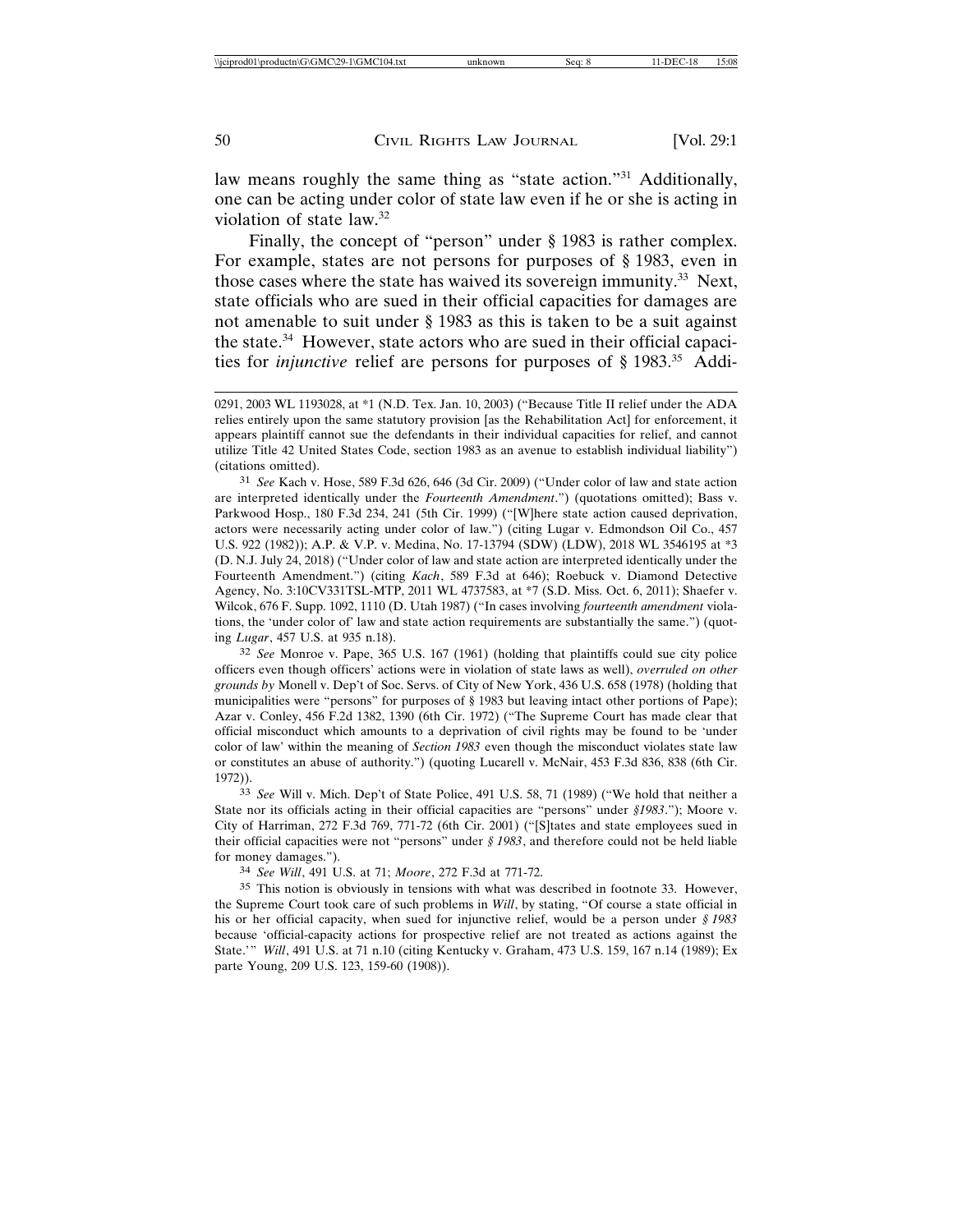law means roughly the same thing as "state action."[31] Additionally, one can be acting under color of state law even if he or she is acting in violation of state law.[32]

Finally, the concept of "person" under § 1983 is rather complex. For example, states are not persons for purposes of § 1983, even in those cases where the state has waived its sovereign immunity.[33] Next, state officials who are sued in their official capacities for damages are not amenable to suit under § 1983 as this is taken to be a suit against the state.[34] However, state actors who are sued in their official capacities for *injunctive* relief are persons for purposes of § 1983.[35] Addi-

---

0291, 2003 WL 1193028, at *1 (N.D. Tex. Jan. 10, 2003) ("Because Title II relief under the ADA relies entirely upon the same statutory provision [as the Rehabilitation Act] for enforcement, it appears plaintiff cannot sue the defendants in their individual capacities for relief, and cannot utilize Title 42 United States Code, section 1983 as an avenue to establish individual liability") (citations omitted).

[31] *See* Kach v. Hose, 589 F.3d 626, 646 (3d Cir. 2009) ("Under color of law and state action are interpreted identically under the *Fourteenth Amendment*.") (quotations omitted); Bass v. Parkwood Hosp., 180 F.3d 234, 241 (5th Cir. 1999) ("[W]here state action caused deprivation, actors were necessarily acting under color of law.") (citing Lugar v. Edmondson Oil Co., 457 U.S. 922 (1982)); A.P. & V.P. v. Medina, No. 17-13794 (SDW) (LDW), 2018 WL 3546195 at *3 (D. N.J. July 24, 2018) ("Under color of law and state action are interpreted identically under the Fourteenth Amendment.") (citing *Kach*, 589 F.3d at 646); Roebuck v. Diamond Detective Agency, No. 3:10CV331TSL-MTP, 2011 WL 4737583, at *7 (S.D. Miss. Oct. 6, 2011); Shaefer v. Wilcok, 676 F. Supp. 1092, 1110 (D. Utah 1987) ("In cases involving *fourteenth amendment* violations, the 'under color of' law and state action requirements are substantially the same.") (quoting *Lugar*, 457 U.S. at 935 n.18).

[32] *See* Monroe v. Pape, 365 U.S. 167 (1961) (holding that plaintiffs could sue city police officers even though officers' actions were in violation of state laws as well), *overruled on other grounds by* Monell v. Dep't of Soc. Servs. of City of New York, 436 U.S. 658 (1978) (holding that municipalities were "persons" for purposes of § 1983 but leaving intact other portions of Pape); Azar v. Conley, 456 F.2d 1382, 1390 (6th Cir. 1972) ("The Supreme Court has made clear that official misconduct which amounts to a deprivation of civil rights may be found to be 'under color of law' within the meaning of *Section 1983* even though the misconduct violates state law or constitutes an abuse of authority.") (quoting Lucarell v. McNair, 453 F.3d 836, 838 (6th Cir. 1972)).

[33] *See* Will v. Mich. Dep't of State Police, 491 U.S. 58, 71 (1989) ("We hold that neither a State nor its officials acting in their official capacities are "persons" under *§1983*."); Moore v. City of Harriman, 272 F.3d 769, 771-72 (6th Cir. 2001) ("[S]tates and state employees sued in their official capacities were not "persons" under *§ 1983*, and therefore could not be held liable for money damages.").

[34] *See Will*, 491 U.S. at 71; *Moore*, 272 F.3d at 771-72.

[35] This notion is obviously in tensions with what was described in footnote 33. However, the Supreme Court took care of such problems in *Will*, by stating, "Of course a state official in his or her official capacity, when sued for injunctive relief, would be a person under *§ 1983* because 'official-capacity actions for prospective relief are not treated as actions against the State.'" *Will*, 491 U.S. at 71 n.10 (citing Kentucky v. Graham, 473 U.S. 159, 167 n.14 (1989); Ex parte Young, 209 U.S. 123, 159-60 (1908)).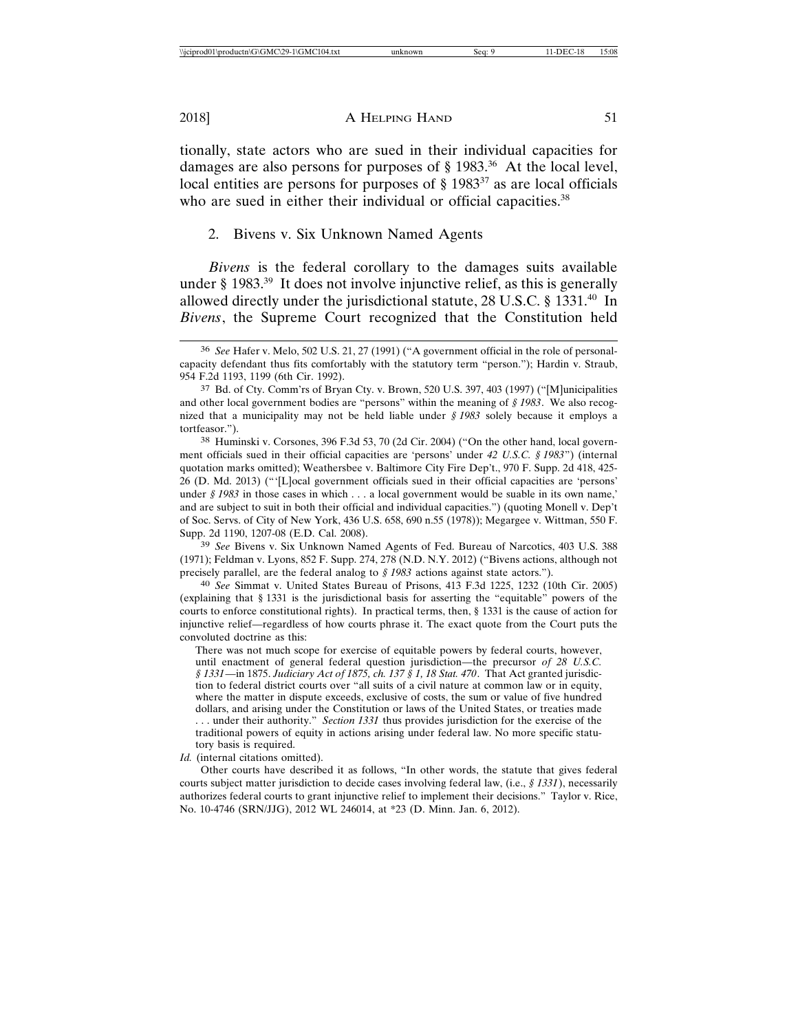tionally, state actors who are sued in their individual capacities for damages are also persons for purposes of § 1983.[36] At the local level, local entities are persons for purposes of § 1983[37] as are local officials who are sued in either their individual or official capacities.[38]

2. Bivens v. Six Unknown Named Agents

*Bivens* is the federal corollary to the damages suits available under § 1983.[39] It does not involve injunctive relief, as this is generally allowed directly under the jurisdictional statute, 28 U.S.C. § 1331.[40] In *Bivens*, the Supreme Court recognized that the Constitution held

---

36 *See* Hafer v. Melo, 502 U.S. 21, 27 (1991) ("A government official in the role of personal-capacity defendant thus fits comfortably with the statutory term "person."); Hardin v. Straub, 954 F.2d 1193, 1199 (6th Cir. 1992).

37 Bd. of Cty. Comm'rs of Bryan Cty. v. Brown, 520 U.S. 397, 403 (1997) ("[M]unicipalities and other local government bodies are "persons" within the meaning of *§ 1983*. We also recognized that a municipality may not be held liable under *§ 1983* solely because it employs a tortfeasor.").

38 Huminski v. Corsones, 396 F.3d 53, 70 (2d Cir. 2004) ("On the other hand, local government officials sued in their official capacities are 'persons' under *42 U.S.C. § 1983*") (internal quotation marks omitted); Weathersbee v. Baltimore City Fire Dep't., 970 F. Supp. 2d 418, 425-26 (D. Md. 2013) ("'[L]ocal government officials sued in their official capacities are 'persons' under *§ 1983* in those cases in which . . . a local government would be suable in its own name,' and are subject to suit in both their official and individual capacities.") (quoting Monell v. Dep't of Soc. Servs. of City of New York, 436 U.S. 658, 690 n.55 (1978)); Megargee v. Wittman, 550 F. Supp. 2d 1190, 1207-08 (E.D. Cal. 2008).

39 *See* Bivens v. Six Unknown Named Agents of Fed. Bureau of Narcotics, 403 U.S. 388 (1971); Feldman v. Lyons, 852 F. Supp. 274, 278 (N.D. N.Y. 2012) ("Bivens actions, although not precisely parallel, are the federal analog to *§ 1983* actions against state actors.").

40 *See* Simmat v. United States Bureau of Prisons, 413 F.3d 1225, 1232 (10th Cir. 2005) (explaining that § 1331 is the jurisdictional basis for asserting the "equitable" powers of the courts to enforce constitutional rights). In practical terms, then, § 1331 is the cause of action for injunctive relief—regardless of how courts phrase it. The exact quote from the Court puts the convoluted doctrine as this:

> There was not much scope for exercise of equitable powers by federal courts, however, until enactment of general federal question jurisdiction—the precursor *of 28 U.S.C. § 1331*—in 1875. *Judiciary Act of 1875, ch. 137 § 1, 18 Stat. 470*. That Act granted jurisdiction to federal district courts over "all suits of a civil nature at common law or in equity, where the matter in dispute exceeds, exclusive of costs, the sum or value of five hundred dollars, and arising under the Constitution or laws of the United States, or treaties made . . . under their authority." *Section 1331* thus provides jurisdiction for the exercise of the traditional powers of equity in actions arising under federal law. No more specific statutory basis is required.

*Id.* (internal citations omitted).

Other courts have described it as follows, "In other words, the statute that gives federal courts subject matter jurisdiction to decide cases involving federal law, (i.e., *§ 1331*), necessarily authorizes federal courts to grant injunctive relief to implement their decisions." Taylor v. Rice, No. 10-4746 (SRN/JJG), 2012 WL 246014, at *23 (D. Minn. Jan. 6, 2012).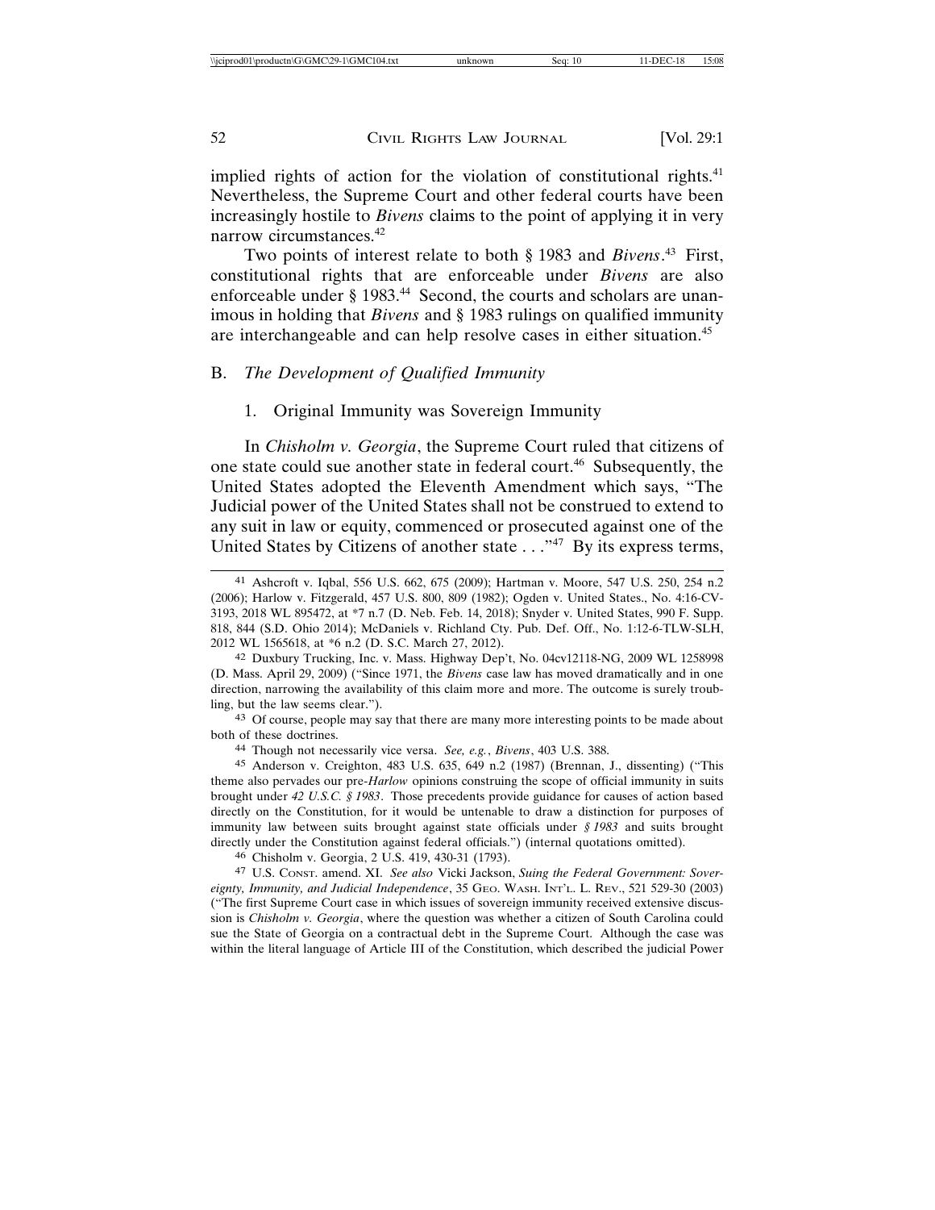implied rights of action for the violation of constitutional rights.[41] Nevertheless, the Supreme Court and other federal courts have been increasingly hostile to *Bivens* claims to the point of applying it in very narrow circumstances.[42]

Two points of interest relate to both § 1983 and *Bivens*.[43] First, constitutional rights that are enforceable under *Bivens* are also enforceable under § 1983.[44] Second, the courts and scholars are unanimous in holding that *Bivens* and § 1983 rulings on qualified immunity are interchangeable and can help resolve cases in either situation.[45]

## B. *The Development of Qualified Immunity*

### 1. Original Immunity was Sovereign Immunity

In *Chisholm v. Georgia*, the Supreme Court ruled that citizens of one state could sue another state in federal court.[46] Subsequently, the United States adopted the Eleventh Amendment which says, "The Judicial power of the United States shall not be construed to extend to any suit in law or equity, commenced or prosecuted against one of the United States by Citizens of another state . . ."[47] By its express terms,

---

41 Ashcroft v. Iqbal, 556 U.S. 662, 675 (2009); Hartman v. Moore, 547 U.S. 250, 254 n.2 (2006); Harlow v. Fitzgerald, 457 U.S. 800, 809 (1982); Ogden v. United States., No. 4:16-CV-3193, 2018 WL 895472, at *7 n.7 (D. Neb. Feb. 14, 2018); Snyder v. United States, 990 F. Supp. 818, 844 (S.D. Ohio 2014); McDaniels v. Richland Cty. Pub. Def. Off., No. 1:12-6-TLW-SLH, 2012 WL 1565618, at *6 n.2 (D. S.C. March 27, 2012).

42 Duxbury Trucking, Inc. v. Mass. Highway Dep't, No. 04cv12118-NG, 2009 WL 1258998 (D. Mass. April 29, 2009) ("Since 1971, the *Bivens* case law has moved dramatically and in one direction, narrowing the availability of this claim more and more. The outcome is surely troubling, but the law seems clear.").

43 Of course, people may say that there are many more interesting points to be made about both of these doctrines.

44 Though not necessarily vice versa. *See, e.g.*, *Bivens*, 403 U.S. 388.

45 Anderson v. Creighton, 483 U.S. 635, 649 n.2 (1987) (Brennan, J., dissenting) ("This theme also pervades our pre-*Harlow* opinions construing the scope of official immunity in suits brought under *42 U.S.C. § 1983*. Those precedents provide guidance for causes of action based directly on the Constitution, for it would be untenable to draw a distinction for purposes of immunity law between suits brought against state officials under *§ 1983* and suits brought directly under the Constitution against federal officials.") (internal quotations omitted).

46 Chisholm v. Georgia, 2 U.S. 419, 430-31 (1793).

47 U.S. CONST. amend. XI. *See also* Vicki Jackson, *Suing the Federal Government: Sovereignty, Immunity, and Judicial Independence*, 35 GEO. WASH. INT'L. L. REV., 521 529-30 (2003) ("The first Supreme Court case in which issues of sovereign immunity received extensive discussion is *Chisholm v. Georgia*, where the question was whether a citizen of South Carolina could sue the State of Georgia on a contractual debt in the Supreme Court. Although the case was within the literal language of Article III of the Constitution, which described the judicial Power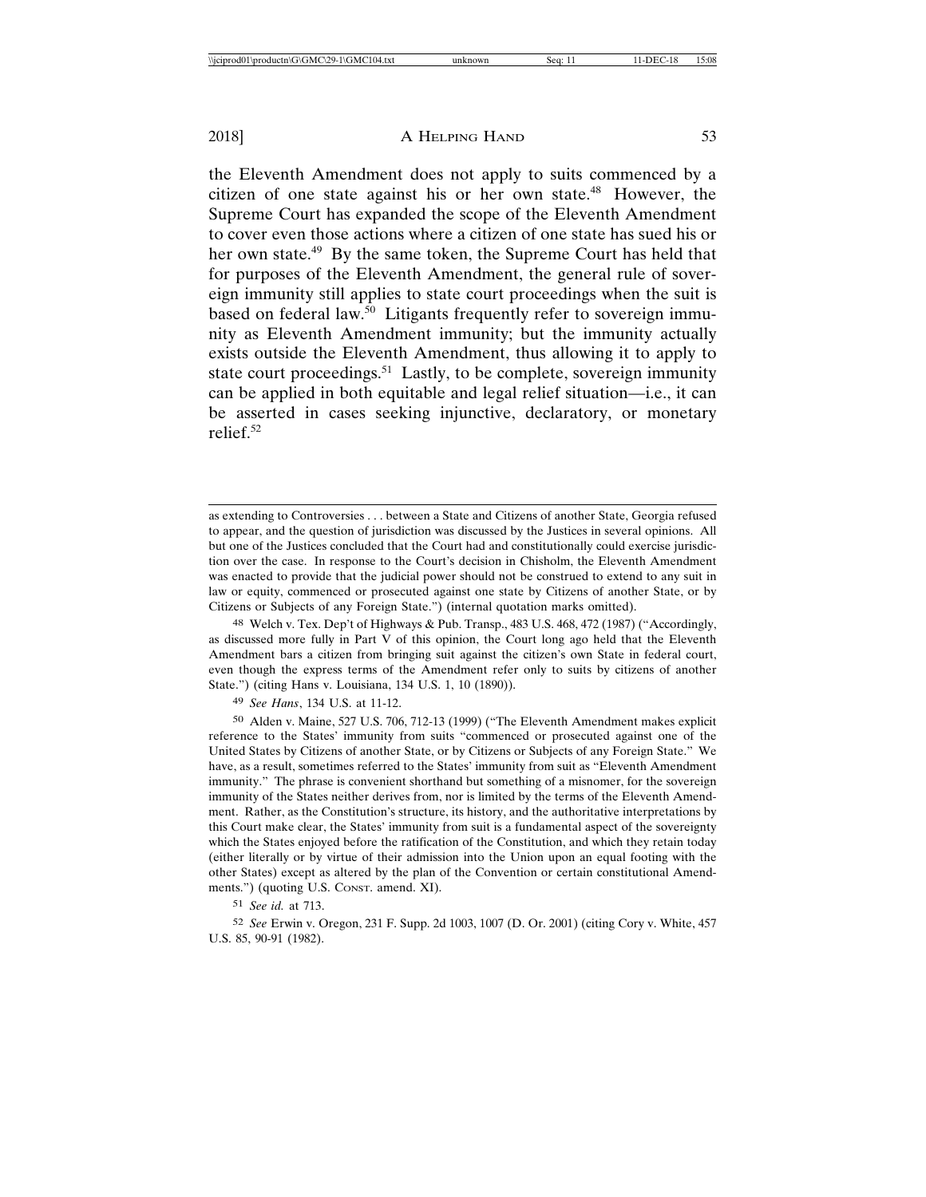the Eleventh Amendment does not apply to suits commenced by a citizen of one state against his or her own state.[48] However, the Supreme Court has expanded the scope of the Eleventh Amendment to cover even those actions where a citizen of one state has sued his or her own state.[49] By the same token, the Supreme Court has held that for purposes of the Eleventh Amendment, the general rule of sovereign immunity still applies to state court proceedings when the suit is based on federal law.[50] Litigants frequently refer to sovereign immunity as Eleventh Amendment immunity; but the immunity actually exists outside the Eleventh Amendment, thus allowing it to apply to state court proceedings.[51] Lastly, to be complete, sovereign immunity can be applied in both equitable and legal relief situation—i.e., it can be asserted in cases seeking injunctive, declaratory, or monetary relief.[52]

---

as extending to Controversies . . . between a State and Citizens of another State, Georgia refused to appear, and the question of jurisdiction was discussed by the Justices in several opinions. All but one of the Justices concluded that the Court had and constitutionally could exercise jurisdiction over the case. In response to the Court's decision in Chisholm, the Eleventh Amendment was enacted to provide that the judicial power should not be construed to extend to any suit in law or equity, commenced or prosecuted against one state by Citizens of another State, or by Citizens or Subjects of any Foreign State.") (internal quotation marks omitted).

48 Welch v. Tex. Dep't of Highways & Pub. Transp., 483 U.S. 468, 472 (1987) ("Accordingly, as discussed more fully in Part V of this opinion, the Court long ago held that the Eleventh Amendment bars a citizen from bringing suit against the citizen's own State in federal court, even though the express terms of the Amendment refer only to suits by citizens of another State.") (citing Hans v. Louisiana, 134 U.S. 1, 10 (1890)).

49 *See Hans*, 134 U.S. at 11-12.

50 Alden v. Maine, 527 U.S. 706, 712-13 (1999) ("The Eleventh Amendment makes explicit reference to the States' immunity from suits "commenced or prosecuted against one of the United States by Citizens of another State, or by Citizens or Subjects of any Foreign State." We have, as a result, sometimes referred to the States' immunity from suit as "Eleventh Amendment immunity." The phrase is convenient shorthand but something of a misnomer, for the sovereign immunity of the States neither derives from, nor is limited by the terms of the Eleventh Amendment. Rather, as the Constitution's structure, its history, and the authoritative interpretations by this Court make clear, the States' immunity from suit is a fundamental aspect of the sovereignty which the States enjoyed before the ratification of the Constitution, and which they retain today (either literally or by virtue of their admission into the Union upon an equal footing with the other States) except as altered by the plan of the Convention or certain constitutional Amendments.") (quoting U.S. Const. amend. XI).

51 *See id.* at 713.

52 *See* Erwin v. Oregon, 231 F. Supp. 2d 1003, 1007 (D. Or. 2001) (citing Cory v. White, 457 U.S. 85, 90-91 (1982).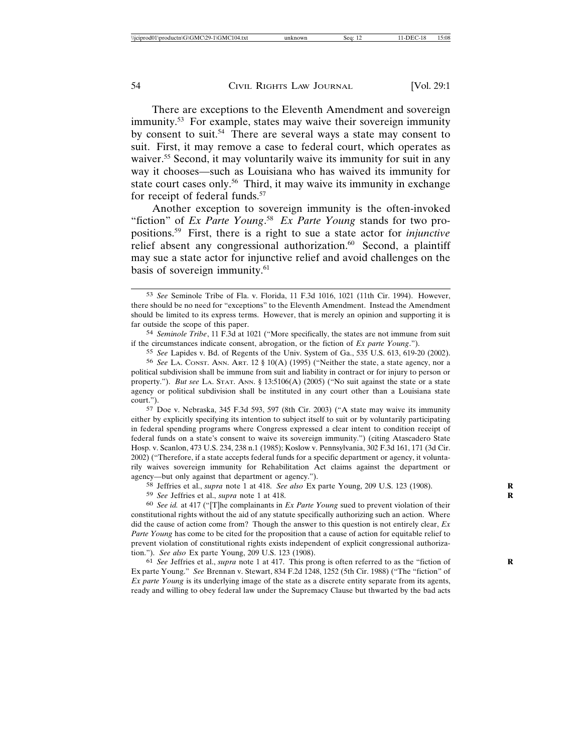There are exceptions to the Eleventh Amendment and sovereign immunity.[53] For example, states may waive their sovereign immunity by consent to suit.[54] There are several ways a state may consent to suit. First, it may remove a case to federal court, which operates as waiver.[55] Second, it may voluntarily waive its immunity for suit in any way it chooses—such as Louisiana who has waived its immunity for state court cases only.[56] Third, it may waive its immunity in exchange for receipt of federal funds.[57]

Another exception to sovereign immunity is the often-invoked "fiction" of *Ex Parte Young*.[58] *Ex Parte Young* stands for two propositions.[59] First, there is a right to sue a state actor for *injunctive* relief absent any congressional authorization.[60] Second, a plaintiff may sue a state actor for injunctive relief and avoid challenges on the basis of sovereign immunity.[61]

---

[53] *See* Seminole Tribe of Fla. v. Florida, 11 F.3d 1016, 1021 (11th Cir. 1994). However, there should be no need for "exceptions" to the Eleventh Amendment. Instead the Amendment should be limited to its express terms. However, that is merely an opinion and supporting it is far outside the scope of this paper.

[54] *Seminole Tribe*, 11 F.3d at 1021 ("More specifically, the states are not immune from suit if the circumstances indicate consent, abrogation, or the fiction of *Ex parte Young*.").

[55] *See* Lapides v. Bd. of Regents of the Univ. System of Ga., 535 U.S. 613, 619-20 (2002).

[56] *See* LA. CONST. ANN. ART. 12 § 10(A) (1995) ("Neither the state, a state agency, nor a political subdivision shall be immune from suit and liability in contract or for injury to person or property."). *But see* LA. STAT. ANN. § 13:5106(A) (2005) ("No suit against the state or a state agency or political subdivision shall be instituted in any court other than a Louisiana state court.").

[57] Doe v. Nebraska, 345 F.3d 593, 597 (8th Cir. 2003) ("A state may waive its immunity either by explicitly specifying its intention to subject itself to suit or by voluntarily participating in federal spending programs where Congress expressed a clear intent to condition receipt of federal funds on a state's consent to waive its sovereign immunity.") (citing Atascadero State Hosp. v. Scanlon, 473 U.S. 234, 238 n.1 (1985); Koslow v. Pennsylvania, 302 F.3d 161, 171 (3d Cir. 2002) ("Therefore, if a state accepts federal funds for a specific department or agency, it voluntarily waives sovereign immunity for Rehabilitation Act claims against the department or agency—but only against that department or agency.").

[58] Jeffries et al., *supra* note 1 at 418. *See also* Ex parte Young, 209 U.S. 123 (1908).

[59] *See* Jeffries et al., *supra* note 1 at 418.

[60] *See id.* at 417 ("[T]he complainants in *Ex Parte Young* sued to prevent violation of their constitutional rights without the aid of any statute specifically authorizing such an action. Where did the cause of action come from? Though the answer to this question is not entirely clear, *Ex Parte Young* has come to be cited for the proposition that a cause of action for equitable relief to prevent violation of constitutional rights exists independent of explicit congressional authorization."). *See also* Ex parte Young, 209 U.S. 123 (1908).

[61] *See* Jeffries et al., *supra* note 1 at 417. This prong is often referred to as the "fiction of Ex parte Young." *See* Brennan v. Stewart, 834 F.2d 1248, 1252 (5th Cir. 1988) ("The "fiction" of *Ex parte Young* is its underlying image of the state as a discrete entity separate from its agents, ready and willing to obey federal law under the Supremacy Clause but thwarted by the bad acts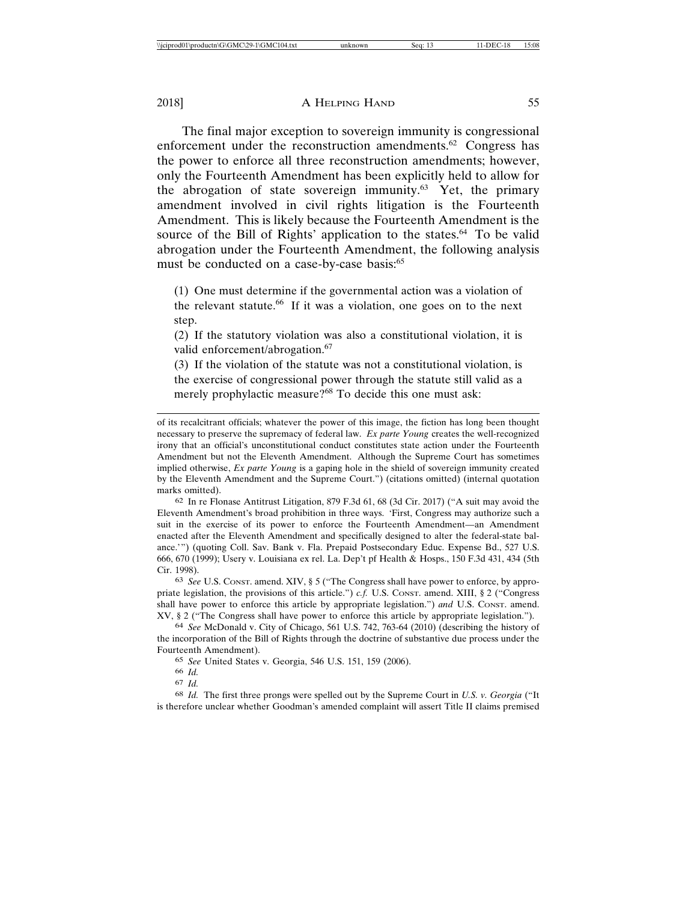The final major exception to sovereign immunity is congressional enforcement under the reconstruction amendments.[62] Congress has the power to enforce all three reconstruction amendments; however, only the Fourteenth Amendment has been explicitly held to allow for the abrogation of state sovereign immunity.[63] Yet, the primary amendment involved in civil rights litigation is the Fourteenth Amendment. This is likely because the Fourteenth Amendment is the source of the Bill of Rights' application to the states.[64] To be valid abrogation under the Fourteenth Amendment, the following analysis must be conducted on a case-by-case basis:[65]

(1) One must determine if the governmental action was a violation of the relevant statute.[66] If it was a violation, one goes on to the next step.

(2) If the statutory violation was also a constitutional violation, it is valid enforcement/abrogation.[67]

(3) If the violation of the statute was not a constitutional violation, is the exercise of congressional power through the statute still valid as a merely prophylactic measure?[68] To decide this one must ask:

---

of its recalcitrant officials; whatever the power of this image, the fiction has long been thought necessary to preserve the supremacy of federal law. *Ex parte Young* creates the well-recognized irony that an official's unconstitutional conduct constitutes state action under the Fourteenth Amendment but not the Eleventh Amendment. Although the Supreme Court has sometimes implied otherwise, *Ex parte Young* is a gaping hole in the shield of sovereign immunity created by the Eleventh Amendment and the Supreme Court.") (citations omitted) (internal quotation marks omitted).

62 In re Flonase Antitrust Litigation, 879 F.3d 61, 68 (3d Cir. 2017) ("A suit may avoid the Eleventh Amendment's broad prohibition in three ways. 'First, Congress may authorize such a suit in the exercise of its power to enforce the Fourteenth Amendment—an Amendment enacted after the Eleventh Amendment and specifically designed to alter the federal-state balance.'") (quoting Coll. Sav. Bank v. Fla. Prepaid Postsecondary Educ. Expense Bd., 527 U.S. 666, 670 (1999); Usery v. Louisiana ex rel. La. Dep't pf Health & Hosps., 150 F.3d 431, 434 (5th Cir. 1998).

63 *See* U.S. Const. amend. XIV, § 5 ("The Congress shall have power to enforce, by appropriate legislation, the provisions of this article.") *c.f.* U.S. Const. amend. XIII, § 2 ("Congress shall have power to enforce this article by appropriate legislation.") *and* U.S. Const. amend. XV, § 2 ("The Congress shall have power to enforce this article by appropriate legislation.").

64 *See* McDonald v. City of Chicago, 561 U.S. 742, 763-64 (2010) (describing the history of the incorporation of the Bill of Rights through the doctrine of substantive due process under the Fourteenth Amendment).

65 *See* United States v. Georgia, 546 U.S. 151, 159 (2006).

66 *Id.*

67 *Id.*

68 *Id.* The first three prongs were spelled out by the Supreme Court in *U.S. v. Georgia* ("It is therefore unclear whether Goodman's amended complaint will assert Title II claims premised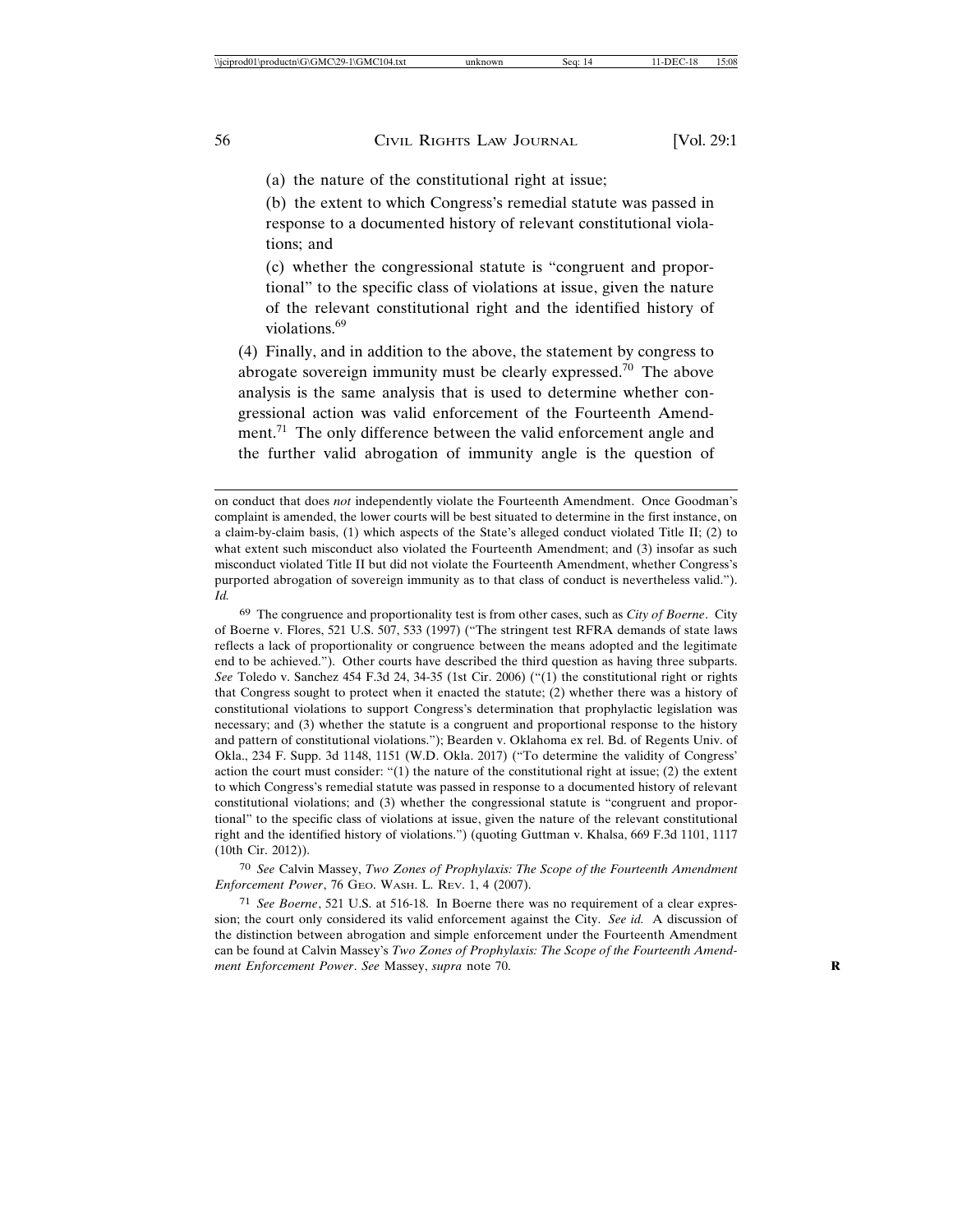(a) the nature of the constitutional right at issue;

(b) the extent to which Congress's remedial statute was passed in response to a documented history of relevant constitutional violations; and

(c) whether the congressional statute is "congruent and proportional" to the specific class of violations at issue, given the nature of the relevant constitutional right and the identified history of violations.[69]

(4) Finally, and in addition to the above, the statement by congress to abrogate sovereign immunity must be clearly expressed.[70] The above analysis is the same analysis that is used to determine whether congressional action was valid enforcement of the Fourteenth Amendment.[71] The only difference between the valid enforcement angle and the further valid abrogation of immunity angle is the question of

---

on conduct that does *not* independently violate the Fourteenth Amendment. Once Goodman's complaint is amended, the lower courts will be best situated to determine in the first instance, on a claim-by-claim basis, (1) which aspects of the State's alleged conduct violated Title II; (2) to what extent such misconduct also violated the Fourteenth Amendment; and (3) insofar as such misconduct violated Title II but did not violate the Fourteenth Amendment, whether Congress's purported abrogation of sovereign immunity as to that class of conduct is nevertheless valid."). *Id.*

69 The congruence and proportionality test is from other cases, such as *City of Boerne*. City of Boerne v. Flores, 521 U.S. 507, 533 (1997) ("The stringent test RFRA demands of state laws reflects a lack of proportionality or congruence between the means adopted and the legitimate end to be achieved."). Other courts have described the third question as having three subparts. *See* Toledo v. Sanchez 454 F.3d 24, 34-35 (1st Cir. 2006) ("(1) the constitutional right or rights that Congress sought to protect when it enacted the statute; (2) whether there was a history of constitutional violations to support Congress's determination that prophylactic legislation was necessary; and (3) whether the statute is a congruent and proportional response to the history and pattern of constitutional violations."); Bearden v. Oklahoma ex rel. Bd. of Regents Univ. of Okla., 234 F. Supp. 3d 1148, 1151 (W.D. Okla. 2017) ("To determine the validity of Congress' action the court must consider: "(1) the nature of the constitutional right at issue; (2) the extent to which Congress's remedial statute was passed in response to a documented history of relevant constitutional violations; and (3) whether the congressional statute is "congruent and proportional" to the specific class of violations at issue, given the nature of the relevant constitutional right and the identified history of violations.") (quoting Guttman v. Khalsa, 669 F.3d 1101, 1117 (10th Cir. 2012)).

70 *See* Calvin Massey, *Two Zones of Prophylaxis: The Scope of the Fourteenth Amendment Enforcement Power*, 76 GEO. WASH. L. REV. 1, 4 (2007).

71 *See Boerne*, 521 U.S. at 516-18. In Boerne there was no requirement of a clear expression; the court only considered its valid enforcement against the City. *See id.* A discussion of the distinction between abrogation and simple enforcement under the Fourteenth Amendment can be found at Calvin Massey's *Two Zones of Prophylaxis: The Scope of the Fourteenth Amendment Enforcement Power*. *See* Massey, *supra* note 70.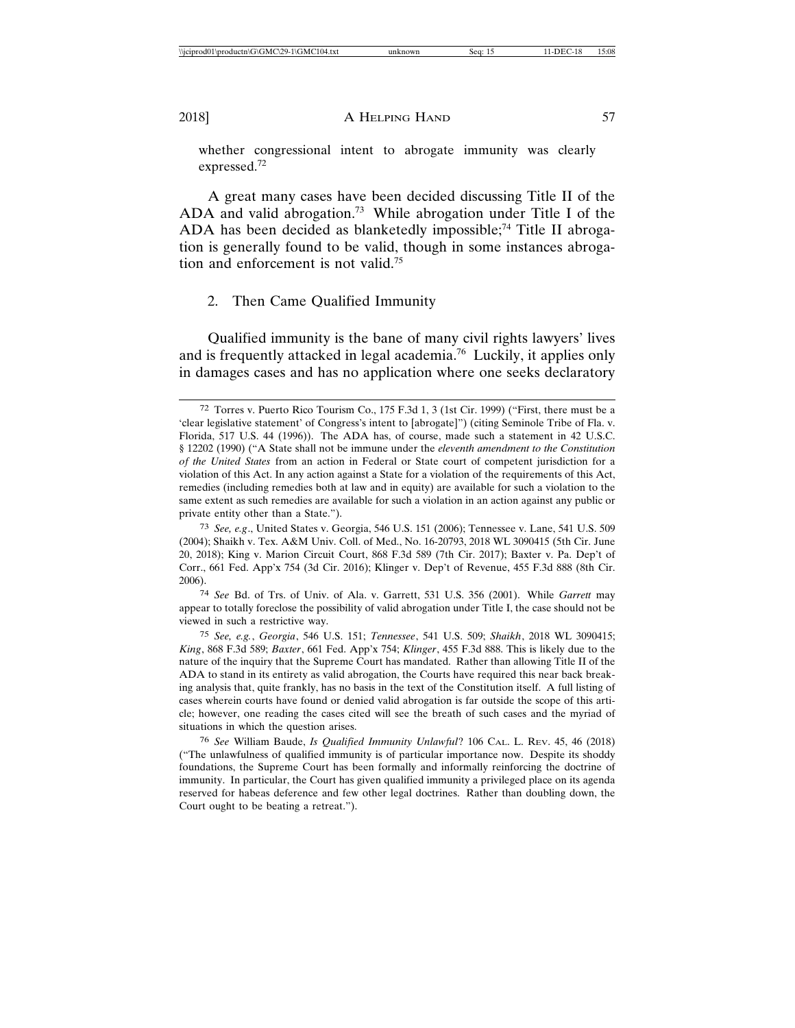whether congressional intent to abrogate immunity was clearly expressed.[72]

A great many cases have been decided discussing Title II of the ADA and valid abrogation.[73] While abrogation under Title I of the ADA has been decided as blanketedly impossible;[74] Title II abrogation is generally found to be valid, though in some instances abrogation and enforcement is not valid.[75]

### 2. Then Came Qualified Immunity

Qualified immunity is the bane of many civil rights lawyers' lives and is frequently attacked in legal academia.[76] Luckily, it applies only in damages cases and has no application where one seeks declaratory

---

[72] Torres v. Puerto Rico Tourism Co., 175 F.3d 1, 3 (1st Cir. 1999) ("First, there must be a 'clear legislative statement' of Congress's intent to [abrogate]") (citing Seminole Tribe of Fla. v. Florida, 517 U.S. 44 (1996)). The ADA has, of course, made such a statement in 42 U.S.C. § 12202 (1990) ("A State shall not be immune under the *eleventh amendment to the Constitution of the United States* from an action in Federal or State court of competent jurisdiction for a violation of this Act. In any action against a State for a violation of the requirements of this Act, remedies (including remedies both at law and in equity) are available for such a violation to the same extent as such remedies are available for such a violation in an action against any public or private entity other than a State.").

[73] *See, e.g*., United States v. Georgia, 546 U.S. 151 (2006); Tennessee v. Lane, 541 U.S. 509 (2004); Shaikh v. Tex. A&M Univ. Coll. of Med., No. 16-20793, 2018 WL 3090415 (5th Cir. June 20, 2018); King v. Marion Circuit Court, 868 F.3d 589 (7th Cir. 2017); Baxter v. Pa. Dep't of Corr., 661 Fed. App'x 754 (3d Cir. 2016); Klinger v. Dep't of Revenue, 455 F.3d 888 (8th Cir. 2006).

[74] *See* Bd. of Trs. of Univ. of Ala. v. Garrett, 531 U.S. 356 (2001). While *Garrett* may appear to totally foreclose the possibility of valid abrogation under Title I, the case should not be viewed in such a restrictive way.

[75] *See, e.g.*, *Georgia*, 546 U.S. 151; *Tennessee*, 541 U.S. 509; *Shaikh*, 2018 WL 3090415; *King*, 868 F.3d 589; *Baxter*, 661 Fed. App'x 754; *Klinger*, 455 F.3d 888. This is likely due to the nature of the inquiry that the Supreme Court has mandated. Rather than allowing Title II of the ADA to stand in its entirety as valid abrogation, the Courts have required this near back breaking analysis that, quite frankly, has no basis in the text of the Constitution itself. A full listing of cases wherein courts have found or denied valid abrogation is far outside the scope of this article; however, one reading the cases cited will see the breath of such cases and the myriad of situations in which the question arises.

[76] *See* William Baude, *Is Qualified Immunity Unlawful*? 106 CAL. L. REV. 45, 46 (2018) ("The unlawfulness of qualified immunity is of particular importance now. Despite its shoddy foundations, the Supreme Court has been formally and informally reinforcing the doctrine of immunity. In particular, the Court has given qualified immunity a privileged place on its agenda reserved for habeas deference and few other legal doctrines. Rather than doubling down, the Court ought to be beating a retreat.").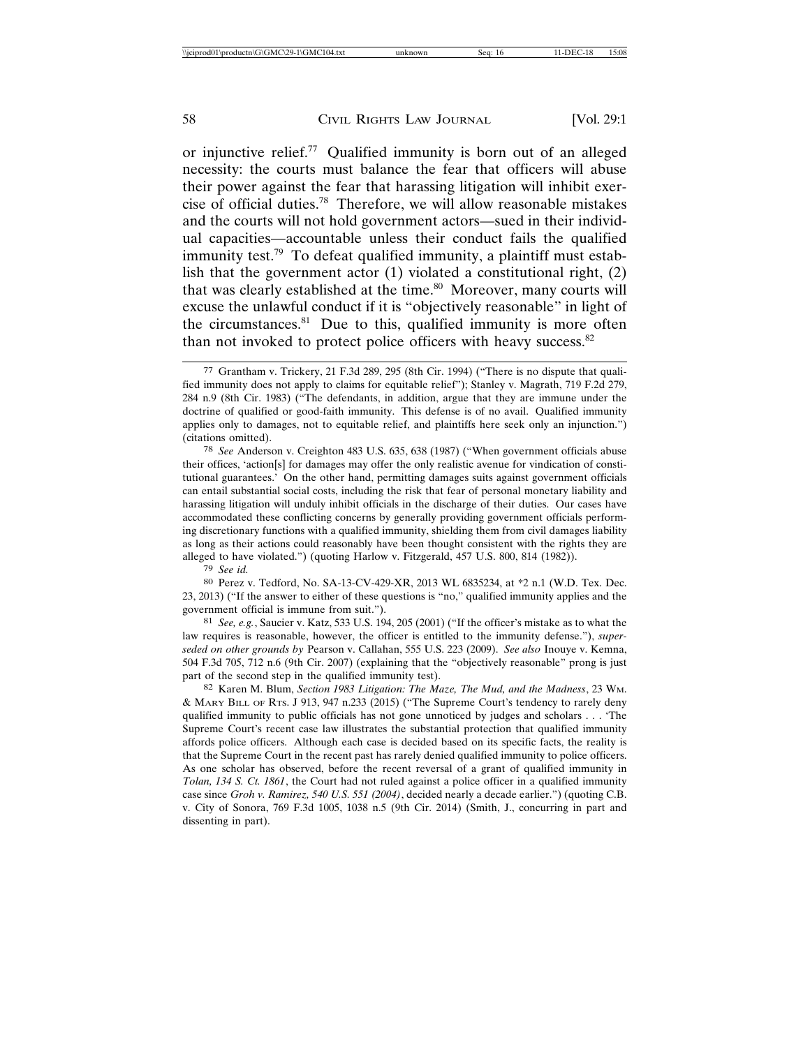or injunctive relief.[77] Qualified immunity is born out of an alleged necessity: the courts must balance the fear that officers will abuse their power against the fear that harassing litigation will inhibit exercise of official duties.[78] Therefore, we will allow reasonable mistakes and the courts will not hold government actors—sued in their individual capacities—accountable unless their conduct fails the qualified immunity test.[79] To defeat qualified immunity, a plaintiff must establish that the government actor (1) violated a constitutional right, (2) that was clearly established at the time.[80] Moreover, many courts will excuse the unlawful conduct if it is "objectively reasonable" in light of the circumstances.[81] Due to this, qualified immunity is more often than not invoked to protect police officers with heavy success.[82]

---

77 Grantham v. Trickery, 21 F.3d 289, 295 (8th Cir. 1994) ("There is no dispute that qualified immunity does not apply to claims for equitable relief"); Stanley v. Magrath, 719 F.2d 279, 284 n.9 (8th Cir. 1983) ("The defendants, in addition, argue that they are immune under the doctrine of qualified or good-faith immunity. This defense is of no avail. Qualified immunity applies only to damages, not to equitable relief, and plaintiffs here seek only an injunction.") (citations omitted).

78 *See* Anderson v. Creighton 483 U.S. 635, 638 (1987) ("When government officials abuse their offices, 'action[s] for damages may offer the only realistic avenue for vindication of constitutional guarantees.' On the other hand, permitting damages suits against government officials can entail substantial social costs, including the risk that fear of personal monetary liability and harassing litigation will unduly inhibit officials in the discharge of their duties. Our cases have accommodated these conflicting concerns by generally providing government officials performing discretionary functions with a qualified immunity, shielding them from civil damages liability as long as their actions could reasonably have been thought consistent with the rights they are alleged to have violated.") (quoting Harlow v. Fitzgerald, 457 U.S. 800, 814 (1982)).

79 *See id.*

80 Perez v. Tedford, No. SA-13-CV-429-XR, 2013 WL 6835234, at *2 n.1 (W.D. Tex. Dec. 23, 2013) ("If the answer to either of these questions is "no," qualified immunity applies and the government official is immune from suit.").

81 *See, e.g.*, Saucier v. Katz, 533 U.S. 194, 205 (2001) ("If the officer's mistake as to what the law requires is reasonable, however, the officer is entitled to the immunity defense."), *superseded on other grounds by* Pearson v. Callahan, 555 U.S. 223 (2009). *See also* Inouye v. Kemna, 504 F.3d 705, 712 n.6 (9th Cir. 2007) (explaining that the "objectively reasonable" prong is just part of the second step in the qualified immunity test).

82 Karen M. Blum, *Section 1983 Litigation: The Maze, The Mud, and the Madness*, 23 WM. & MARY BILL OF RTS. J 913, 947 n.233 (2015) ("The Supreme Court's tendency to rarely deny qualified immunity to public officials has not gone unnoticed by judges and scholars . . . 'The Supreme Court's recent case law illustrates the substantial protection that qualified immunity affords police officers. Although each case is decided based on its specific facts, the reality is that the Supreme Court in the recent past has rarely denied qualified immunity to police officers. As one scholar has observed, before the recent reversal of a grant of qualified immunity in *Tolan, 134 S. Ct. 1861*, the Court had not ruled against a police officer in a qualified immunity case since *Groh v. Ramirez, 540 U.S. 551 (2004)*, decided nearly a decade earlier.") (quoting C.B. v. City of Sonora, 769 F.3d 1005, 1038 n.5 (9th Cir. 2014) (Smith, J., concurring in part and dissenting in part).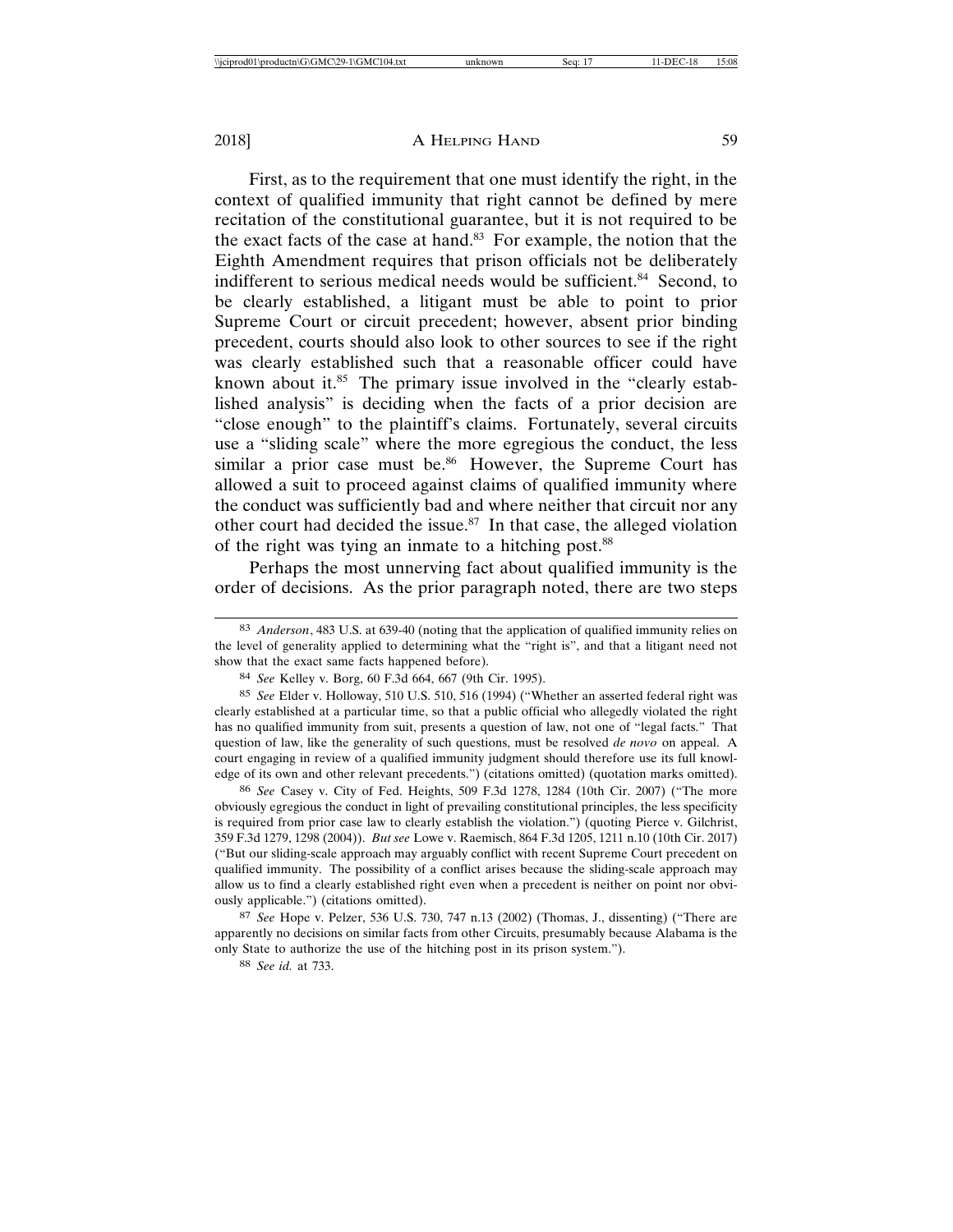First, as to the requirement that one must identify the right, in the context of qualified immunity that right cannot be defined by mere recitation of the constitutional guarantee, but it is not required to be the exact facts of the case at hand.[83] For example, the notion that the Eighth Amendment requires that prison officials not be deliberately indifferent to serious medical needs would be sufficient.[84] Second, to be clearly established, a litigant must be able to point to prior Supreme Court or circuit precedent; however, absent prior binding precedent, courts should also look to other sources to see if the right was clearly established such that a reasonable officer could have known about it.[85] The primary issue involved in the "clearly established analysis" is deciding when the facts of a prior decision are "close enough" to the plaintiff's claims. Fortunately, several circuits use a "sliding scale" where the more egregious the conduct, the less similar a prior case must be.[86] However, the Supreme Court has allowed a suit to proceed against claims of qualified immunity where the conduct was sufficiently bad and where neither that circuit nor any other court had decided the issue.[87] In that case, the alleged violation of the right was tying an inmate to a hitching post.[88]

Perhaps the most unnerving fact about qualified immunity is the order of decisions. As the prior paragraph noted, there are two steps

---

[83] *Anderson*, 483 U.S. at 639-40 (noting that the application of qualified immunity relies on the level of generality applied to determining what the "right is", and that a litigant need not show that the exact same facts happened before).

[84] *See* Kelley v. Borg, 60 F.3d 664, 667 (9th Cir. 1995).

[85] *See* Elder v. Holloway, 510 U.S. 510, 516 (1994) ("Whether an asserted federal right was clearly established at a particular time, so that a public official who allegedly violated the right has no qualified immunity from suit, presents a question of law, not one of "legal facts." That question of law, like the generality of such questions, must be resolved *de novo* on appeal. A court engaging in review of a qualified immunity judgment should therefore use its full knowledge of its own and other relevant precedents.") (citations omitted) (quotation marks omitted).

[86] *See* Casey v. City of Fed. Heights, 509 F.3d 1278, 1284 (10th Cir. 2007) ("The more obviously egregious the conduct in light of prevailing constitutional principles, the less specificity is required from prior case law to clearly establish the violation.") (quoting Pierce v. Gilchrist, 359 F.3d 1279, 1298 (2004)). *But see* Lowe v. Raemisch, 864 F.3d 1205, 1211 n.10 (10th Cir. 2017) ("But our sliding-scale approach may arguably conflict with recent Supreme Court precedent on qualified immunity. The possibility of a conflict arises because the sliding-scale approach may allow us to find a clearly established right even when a precedent is neither on point nor obviously applicable.") (citations omitted).

[87] *See* Hope v. Pelzer, 536 U.S. 730, 747 n.13 (2002) (Thomas, J., dissenting) ("There are apparently no decisions on similar facts from other Circuits, presumably because Alabama is the only State to authorize the use of the hitching post in its prison system.").

[88] *See id.* at 733.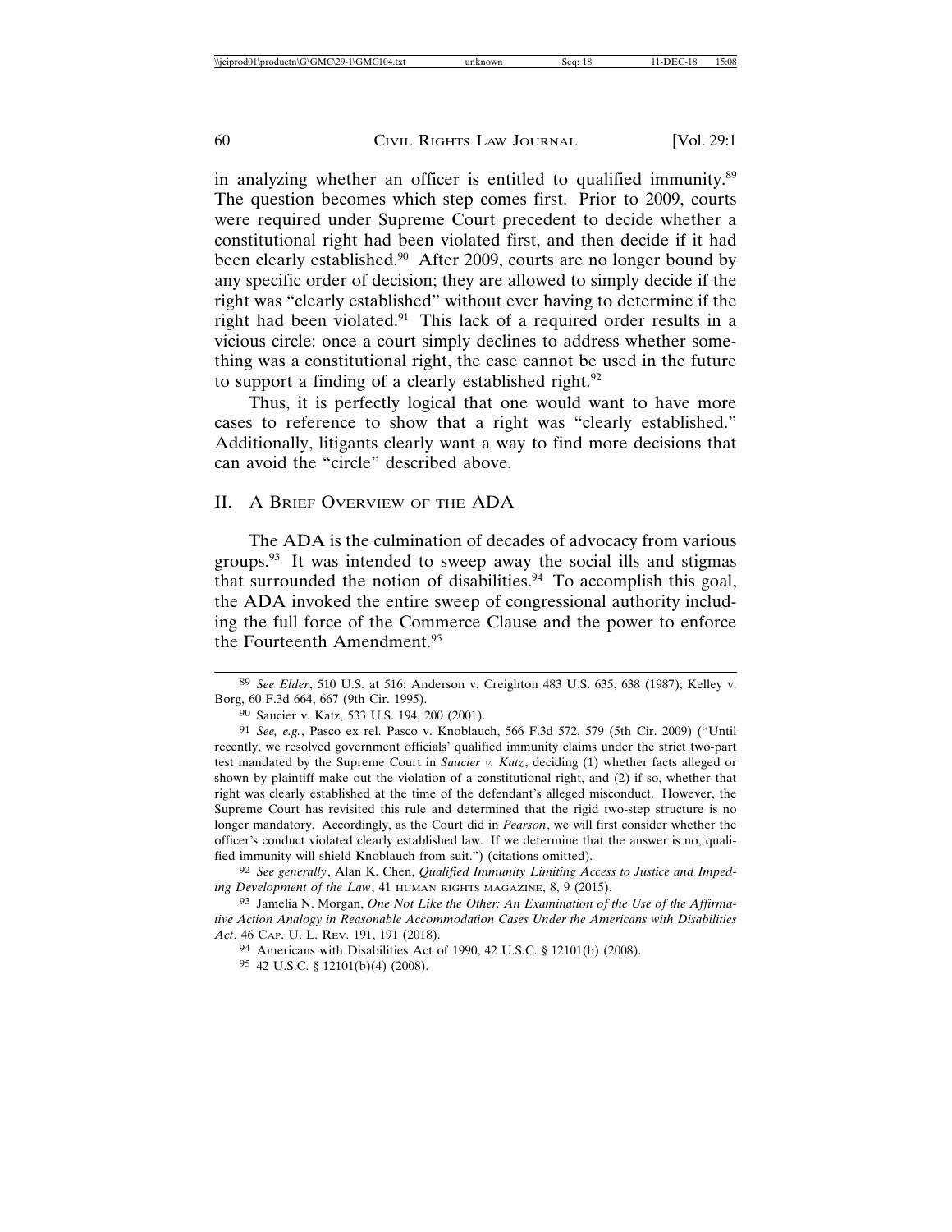in analyzing whether an officer is entitled to qualified immunity.[89] The question becomes which step comes first. Prior to 2009, courts were required under Supreme Court precedent to decide whether a constitutional right had been violated first, and then decide if it had been clearly established.[90] After 2009, courts are no longer bound by any specific order of decision; they are allowed to simply decide if the right was "clearly established" without ever having to determine if the right had been violated.[91] This lack of a required order results in a vicious circle: once a court simply declines to address whether something was a constitutional right, the case cannot be used in the future to support a finding of a clearly established right.[92]

Thus, it is perfectly logical that one would want to have more cases to reference to show that a right was "clearly established." Additionally, litigants clearly want a way to find more decisions that can avoid the "circle" described above.

## II. A Brief Overview of the ADA

The ADA is the culmination of decades of advocacy from various groups.[93] It was intended to sweep away the social ills and stigmas that surrounded the notion of disabilities.[94] To accomplish this goal, the ADA invoked the entire sweep of congressional authority including the full force of the Commerce Clause and the power to enforce the Fourteenth Amendment.[95]

---

[89] *See Elder*, 510 U.S. at 516; Anderson v. Creighton 483 U.S. 635, 638 (1987); Kelley v. Borg, 60 F.3d 664, 667 (9th Cir. 1995).

[90] Saucier v. Katz, 533 U.S. 194, 200 (2001).

[91] *See, e.g.*, Pasco ex rel. Pasco v. Knoblauch, 566 F.3d 572, 579 (5th Cir. 2009) ("Until recently, we resolved government officials' qualified immunity claims under the strict two-part test mandated by the Supreme Court in *Saucier v. Katz*, deciding (1) whether facts alleged or shown by plaintiff make out the violation of a constitutional right, and (2) if so, whether that right was clearly established at the time of the defendant's alleged misconduct. However, the Supreme Court has revisited this rule and determined that the rigid two-step structure is no longer mandatory. Accordingly, as the Court did in *Pearson*, we will first consider whether the officer's conduct violated clearly established law. If we determine that the answer is no, qualified immunity will shield Knoblauch from suit.") (citations omitted).

[92] *See generally*, Alan K. Chen, *Qualified Immunity Limiting Access to Justice and Impeding Development of the Law*, 41 Human Rights Magazine, 8, 9 (2015).

[93] Jamelia N. Morgan, *One Not Like the Other: An Examination of the Use of the Affirmative Action Analogy in Reasonable Accommodation Cases Under the Americans with Disabilities Act*, 46 Cap. U. L. Rev. 191, 191 (2018).

[94] Americans with Disabilities Act of 1990, 42 U.S.C. § 12101(b) (2008).

[95] 42 U.S.C. § 12101(b)(4) (2008).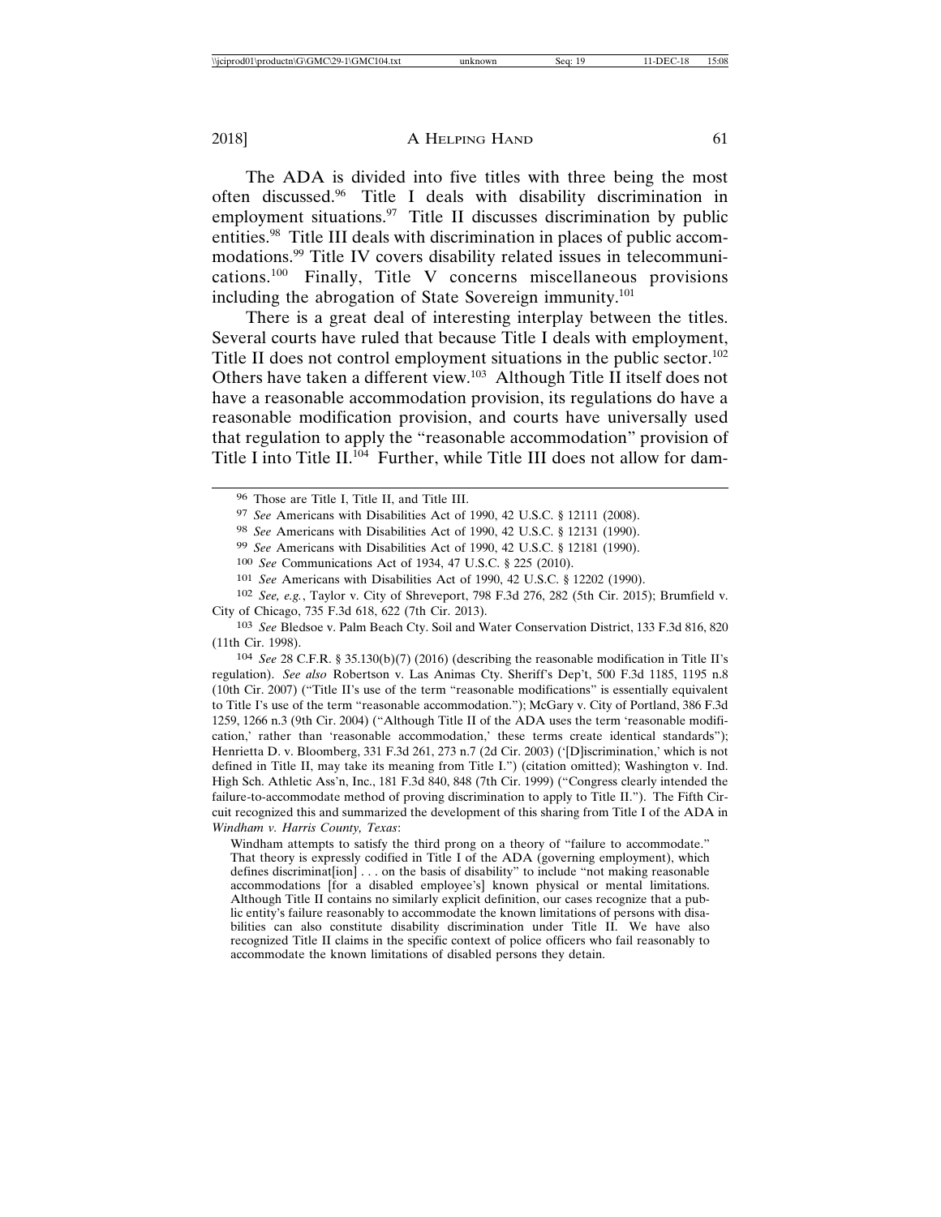The ADA is divided into five titles with three being the most often discussed.[96] Title I deals with disability discrimination in employment situations.[97] Title II discusses discrimination by public entities.[98] Title III deals with discrimination in places of public accommodations.[99] Title IV covers disability related issues in telecommunications.[100] Finally, Title V concerns miscellaneous provisions including the abrogation of State Sovereign immunity.[101]

There is a great deal of interesting interplay between the titles. Several courts have ruled that because Title I deals with employment, Title II does not control employment situations in the public sector.[102] Others have taken a different view.[103] Although Title II itself does not have a reasonable accommodation provision, its regulations do have a reasonable modification provision, and courts have universally used that regulation to apply the "reasonable accommodation" provision of Title I into Title II.[104] Further, while Title III does not allow for dam-

---

[96] Those are Title I, Title II, and Title III.

[97] *See* Americans with Disabilities Act of 1990, 42 U.S.C. § 12111 (2008).

[98] *See* Americans with Disabilities Act of 1990, 42 U.S.C. § 12131 (1990).

[99] *See* Americans with Disabilities Act of 1990, 42 U.S.C. § 12181 (1990).

[100] *See* Communications Act of 1934, 47 U.S.C. § 225 (2010).

[101] *See* Americans with Disabilities Act of 1990, 42 U.S.C. § 12202 (1990).

[102] *See, e.g.*, Taylor v. City of Shreveport, 798 F.3d 276, 282 (5th Cir. 2015); Brumfield v. City of Chicago, 735 F.3d 618, 622 (7th Cir. 2013).

[103] *See* Bledsoe v. Palm Beach Cty. Soil and Water Conservation District, 133 F.3d 816, 820 (11th Cir. 1998).

[104] *See* 28 C.F.R. § 35.130(b)(7) (2016) (describing the reasonable modification in Title II's regulation). *See also* Robertson v. Las Animas Cty. Sheriff's Dep't, 500 F.3d 1185, 1195 n.8 (10th Cir. 2007) ("Title II's use of the term "reasonable modifications" is essentially equivalent to Title I's use of the term "reasonable accommodation."); McGary v. City of Portland, 386 F.3d 1259, 1266 n.3 (9th Cir. 2004) ("Although Title II of the ADA uses the term 'reasonable modification,' rather than 'reasonable accommodation,' these terms create identical standards"); Henrietta D. v. Bloomberg, 331 F.3d 261, 273 n.7 (2d Cir. 2003) ('[D]iscrimination,' which is not defined in Title II, may take its meaning from Title I.") (citation omitted); Washington v. Ind. High Sch. Athletic Ass'n, Inc., 181 F.3d 840, 848 (7th Cir. 1999) ("Congress clearly intended the failure-to-accommodate method of proving discrimination to apply to Title II."). The Fifth Circuit recognized this and summarized the development of this sharing from Title I of the ADA in *Windham v. Harris County, Texas*:

> Windham attempts to satisfy the third prong on a theory of "failure to accommodate." That theory is expressly codified in Title I of the ADA (governing employment), which defines discriminat[ion] . . . on the basis of disability" to include "not making reasonable accommodations [for a disabled employee's] known physical or mental limitations. Although Title II contains no similarly explicit definition, our cases recognize that a public entity's failure reasonably to accommodate the known limitations of persons with disabilities can also constitute disability discrimination under Title II. We have also recognized Title II claims in the specific context of police officers who fail reasonably to accommodate the known limitations of disabled persons they detain.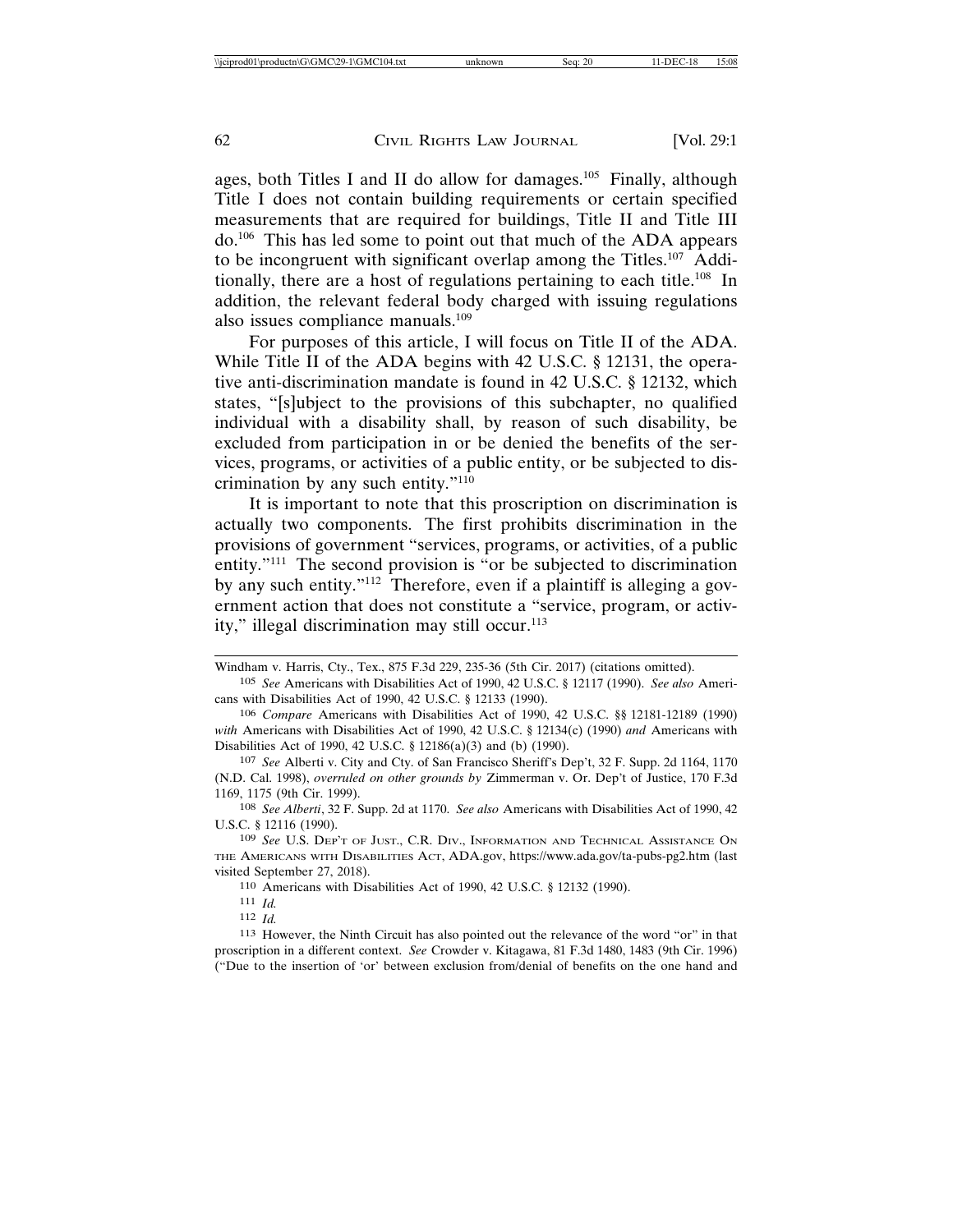ages, both Titles I and II do allow for damages.[105] Finally, although Title I does not contain building requirements or certain specified measurements that are required for buildings, Title II and Title III do.[106] This has led some to point out that much of the ADA appears to be incongruent with significant overlap among the Titles.[107] Additionally, there are a host of regulations pertaining to each title.[108] In addition, the relevant federal body charged with issuing regulations also issues compliance manuals.[109]

For purposes of this article, I will focus on Title II of the ADA. While Title II of the ADA begins with 42 U.S.C. § 12131, the operative anti-discrimination mandate is found in 42 U.S.C. § 12132, which states, "[s]ubject to the provisions of this subchapter, no qualified individual with a disability shall, by reason of such disability, be excluded from participation in or be denied the benefits of the services, programs, or activities of a public entity, or be subjected to discrimination by any such entity."[110]

It is important to note that this proscription on discrimination is actually two components. The first prohibits discrimination in the provisions of government "services, programs, or activities, of a public entity."[111] The second provision is "or be subjected to discrimination by any such entity."[112] Therefore, even if a plaintiff is alleging a government action that does not constitute a "service, program, or activity," illegal discrimination may still occur.[113]

---

Windham v. Harris, Cty., Tex., 875 F.3d 229, 235-36 (5th Cir. 2017) (citations omitted).

105 *See* Americans with Disabilities Act of 1990, 42 U.S.C. § 12117 (1990). *See also* Americans with Disabilities Act of 1990, 42 U.S.C. § 12133 (1990).

106 *Compare* Americans with Disabilities Act of 1990, 42 U.S.C. §§ 12181-12189 (1990) *with* Americans with Disabilities Act of 1990, 42 U.S.C. § 12134(c) (1990) *and* Americans with Disabilities Act of 1990, 42 U.S.C. § 12186(a)(3) and (b) (1990).

107 *See* Alberti v. City and Cty. of San Francisco Sheriff's Dep't, 32 F. Supp. 2d 1164, 1170 (N.D. Cal. 1998), *overruled on other grounds by* Zimmerman v. Or. Dep't of Justice, 170 F.3d 1169, 1175 (9th Cir. 1999).

108 *See Alberti*, 32 F. Supp. 2d at 1170. *See also* Americans with Disabilities Act of 1990, 42 U.S.C. § 12116 (1990).

109 *See* U.S. Dep't of Just., C.R. Div., Information and Technical Assistance On the Americans with Disabilities Act, ADA.gov, https://www.ada.gov/ta-pubs-pg2.htm (last visited September 27, 2018).

110 Americans with Disabilities Act of 1990, 42 U.S.C. § 12132 (1990).

111 *Id.*

112 *Id.*

113 However, the Ninth Circuit has also pointed out the relevance of the word "or" in that proscription in a different context. *See* Crowder v. Kitagawa, 81 F.3d 1480, 1483 (9th Cir. 1996) ("Due to the insertion of 'or' between exclusion from/denial of benefits on the one hand and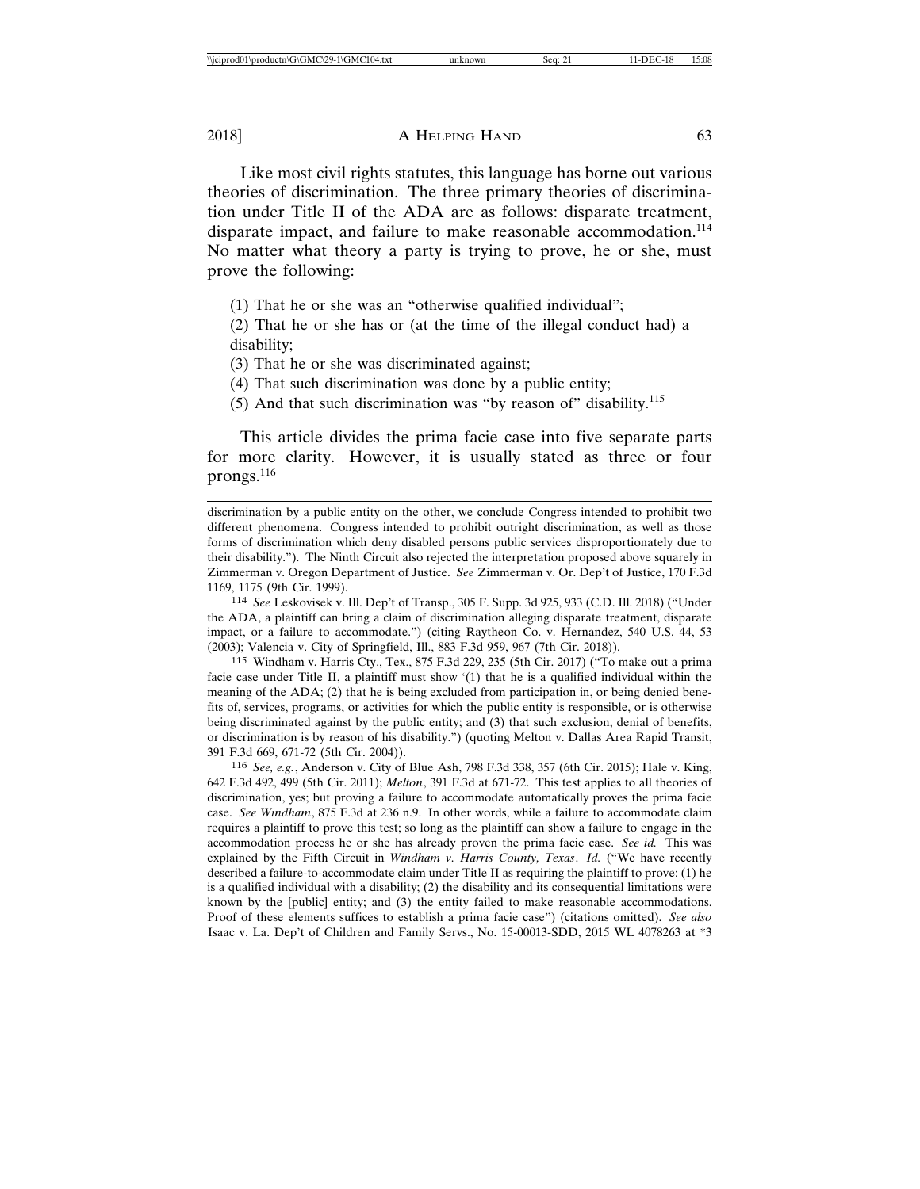Like most civil rights statutes, this language has borne out various theories of discrimination. The three primary theories of discrimination under Title II of the ADA are as follows: disparate treatment, disparate impact, and failure to make reasonable accommodation.[114] No matter what theory a party is trying to prove, he or she, must prove the following:

(1) That he or she was an "otherwise qualified individual";

(2) That he or she has or (at the time of the illegal conduct had) a disability;

(3) That he or she was discriminated against;

(4) That such discrimination was done by a public entity;

(5) And that such discrimination was "by reason of" disability.[115]

This article divides the prima facie case into five separate parts for more clarity. However, it is usually stated as three or four prongs.[116]

---

discrimination by a public entity on the other, we conclude Congress intended to prohibit two different phenomena. Congress intended to prohibit outright discrimination, as well as those forms of discrimination which deny disabled persons public services disproportionately due to their disability."). The Ninth Circuit also rejected the interpretation proposed above squarely in Zimmerman v. Oregon Department of Justice. *See* Zimmerman v. Or. Dep't of Justice, 170 F.3d 1169, 1175 (9th Cir. 1999).

114 *See* Leskovisek v. Ill. Dep't of Transp., 305 F. Supp. 3d 925, 933 (C.D. Ill. 2018) ("Under the ADA, a plaintiff can bring a claim of discrimination alleging disparate treatment, disparate impact, or a failure to accommodate.") (citing Raytheon Co. v. Hernandez, 540 U.S. 44, 53 (2003); Valencia v. City of Springfield, Ill., 883 F.3d 959, 967 (7th Cir. 2018)).

115 Windham v. Harris Cty., Tex., 875 F.3d 229, 235 (5th Cir. 2017) ("To make out a prima facie case under Title II, a plaintiff must show '(1) that he is a qualified individual within the meaning of the ADA; (2) that he is being excluded from participation in, or being denied benefits of, services, programs, or activities for which the public entity is responsible, or is otherwise being discriminated against by the public entity; and (3) that such exclusion, denial of benefits, or discrimination is by reason of his disability.") (quoting Melton v. Dallas Area Rapid Transit, 391 F.3d 669, 671-72 (5th Cir. 2004)).

116 *See, e.g.*, Anderson v. City of Blue Ash, 798 F.3d 338, 357 (6th Cir. 2015); Hale v. King, 642 F.3d 492, 499 (5th Cir. 2011); *Melton*, 391 F.3d at 671-72. This test applies to all theories of discrimination, yes; but proving a failure to accommodate automatically proves the prima facie case. *See Windham*, 875 F.3d at 236 n.9. In other words, while a failure to accommodate claim requires a plaintiff to prove this test; so long as the plaintiff can show a failure to engage in the accommodation process he or she has already proven the prima facie case. *See id.* This was explained by the Fifth Circuit in *Windham v. Harris County, Texas*. *Id.* ("We have recently described a failure-to-accommodate claim under Title II as requiring the plaintiff to prove: (1) he is a qualified individual with a disability; (2) the disability and its consequential limitations were known by the [public] entity; and (3) the entity failed to make reasonable accommodations. Proof of these elements suffices to establish a prima facie case") (citations omitted). *See also* Isaac v. La. Dep't of Children and Family Servs., No. 15-00013-SDD, 2015 WL 4078263 at *3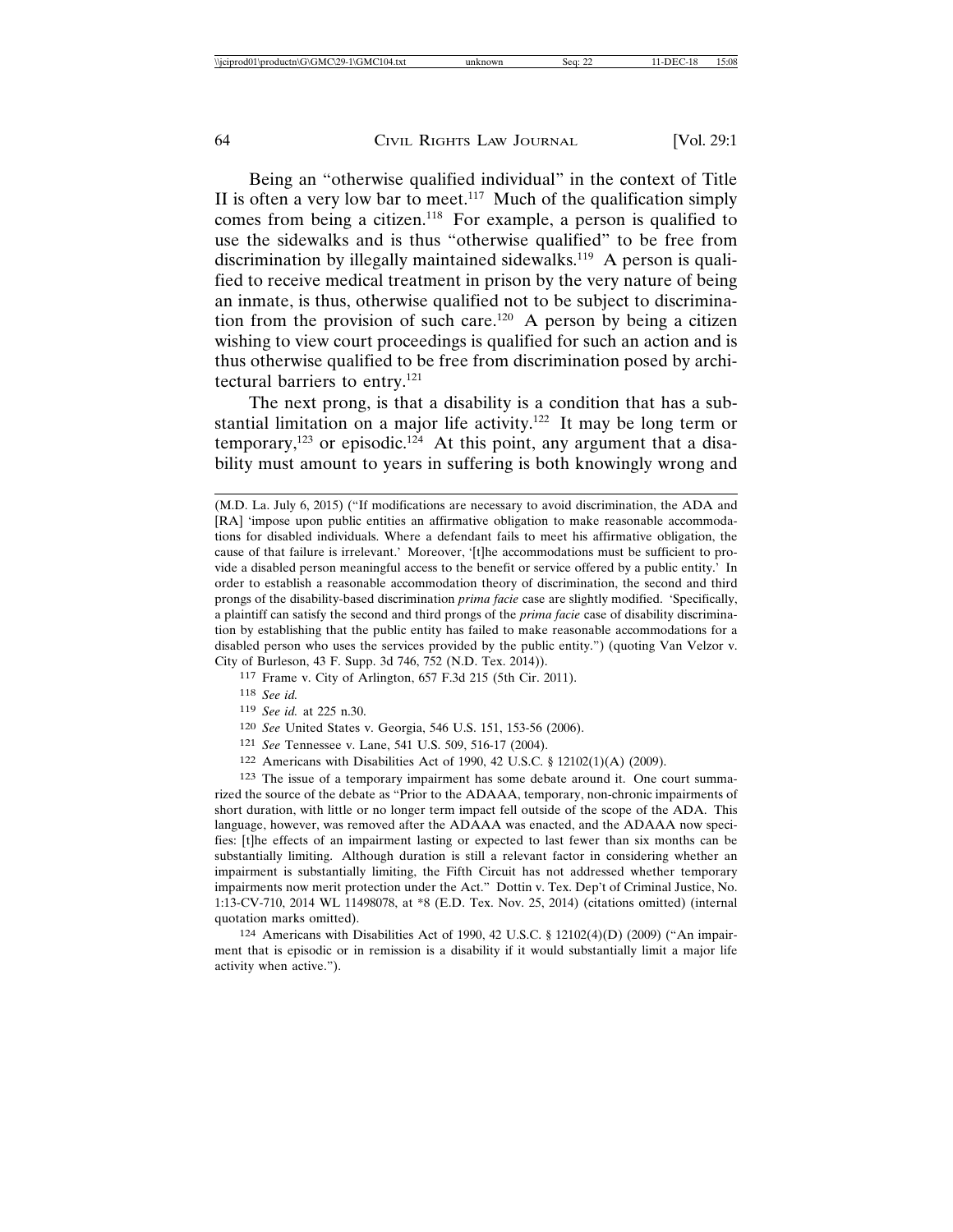Being an "otherwise qualified individual" in the context of Title II is often a very low bar to meet.[117] Much of the qualification simply comes from being a citizen.[118] For example, a person is qualified to use the sidewalks and is thus "otherwise qualified" to be free from discrimination by illegally maintained sidewalks.[119] A person is qualified to receive medical treatment in prison by the very nature of being an inmate, is thus, otherwise qualified not to be subject to discrimination from the provision of such care.[120] A person by being a citizen wishing to view court proceedings is qualified for such an action and is thus otherwise qualified to be free from discrimination posed by architectural barriers to entry.[121]

The next prong, is that a disability is a condition that has a substantial limitation on a major life activity.[122] It may be long term or temporary,[123] or episodic.[124] At this point, any argument that a disability must amount to years in suffering is both knowingly wrong and

---

(M.D. La. July 6, 2015) ("If modifications are necessary to avoid discrimination, the ADA and [RA] 'impose upon public entities an affirmative obligation to make reasonable accommodations for disabled individuals. Where a defendant fails to meet his affirmative obligation, the cause of that failure is irrelevant.' Moreover, '[t]he accommodations must be sufficient to provide a disabled person meaningful access to the benefit or service offered by a public entity.' In order to establish a reasonable accommodation theory of discrimination, the second and third prongs of the disability-based discrimination *prima facie* case are slightly modified. 'Specifically, a plaintiff can satisfy the second and third prongs of the *prima facie* case of disability discrimination by establishing that the public entity has failed to make reasonable accommodations for a disabled person who uses the services provided by the public entity.") (quoting Van Velzor v. City of Burleson, 43 F. Supp. 3d 746, 752 (N.D. Tex. 2014)).

117 Frame v. City of Arlington, 657 F.3d 215 (5th Cir. 2011).

118 *See id.*

119 *See id.* at 225 n.30.

120 *See* United States v. Georgia, 546 U.S. 151, 153-56 (2006).

121 *See* Tennessee v. Lane, 541 U.S. 509, 516-17 (2004).

122 Americans with Disabilities Act of 1990, 42 U.S.C. § 12102(1)(A) (2009).

123 The issue of a temporary impairment has some debate around it. One court summarized the source of the debate as "Prior to the ADAAA, temporary, non-chronic impairments of short duration, with little or no longer term impact fell outside of the scope of the ADA. This language, however, was removed after the ADAAA was enacted, and the ADAAA now specifies: [t]he effects of an impairment lasting or expected to last fewer than six months can be substantially limiting. Although duration is still a relevant factor in considering whether an impairment is substantially limiting, the Fifth Circuit has not addressed whether temporary impairments now merit protection under the Act." Dottin v. Tex. Dep't of Criminal Justice, No. 1:13-CV-710, 2014 WL 11498078, at *8 (E.D. Tex. Nov. 25, 2014) (citations omitted) (internal quotation marks omitted).

124 Americans with Disabilities Act of 1990, 42 U.S.C. § 12102(4)(D) (2009) ("An impairment that is episodic or in remission is a disability if it would substantially limit a major life activity when active.").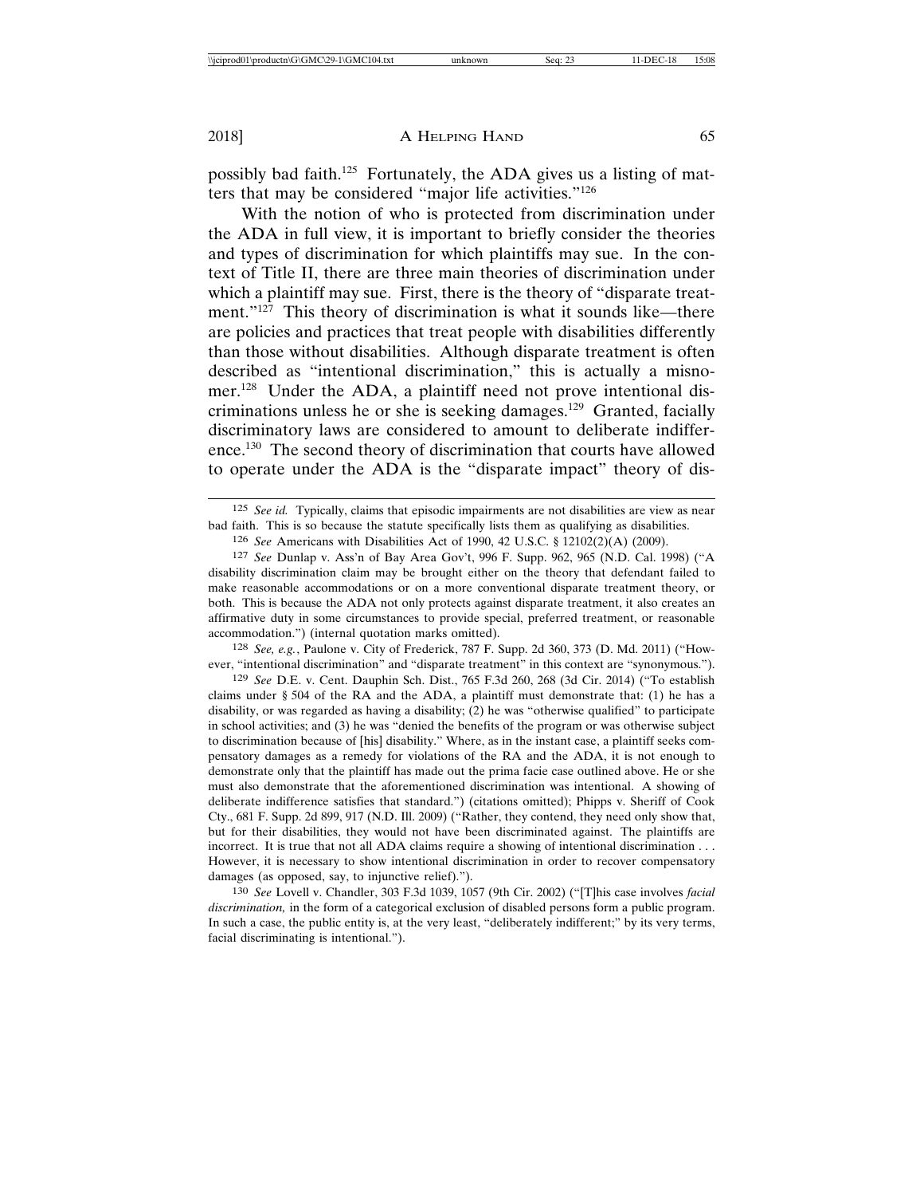possibly bad faith.[125] Fortunately, the ADA gives us a listing of matters that may be considered "major life activities."[126]

With the notion of who is protected from discrimination under the ADA in full view, it is important to briefly consider the theories and types of discrimination for which plaintiffs may sue. In the context of Title II, there are three main theories of discrimination under which a plaintiff may sue. First, there is the theory of "disparate treatment."[127] This theory of discrimination is what it sounds like—there are policies and practices that treat people with disabilities differently than those without disabilities. Although disparate treatment is often described as "intentional discrimination," this is actually a misnomer.[128] Under the ADA, a plaintiff need not prove intentional discriminations unless he or she is seeking damages.[129] Granted, facially discriminatory laws are considered to amount to deliberate indifference.[130] The second theory of discrimination that courts have allowed to operate under the ADA is the "disparate impact" theory of dis-

---

125 *See id.* Typically, claims that episodic impairments are not disabilities are view as near bad faith. This is so because the statute specifically lists them as qualifying as disabilities.

126 *See* Americans with Disabilities Act of 1990, 42 U.S.C. § 12102(2)(A) (2009).

127 *See* Dunlap v. Ass'n of Bay Area Gov't, 996 F. Supp. 962, 965 (N.D. Cal. 1998) ("A disability discrimination claim may be brought either on the theory that defendant failed to make reasonable accommodations or on a more conventional disparate treatment theory, or both. This is because the ADA not only protects against disparate treatment, it also creates an affirmative duty in some circumstances to provide special, preferred treatment, or reasonable accommodation.") (internal quotation marks omitted).

128 *See, e.g.*, Paulone v. City of Frederick, 787 F. Supp. 2d 360, 373 (D. Md. 2011) ("However, "intentional discrimination" and "disparate treatment" in this context are "synonymous.").

129 *See* D.E. v. Cent. Dauphin Sch. Dist., 765 F.3d 260, 268 (3d Cir. 2014) ("To establish claims under § 504 of the RA and the ADA, a plaintiff must demonstrate that: (1) he has a disability, or was regarded as having a disability; (2) he was "otherwise qualified" to participate in school activities; and (3) he was "denied the benefits of the program or was otherwise subject to discrimination because of [his] disability." Where, as in the instant case, a plaintiff seeks compensatory damages as a remedy for violations of the RA and the ADA, it is not enough to demonstrate only that the plaintiff has made out the prima facie case outlined above. He or she must also demonstrate that the aforementioned discrimination was intentional. A showing of deliberate indifference satisfies that standard.") (citations omitted); Phipps v. Sheriff of Cook Cty., 681 F. Supp. 2d 899, 917 (N.D. Ill. 2009) ("Rather, they contend, they need only show that, but for their disabilities, they would not have been discriminated against. The plaintiffs are incorrect. It is true that not all ADA claims require a showing of intentional discrimination . . . However, it is necessary to show intentional discrimination in order to recover compensatory damages (as opposed, say, to injunctive relief).").

130 *See* Lovell v. Chandler, 303 F.3d 1039, 1057 (9th Cir. 2002) ("[T]his case involves *facial discrimination,* in the form of a categorical exclusion of disabled persons form a public program. In such a case, the public entity is, at the very least, "deliberately indifferent;" by its very terms, facial discriminating is intentional.").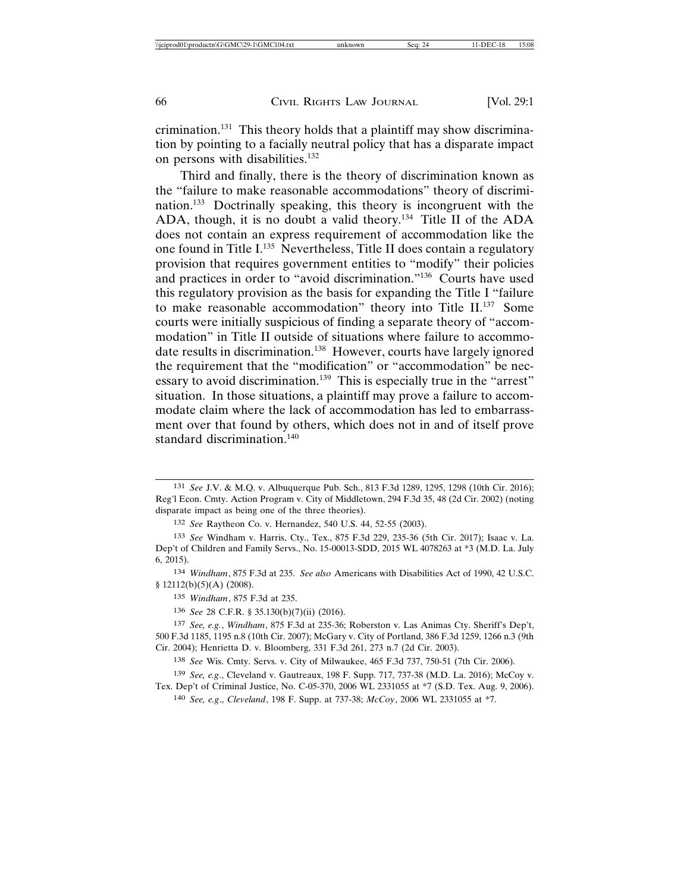crimination.[131] This theory holds that a plaintiff may show discrimination by pointing to a facially neutral policy that has a disparate impact on persons with disabilities.[132]

Third and finally, there is the theory of discrimination known as the "failure to make reasonable accommodations" theory of discrimination.[133] Doctrinally speaking, this theory is incongruent with the ADA, though, it is no doubt a valid theory.[134] Title II of the ADA does not contain an express requirement of accommodation like the one found in Title I.[135] Nevertheless, Title II does contain a regulatory provision that requires government entities to "modify" their policies and practices in order to "avoid discrimination."[136] Courts have used this regulatory provision as the basis for expanding the Title I "failure to make reasonable accommodation" theory into Title II.[137] Some courts were initially suspicious of finding a separate theory of "accommodation" in Title II outside of situations where failure to accommodate results in discrimination.[138] However, courts have largely ignored the requirement that the "modification" or "accommodation" be necessary to avoid discrimination.[139] This is especially true in the "arrest" situation. In those situations, a plaintiff may prove a failure to accommodate claim where the lack of accommodation has led to embarrassment over that found by others, which does not in and of itself prove standard discrimination.[140]

---

131 *See* J.V. & M.Q. v. Albuquerque Pub. Sch., 813 F.3d 1289, 1295, 1298 (10th Cir. 2016); Reg'l Econ. Cmty. Action Program v. City of Middletown, 294 F.3d 35, 48 (2d Cir. 2002) (noting disparate impact as being one of the three theories).

132 *See* Raytheon Co. v. Hernandez, 540 U.S. 44, 52-55 (2003).

133 *See* Windham v. Harris, Cty., Tex., 875 F.3d 229, 235-36 (5th Cir. 2017); Isaac v. La. Dep't of Children and Family Servs., No. 15-00013-SDD, 2015 WL 4078263 at *3 (M.D. La. July 6, 2015).

134 *Windham*, 875 F.3d at 235. *See also* Americans with Disabilities Act of 1990, 42 U.S.C. § 12112(b)(5)(A) (2008).

135 *Windham*, 875 F.3d at 235.

136 *See* 28 C.F.R. § 35.130(b)(7)(ii) (2016).

137 *See, e.g.*, *Windham*, 875 F.3d at 235-36; Roberston v. Las Animas Cty. Sheriff's Dep't, 500 F.3d 1185, 1195 n.8 (10th Cir. 2007); McGary v. City of Portland, 386 F.3d 1259, 1266 n.3 (9th Cir. 2004); Henrietta D. v. Bloomberg, 331 F.3d 261, 273 n.7 (2d Cir. 2003).

138 *See* Wis. Cmty. Servs. v. City of Milwaukee, 465 F.3d 737, 750-51 (7th Cir. 2006).

139 *See, e.g*., Cleveland v. Gautreaux, 198 F. Supp. 717, 737-38 (M.D. La. 2016); McCoy v. Tex. Dep't of Criminal Justice, No. C-05-370, 2006 WL 2331055 at *7 (S.D. Tex. Aug. 9, 2006).

140 *See, e.g*., *Cleveland*, 198 F. Supp. at 737-38; *McCoy*, 2006 WL 2331055 at *7.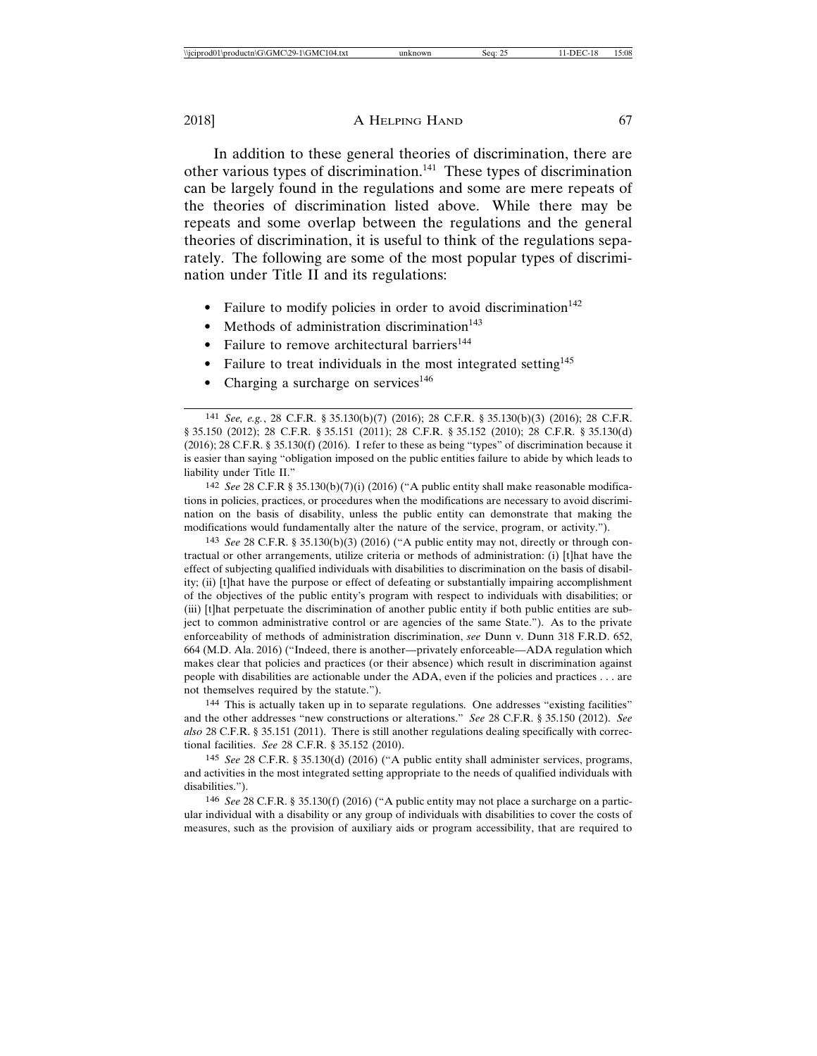In addition to these general theories of discrimination, there are other various types of discrimination.[141] These types of discrimination can be largely found in the regulations and some are mere repeats of the theories of discrimination listed above. While there may be repeats and some overlap between the regulations and the general theories of discrimination, it is useful to think of the regulations separately. The following are some of the most popular types of discrimination under Title II and its regulations:

- Failure to modify policies in order to avoid discrimination[142]
- Methods of administration discrimination[143]
- Failure to remove architectural barriers[144]
- Failure to treat individuals in the most integrated setting[145]
- Charging a surcharge on services[146]

---

[141] *See, e.g.*, 28 C.F.R. § 35.130(b)(7) (2016); 28 C.F.R. § 35.130(b)(3) (2016); 28 C.F.R. § 35.150 (2012); 28 C.F.R. § 35.151 (2011); 28 C.F.R. § 35.152 (2010); 28 C.F.R. § 35.130(d) (2016); 28 C.F.R. § 35.130(f) (2016). I refer to these as being "types" of discrimination because it is easier than saying "obligation imposed on the public entities failure to abide by which leads to liability under Title II."

[142] *See* 28 C.F.R § 35.130(b)(7)(i) (2016) ("A public entity shall make reasonable modifications in policies, practices, or procedures when the modifications are necessary to avoid discrimination on the basis of disability, unless the public entity can demonstrate that making the modifications would fundamentally alter the nature of the service, program, or activity.").

[143] *See* 28 C.F.R. § 35.130(b)(3) (2016) ("A public entity may not, directly or through contractual or other arrangements, utilize criteria or methods of administration: (i) [t]hat have the effect of subjecting qualified individuals with disabilities to discrimination on the basis of disability; (ii) [t]hat have the purpose or effect of defeating or substantially impairing accomplishment of the objectives of the public entity's program with respect to individuals with disabilities; or (iii) [t]hat perpetuate the discrimination of another public entity if both public entities are subject to common administrative control or are agencies of the same State."). As to the private enforceability of methods of administration discrimination, *see* Dunn v. Dunn 318 F.R.D. 652, 664 (M.D. Ala. 2016) ("Indeed, there is another—privately enforceable—ADA regulation which makes clear that policies and practices (or their absence) which result in discrimination against people with disabilities are actionable under the ADA, even if the policies and practices . . . are not themselves required by the statute.").

[144] This is actually taken up in to separate regulations. One addresses "existing facilities" and the other addresses "new constructions or alterations." *See* 28 C.F.R. § 35.150 (2012). *See also* 28 C.F.R. § 35.151 (2011). There is still another regulations dealing specifically with correctional facilities. *See* 28 C.F.R. § 35.152 (2010).

[145] *See* 28 C.F.R. § 35.130(d) (2016) ("A public entity shall administer services, programs, and activities in the most integrated setting appropriate to the needs of qualified individuals with disabilities.").

[146] *See* 28 C.F.R. § 35.130(f) (2016) ("A public entity may not place a surcharge on a particular individual with a disability or any group of individuals with disabilities to cover the costs of measures, such as the provision of auxiliary aids or program accessibility, that are required to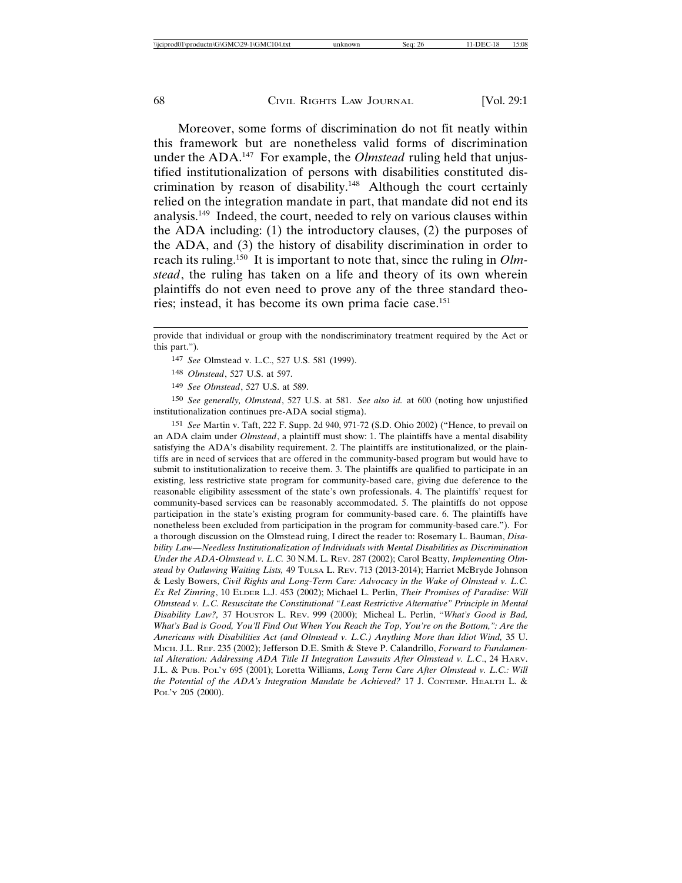Moreover, some forms of discrimination do not fit neatly within this framework but are nonetheless valid forms of discrimination under the ADA.[147] For example, the *Olmstead* ruling held that unjustified institutionalization of persons with disabilities constituted discrimination by reason of disability.[148] Although the court certainly relied on the integration mandate in part, that mandate did not end its analysis.[149] Indeed, the court, needed to rely on various clauses within the ADA including: (1) the introductory clauses, (2) the purposes of the ADA, and (3) the history of disability discrimination in order to reach its ruling.[150] It is important to note that, since the ruling in *Olmstead*, the ruling has taken on a life and theory of its own wherein plaintiffs do not even need to prove any of the three standard theories; instead, it has become its own prima facie case.[151]

---

provide that individual or group with the nondiscriminatory treatment required by the Act or this part.").

[147] *See* Olmstead v. L.C., 527 U.S. 581 (1999).

[148] *Olmstead*, 527 U.S. at 597.

[149] *See Olmstead*, 527 U.S. at 589.

[150] *See generally, Olmstead*, 527 U.S. at 581. *See also id.* at 600 (noting how unjustified institutionalization continues pre-ADA social stigma).

[151] *See* Martin v. Taft, 222 F. Supp. 2d 940, 971-72 (S.D. Ohio 2002) ("Hence, to prevail on an ADA claim under *Olmstead*, a plaintiff must show: 1. The plaintiffs have a mental disability satisfying the ADA's disability requirement. 2. The plaintiffs are institutionalized, or the plaintiffs are in need of services that are offered in the community-based program but would have to submit to institutionalization to receive them. 3. The plaintiffs are qualified to participate in an existing, less restrictive state program for community-based care, giving due deference to the reasonable eligibility assessment of the state's own professionals. 4. The plaintiffs' request for community-based services can be reasonably accommodated. 5. The plaintiffs do not oppose participation in the state's existing program for community-based care. 6. The plaintiffs have nonetheless been excluded from participation in the program for community-based care."). For a thorough discussion on the Olmstead ruing, I direct the reader to: Rosemary L. Bauman, *Disability Law—Needless Institutionalization of Individuals with Mental Disabilities as Discrimination Under the ADA-Olmstead v. L.C.* 30 N.M. L. Rev. 287 (2002); Carol Beatty, *Implementing Olmstead by Outlawing Waiting Lists,* 49 Tulsa L. Rev. 713 (2013-2014); Harriet McBryde Johnson & Lesly Bowers, *Civil Rights and Long-Term Care: Advocacy in the Wake of Olmstead v. L.C. Ex Rel Zimring*, 10 Elder L.J. 453 (2002); Michael L. Perlin, *Their Promises of Paradise: Will Olmstead v. L.C. Resuscitate the Constitutional "Least Restrictive Alternative" Principle in Mental Disability Law?,* 37 Houston L. Rev. 999 (2000); Micheal L. Perlin, "*What's Good is Bad, What's Bad is Good, You'll Find Out When You Reach the Top, You're on the Bottom,": Are the Americans with Disabilities Act (and Olmstead v. L.C.) Anything More than Idiot Wind,* 35 U. Mich. J.L. Ref. 235 (2002); Jefferson D.E. Smith & Steve P. Calandrillo, *Forward to Fundamental Alteration: Addressing ADA Title II Integration Lawsuits After Olmstead v. L.C.*, 24 Harv. J.L. & Pub. Pol'y 695 (2001); Loretta Williams, *Long Term Care After Olmstead v. L.C.: Will the Potential of the ADA's Integration Mandate be Achieved?* 17 J. Contemp. Health L. & Pol'y 205 (2000).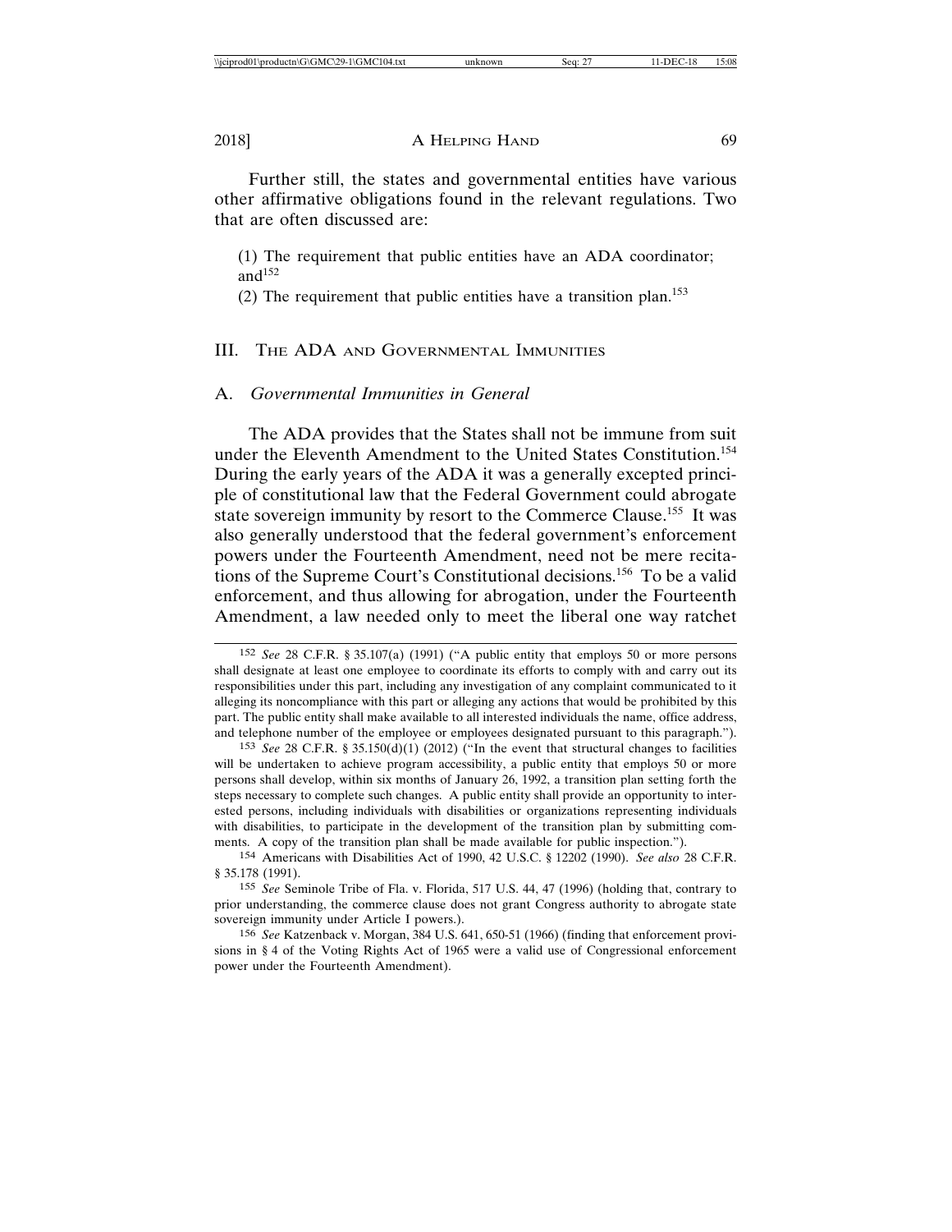Further still, the states and governmental entities have various other affirmative obligations found in the relevant regulations. Two that are often discussed are:

(1) The requirement that public entities have an ADA coordinator; and[152]

(2) The requirement that public entities have a transition plan.[153]

## III. The ADA and Governmental Immunities

### A. *Governmental Immunities in General*

The ADA provides that the States shall not be immune from suit under the Eleventh Amendment to the United States Constitution.[154] During the early years of the ADA it was a generally excepted principle of constitutional law that the Federal Government could abrogate state sovereign immunity by resort to the Commerce Clause.[155] It was also generally understood that the federal government's enforcement powers under the Fourteenth Amendment, need not be mere recitations of the Supreme Court's Constitutional decisions.[156] To be a valid enforcement, and thus allowing for abrogation, under the Fourteenth Amendment, a law needed only to meet the liberal one way ratchet

---

152 *See* 28 C.F.R. § 35.107(a) (1991) ("A public entity that employs 50 or more persons shall designate at least one employee to coordinate its efforts to comply with and carry out its responsibilities under this part, including any investigation of any complaint communicated to it alleging its noncompliance with this part or alleging any actions that would be prohibited by this part. The public entity shall make available to all interested individuals the name, office address, and telephone number of the employee or employees designated pursuant to this paragraph.").

153 *See* 28 C.F.R. § 35.150(d)(1) (2012) ("In the event that structural changes to facilities will be undertaken to achieve program accessibility, a public entity that employs 50 or more persons shall develop, within six months of January 26, 1992, a transition plan setting forth the steps necessary to complete such changes. A public entity shall provide an opportunity to interested persons, including individuals with disabilities or organizations representing individuals with disabilities, to participate in the development of the transition plan by submitting comments. A copy of the transition plan shall be made available for public inspection.").

154 Americans with Disabilities Act of 1990, 42 U.S.C. § 12202 (1990). *See also* 28 C.F.R. § 35.178 (1991).

155 *See* Seminole Tribe of Fla. v. Florida, 517 U.S. 44, 47 (1996) (holding that, contrary to prior understanding, the commerce clause does not grant Congress authority to abrogate state sovereign immunity under Article I powers.).

156 *See* Katzenback v. Morgan, 384 U.S. 641, 650-51 (1966) (finding that enforcement provisions in § 4 of the Voting Rights Act of 1965 were a valid use of Congressional enforcement power under the Fourteenth Amendment).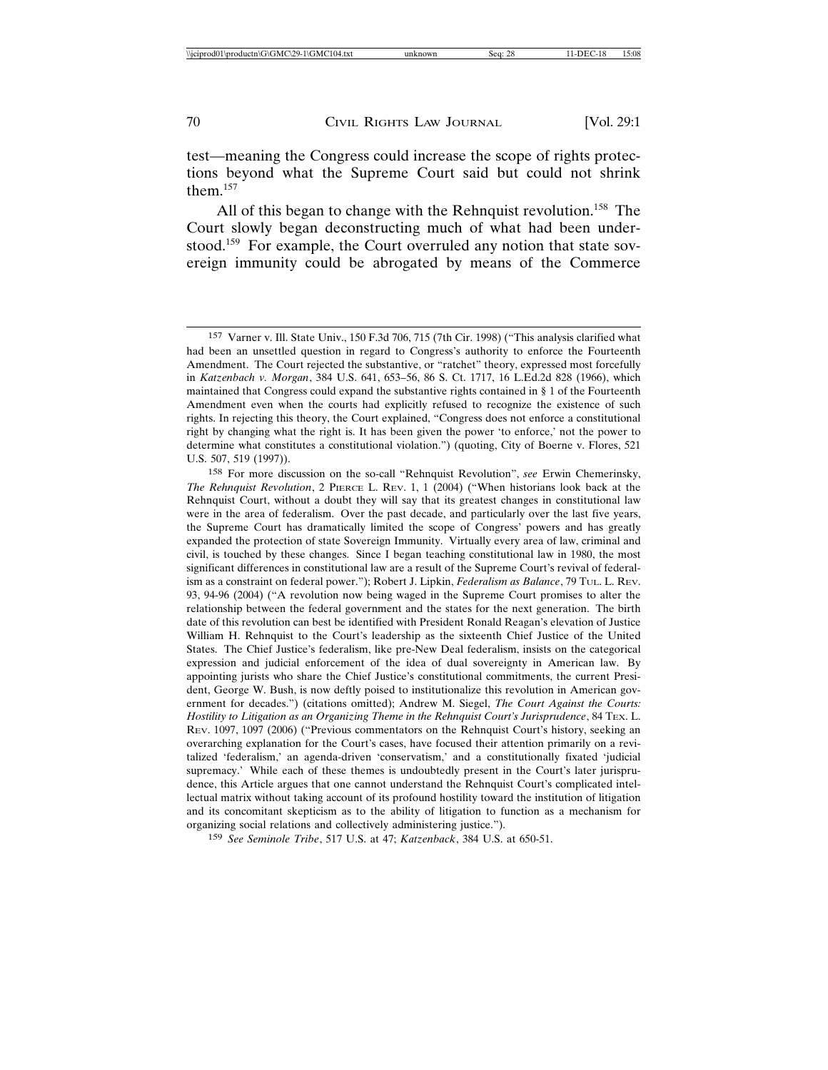test—meaning the Congress could increase the scope of rights protections beyond what the Supreme Court said but could not shrink them.[157]

All of this began to change with the Rehnquist revolution.[158] The Court slowly began deconstructing much of what had been understood.[159] For example, the Court overruled any notion that state sovereign immunity could be abrogated by means of the Commerce

---

157 Varner v. Ill. State Univ., 150 F.3d 706, 715 (7th Cir. 1998) ("This analysis clarified what had been an unsettled question in regard to Congress's authority to enforce the Fourteenth Amendment. The Court rejected the substantive, or "ratchet" theory, expressed most forcefully in *Katzenbach v. Morgan*, 384 U.S. 641, 653–56, 86 S. Ct. 1717, 16 L.Ed.2d 828 (1966), which maintained that Congress could expand the substantive rights contained in § 1 of the Fourteenth Amendment even when the courts had explicitly refused to recognize the existence of such rights. In rejecting this theory, the Court explained, "Congress does not enforce a constitutional right by changing what the right is. It has been given the power 'to enforce,' not the power to determine what constitutes a constitutional violation.") (quoting, City of Boerne v. Flores, 521 U.S. 507, 519 (1997)).

158 For more discussion on the so-call "Rehnquist Revolution", *see* Erwin Chemerinsky, *The Rehnquist Revolution*, 2 PIERCE L. REV. 1, 1 (2004) ("When historians look back at the Rehnquist Court, without a doubt they will say that its greatest changes in constitutional law were in the area of federalism. Over the past decade, and particularly over the last five years, the Supreme Court has dramatically limited the scope of Congress' powers and has greatly expanded the protection of state Sovereign Immunity. Virtually every area of law, criminal and civil, is touched by these changes. Since I began teaching constitutional law in 1980, the most significant differences in constitutional law are a result of the Supreme Court's revival of federalism as a constraint on federal power."); Robert J. Lipkin, *Federalism as Balance*, 79 TUL. L. REV. 93, 94-96 (2004) ("A revolution now being waged in the Supreme Court promises to alter the relationship between the federal government and the states for the next generation. The birth date of this revolution can best be identified with President Ronald Reagan's elevation of Justice William H. Rehnquist to the Court's leadership as the sixteenth Chief Justice of the United States. The Chief Justice's federalism, like pre-New Deal federalism, insists on the categorical expression and judicial enforcement of the idea of dual sovereignty in American law. By appointing jurists who share the Chief Justice's constitutional commitments, the current President, George W. Bush, is now deftly poised to institutionalize this revolution in American government for decades.") (citations omitted); Andrew M. Siegel, *The Court Against the Courts: Hostility to Litigation as an Organizing Theme in the Rehnquist Court's Jurisprudence*, 84 TEX. L. REV. 1097, 1097 (2006) ("Previous commentators on the Rehnquist Court's history, seeking an overarching explanation for the Court's cases, have focused their attention primarily on a revitalized 'federalism,' an agenda-driven 'conservatism,' and a constitutionally fixated 'judicial supremacy.' While each of these themes is undoubtedly present in the Court's later jurisprudence, this Article argues that one cannot understand the Rehnquist Court's complicated intellectual matrix without taking account of its profound hostility toward the institution of litigation and its concomitant skepticism as to the ability of litigation to function as a mechanism for organizing social relations and collectively administering justice.").

159 *See Seminole Tribe*, 517 U.S. at 47; *Katzenback*, 384 U.S. at 650-51.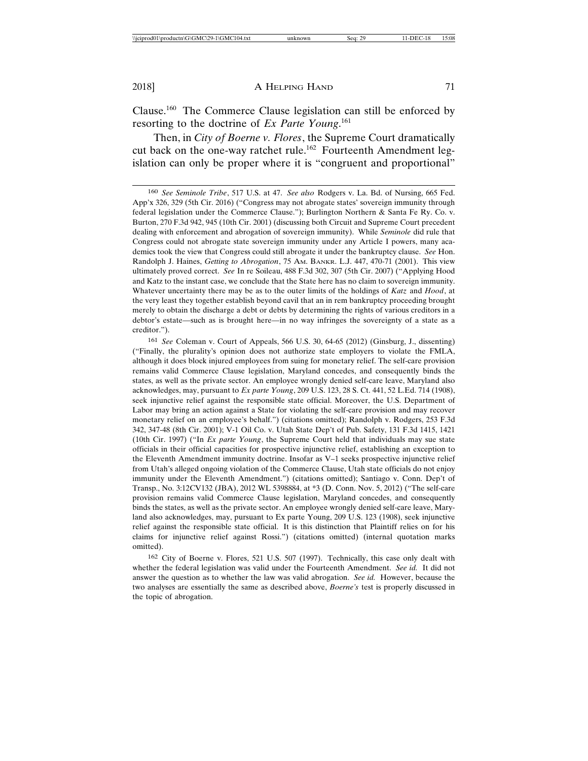Clause.[160] The Commerce Clause legislation can still be enforced by resorting to the doctrine of *Ex Parte Young*.[161]

Then, in *City of Boerne v. Flores*, the Supreme Court dramatically cut back on the one-way ratchet rule.[162] Fourteenth Amendment legislation can only be proper where it is "congruent and proportional"

---

160 *See Seminole Tribe*, 517 U.S. at 47. *See also* Rodgers v. La. Bd. of Nursing, 665 Fed. App'x 326, 329 (5th Cir. 2016) ("Congress may not abrogate states' sovereign immunity through federal legislation under the Commerce Clause."); Burlington Northern & Santa Fe Ry. Co. v. Burton, 270 F.3d 942, 945 (10th Cir. 2001) (discussing both Circuit and Supreme Court precedent dealing with enforcement and abrogation of sovereign immunity). While *Seminole* did rule that Congress could not abrogate state sovereign immunity under any Article I powers, many academics took the view that Congress could still abrogate it under the bankruptcy clause. *See* Hon. Randolph J. Haines, *Getting to Abrogation*, 75 Am. Bankr. L.J. 447, 470-71 (2001). This view ultimately proved correct. *See* In re Soileau, 488 F.3d 302, 307 (5th Cir. 2007) ("Applying Hood and Katz to the instant case, we conclude that the State here has no claim to sovereign immunity. Whatever uncertainty there may be as to the outer limits of the holdings of *Katz* and *Hood*, at the very least they together establish beyond cavil that an in rem bankruptcy proceeding brought merely to obtain the discharge a debt or debts by determining the rights of various creditors in a debtor's estate—such as is brought here—in no way infringes the sovereignty of a state as a creditor.").

161 *See* Coleman v. Court of Appeals, 566 U.S. 30, 64-65 (2012) (Ginsburg, J., dissenting) ("Finally, the plurality's opinion does not authorize state employers to violate the FMLA, although it does block injured employees from suing for monetary relief. The self-care provision remains valid Commerce Clause legislation, Maryland concedes, and consequently binds the states, as well as the private sector. An employee wrongly denied self-care leave, Maryland also acknowledges, may, pursuant to *Ex parte Young*, 209 U.S. 123, 28 S. Ct. 441, 52 L.Ed. 714 (1908), seek injunctive relief against the responsible state official. Moreover, the U.S. Department of Labor may bring an action against a State for violating the self-care provision and may recover monetary relief on an employee's behalf.") (citations omitted); Randolph v. Rodgers, 253 F.3d 342, 347-48 (8th Cir. 2001); V-1 Oil Co. v. Utah State Dep't of Pub. Safety, 131 F.3d 1415, 1421 (10th Cir. 1997) ("In *Ex parte Young*, the Supreme Court held that individuals may sue state officials in their official capacities for prospective injunctive relief, establishing an exception to the Eleventh Amendment immunity doctrine. Insofar as V–1 seeks prospective injunctive relief from Utah's alleged ongoing violation of the Commerce Clause, Utah state officials do not enjoy immunity under the Eleventh Amendment.") (citations omitted); Santiago v. Conn. Dep't of Transp., No. 3:12CV132 (JBA), 2012 WL 5398884, at *3 (D. Conn. Nov. 5, 2012) ("The self-care provision remains valid Commerce Clause legislation, Maryland concedes, and consequently binds the states, as well as the private sector. An employee wrongly denied self-care leave, Maryland also acknowledges, may, pursuant to Ex parte Young, 209 U.S. 123 (1908), seek injunctive relief against the responsible state official. It is this distinction that Plaintiff relies on for his claims for injunctive relief against Rossi.") (citations omitted) (internal quotation marks omitted).

162 City of Boerne v. Flores, 521 U.S. 507 (1997). Technically, this case only dealt with whether the federal legislation was valid under the Fourteenth Amendment. *See id.* It did not answer the question as to whether the law was valid abrogation. *See id.* However, because the two analyses are essentially the same as described above, *Boerne's* test is properly discussed in the topic of abrogation.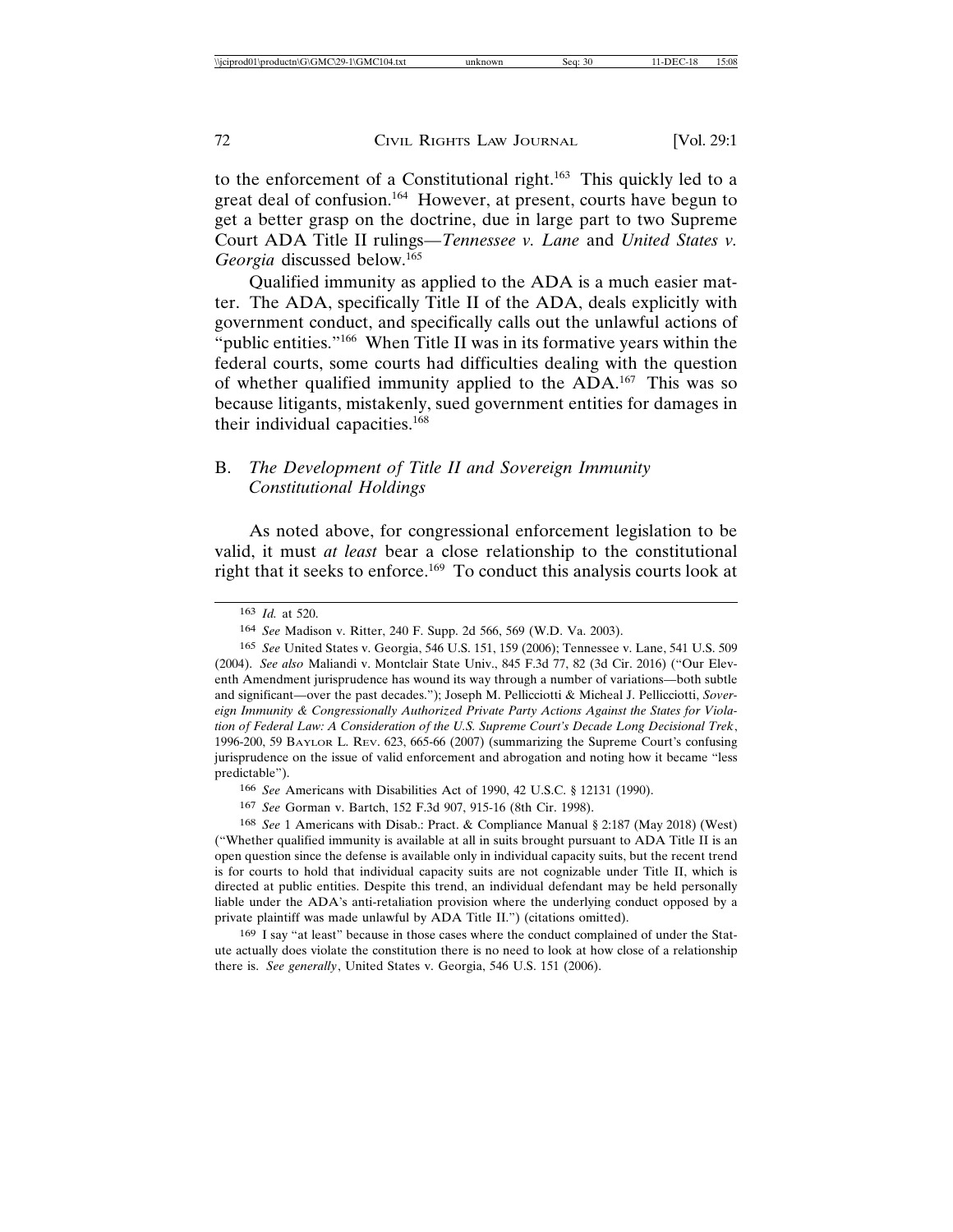to the enforcement of a Constitutional right.[163] This quickly led to a great deal of confusion.[164] However, at present, courts have begun to get a better grasp on the doctrine, due in large part to two Supreme Court ADA Title II rulings—*Tennessee v. Lane* and *United States v. Georgia* discussed below.[165]

Qualified immunity as applied to the ADA is a much easier matter. The ADA, specifically Title II of the ADA, deals explicitly with government conduct, and specifically calls out the unlawful actions of "public entities."[166] When Title II was in its formative years within the federal courts, some courts had difficulties dealing with the question of whether qualified immunity applied to the ADA.[167] This was so because litigants, mistakenly, sued government entities for damages in their individual capacities.[168]

## B. *The Development of Title II and Sovereign Immunity Constitutional Holdings*

As noted above, for congressional enforcement legislation to be valid, it must *at least* bear a close relationship to the constitutional right that it seeks to enforce.[169] To conduct this analysis courts look at

---

163 *Id.* at 520.

164 *See* Madison v. Ritter, 240 F. Supp. 2d 566, 569 (W.D. Va. 2003).

165 *See* United States v. Georgia, 546 U.S. 151, 159 (2006); Tennessee v. Lane, 541 U.S. 509 (2004). *See also* Maliandi v. Montclair State Univ., 845 F.3d 77, 82 (3d Cir. 2016) ("Our Eleventh Amendment jurisprudence has wound its way through a number of variations—both subtle and significant—over the past decades."); Joseph M. Pellicciotti & Micheal J. Pellicciotti, *Sovereign Immunity & Congressionally Authorized Private Party Actions Against the States for Violation of Federal Law: A Consideration of the U.S. Supreme Court's Decade Long Decisional Trek*, 1996-200, 59 BAYLOR L. REV. 623, 665-66 (2007) (summarizing the Supreme Court's confusing jurisprudence on the issue of valid enforcement and abrogation and noting how it became "less predictable").

166 *See* Americans with Disabilities Act of 1990, 42 U.S.C. § 12131 (1990).

167 *See* Gorman v. Bartch, 152 F.3d 907, 915-16 (8th Cir. 1998).

168 *See* 1 Americans with Disab.: Pract. & Compliance Manual § 2:187 (May 2018) (West) ("Whether qualified immunity is available at all in suits brought pursuant to ADA Title II is an open question since the defense is available only in individual capacity suits, but the recent trend is for courts to hold that individual capacity suits are not cognizable under Title II, which is directed at public entities. Despite this trend, an individual defendant may be held personally liable under the ADA's anti-retaliation provision where the underlying conduct opposed by a private plaintiff was made unlawful by ADA Title II.") (citations omitted).

169 I say "at least" because in those cases where the conduct complained of under the Statute actually does violate the constitution there is no need to look at how close of a relationship there is. *See generally*, United States v. Georgia, 546 U.S. 151 (2006).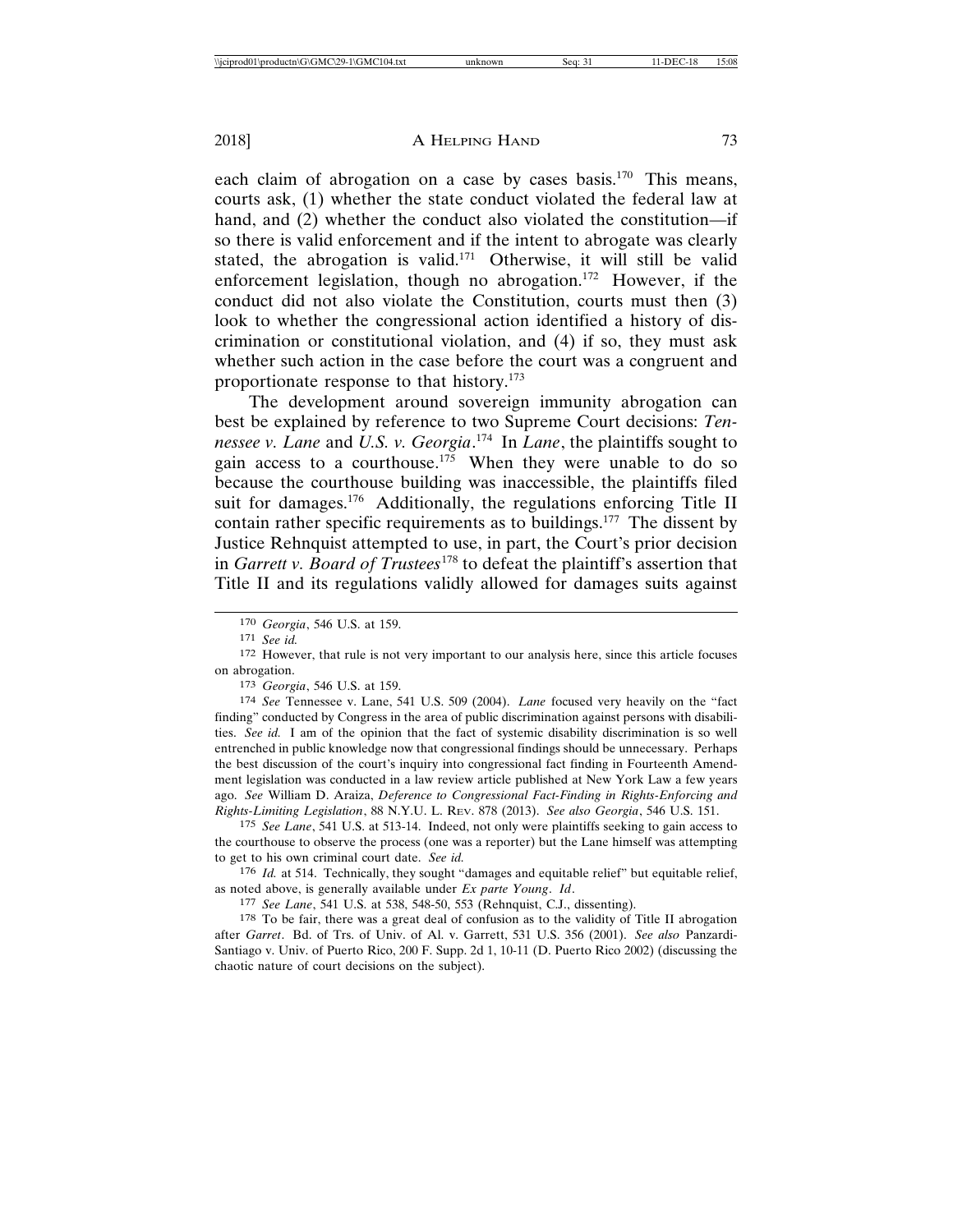each claim of abrogation on a case by cases basis.[170] This means, courts ask, (1) whether the state conduct violated the federal law at hand, and (2) whether the conduct also violated the constitution—if so there is valid enforcement and if the intent to abrogate was clearly stated, the abrogation is valid.[171] Otherwise, it will still be valid enforcement legislation, though no abrogation.[172] However, if the conduct did not also violate the Constitution, courts must then (3) look to whether the congressional action identified a history of discrimination or constitutional violation, and (4) if so, they must ask whether such action in the case before the court was a congruent and proportionate response to that history.[173]

The development around sovereign immunity abrogation can best be explained by reference to two Supreme Court decisions: *Tennessee v. Lane* and *U.S. v. Georgia*.[174] In *Lane*, the plaintiffs sought to gain access to a courthouse.[175] When they were unable to do so because the courthouse building was inaccessible, the plaintiffs filed suit for damages.[176] Additionally, the regulations enforcing Title II contain rather specific requirements as to buildings.[177] The dissent by Justice Rehnquist attempted to use, in part, the Court's prior decision in *Garrett v. Board of Trustees*[178] to defeat the plaintiff's assertion that Title II and its regulations validly allowed for damages suits against

---

170 *Georgia*, 546 U.S. at 159.

171 *See id.*

172 However, that rule is not very important to our analysis here, since this article focuses on abrogation.

173 *Georgia*, 546 U.S. at 159.

174 *See* Tennessee v. Lane, 541 U.S. 509 (2004). *Lane* focused very heavily on the "fact finding" conducted by Congress in the area of public discrimination against persons with disabilities. *See id.* I am of the opinion that the fact of systemic disability discrimination is so well entrenched in public knowledge now that congressional findings should be unnecessary. Perhaps the best discussion of the court's inquiry into congressional fact finding in Fourteenth Amendment legislation was conducted in a law review article published at New York Law a few years ago. *See* William D. Araiza, *Deference to Congressional Fact-Finding in Rights-Enforcing and Rights-Limiting Legislation*, 88 N.Y.U. L. Rev. 878 (2013). *See also Georgia*, 546 U.S. 151.

175 *See Lane*, 541 U.S. at 513-14. Indeed, not only were plaintiffs seeking to gain access to the courthouse to observe the process (one was a reporter) but the Lane himself was attempting to get to his own criminal court date. *See id.*

176 *Id.* at 514. Technically, they sought "damages and equitable relief" but equitable relief, as noted above, is generally available under *Ex parte Young*. *Id*.

177 *See Lane*, 541 U.S. at 538, 548-50, 553 (Rehnquist, C.J., dissenting).

178 To be fair, there was a great deal of confusion as to the validity of Title II abrogation after *Garret*. Bd. of Trs. of Univ. of Al. v. Garrett, 531 U.S. 356 (2001). *See also* Panzardi-Santiago v. Univ. of Puerto Rico, 200 F. Supp. 2d 1, 10-11 (D. Puerto Rico 2002) (discussing the chaotic nature of court decisions on the subject).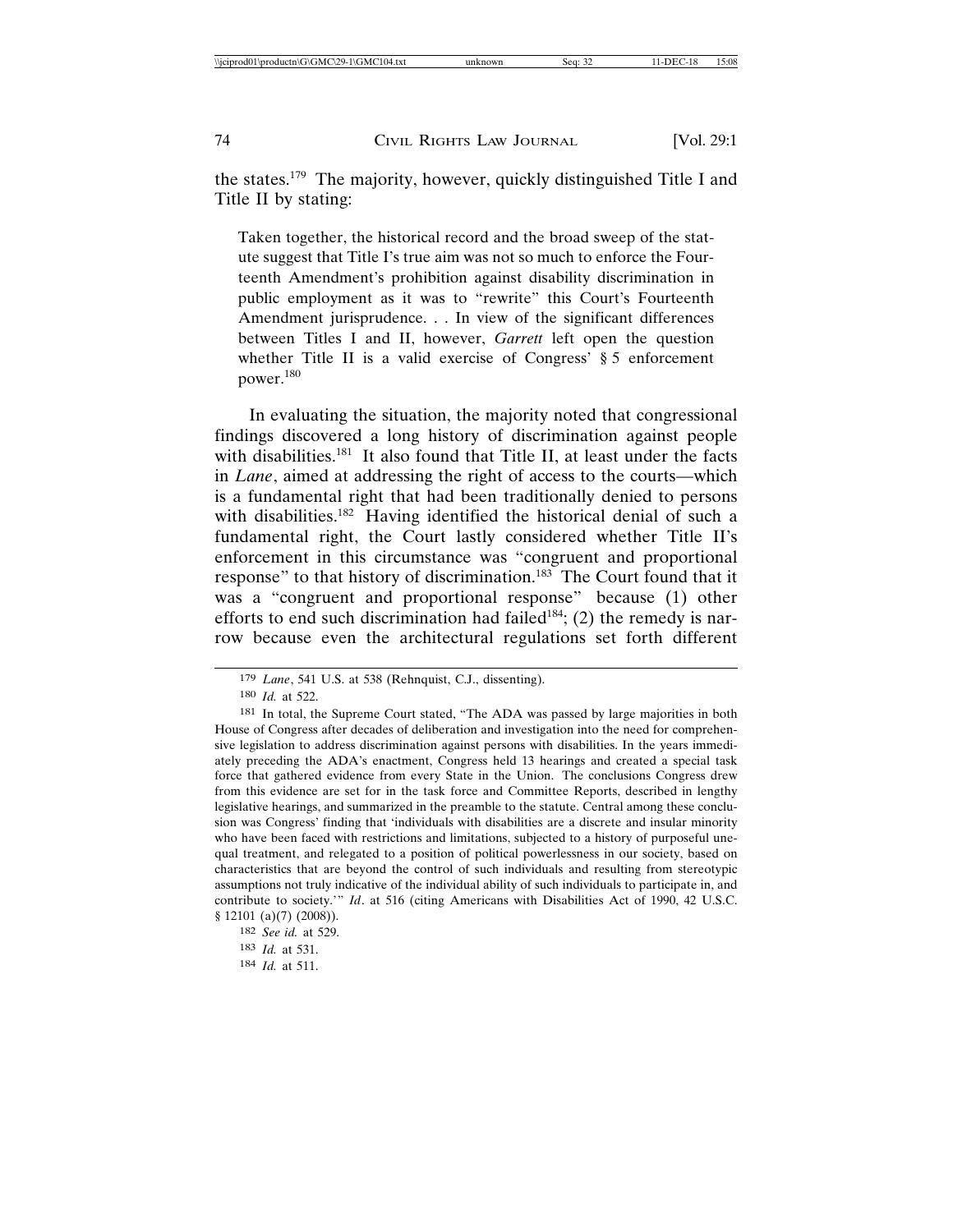the states.[179] The majority, however, quickly distinguished Title I and Title II by stating:

> Taken together, the historical record and the broad sweep of the statute suggest that Title I's true aim was not so much to enforce the Fourteenth Amendment's prohibition against disability discrimination in public employment as it was to "rewrite" this Court's Fourteenth Amendment jurisprudence. . . In view of the significant differences between Titles I and II, however, *Garrett* left open the question whether Title II is a valid exercise of Congress' § 5 enforcement power.[180]

In evaluating the situation, the majority noted that congressional findings discovered a long history of discrimination against people with disabilities.[181] It also found that Title II, at least under the facts in *Lane*, aimed at addressing the right of access to the courts—which is a fundamental right that had been traditionally denied to persons with disabilities.[182] Having identified the historical denial of such a fundamental right, the Court lastly considered whether Title II's enforcement in this circumstance was "congruent and proportional response" to that history of discrimination.[183] The Court found that it was a "congruent and proportional response" because (1) other efforts to end such discrimination had failed[184]; (2) the remedy is narrow because even the architectural regulations set forth different

---

179 *Lane*, 541 U.S. at 538 (Rehnquist, C.J., dissenting).

180 *Id.* at 522.

181 In total, the Supreme Court stated, "The ADA was passed by large majorities in both House of Congress after decades of deliberation and investigation into the need for comprehensive legislation to address discrimination against persons with disabilities. In the years immediately preceding the ADA's enactment, Congress held 13 hearings and created a special task force that gathered evidence from every State in the Union. The conclusions Congress drew from this evidence are set for in the task force and Committee Reports, described in lengthy legislative hearings, and summarized in the preamble to the statute. Central among these conclusion was Congress' finding that 'individuals with disabilities are a discrete and insular minority who have been faced with restrictions and limitations, subjected to a history of purposeful unequal treatment, and relegated to a position of political powerlessness in our society, based on characteristics that are beyond the control of such individuals and resulting from stereotypic assumptions not truly indicative of the individual ability of such individuals to participate in, and contribute to society.'" *Id*. at 516 (citing Americans with Disabilities Act of 1990, 42 U.S.C. § 12101 (a)(7) (2008)).

182 *See id.* at 529.

183 *Id.* at 531.

184 *Id.* at 511.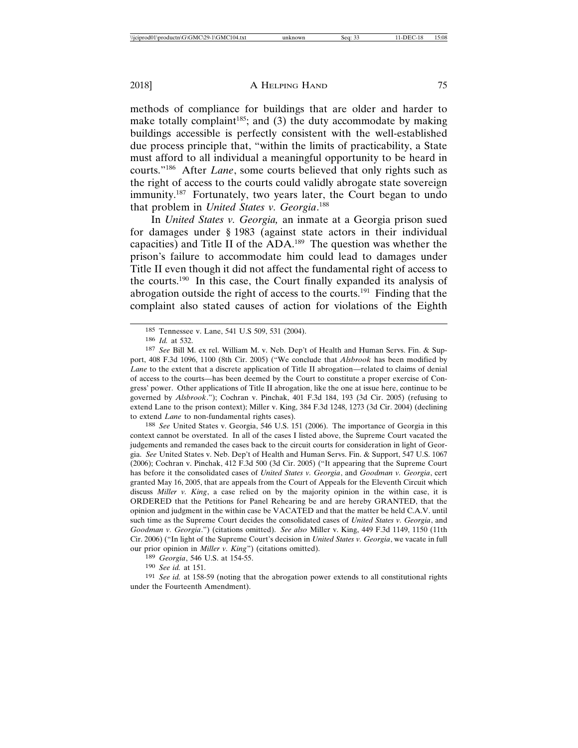methods of compliance for buildings that are older and harder to make totally complaint[185]; and (3) the duty accommodate by making buildings accessible is perfectly consistent with the well-established due process principle that, "within the limits of practicability, a State must afford to all individual a meaningful opportunity to be heard in courts."[186] After *Lane*, some courts believed that only rights such as the right of access to the courts could validly abrogate state sovereign immunity.[187] Fortunately, two years later, the Court began to undo that problem in *United States v. Georgia*.[188]

In *United States v. Georgia,* an inmate at a Georgia prison sued for damages under § 1983 (against state actors in their individual capacities) and Title II of the ADA.[189] The question was whether the prison's failure to accommodate him could lead to damages under Title II even though it did not affect the fundamental right of access to the courts.[190] In this case, the Court finally expanded its analysis of abrogation outside the right of access to the courts.[191] Finding that the complaint also stated causes of action for violations of the Eighth

---

185 Tennessee v. Lane, 541 U.S 509, 531 (2004).

186 *Id.* at 532.

187 *See* Bill M. ex rel. William M. v. Neb. Dep't of Health and Human Servs. Fin. & Support, 408 F.3d 1096, 1100 (8th Cir. 2005) ("We conclude that *Alsbrook* has been modified by *Lane* to the extent that a discrete application of Title II abrogation—related to claims of denial of access to the courts—has been deemed by the Court to constitute a proper exercise of Congress' power. Other applications of Title II abrogation, like the one at issue here, continue to be governed by *Alsbrook*."); Cochran v. Pinchak, 401 F.3d 184, 193 (3d Cir. 2005) (refusing to extend Lane to the prison context); Miller v. King, 384 F.3d 1248, 1273 (3d Cir. 2004) (declining to extend *Lane* to non-fundamental rights cases).

188 *See* United States v. Georgia, 546 U.S. 151 (2006). The importance of Georgia in this context cannot be overstated. In all of the cases I listed above, the Supreme Court vacated the judgements and remanded the cases back to the circuit courts for consideration in light of Georgia. *See* United States v. Neb. Dep't of Health and Human Servs. Fin. & Support, 547 U.S. 1067 (2006); Cochran v. Pinchak, 412 F.3d 500 (3d Cir. 2005) ("It appearing that the Supreme Court has before it the consolidated cases of *United States v. Georgia*, and *Goodman v. Georgia*, cert granted May 16, 2005, that are appeals from the Court of Appeals for the Eleventh Circuit which discuss *Miller v. King*, a case relied on by the majority opinion in the within case, it is ORDERED that the Petitions for Panel Rehearing be and are hereby GRANTED, that the opinion and judgment in the within case be VACATED and that the matter be held C.A.V. until such time as the Supreme Court decides the consolidated cases of *United States v. Georgia*, and *Goodman v. Georgia*.") (citations omitted). *See also* Miller v. King, 449 F.3d 1149, 1150 (11th Cir. 2006) ("In light of the Supreme Court's decision in *United States v. Georgia*, we vacate in full our prior opinion in *Miller v. King*") (citations omitted).

189 *Georgia*, 546 U.S. at 154-55.

190 *See id.* at 151.

191 *See id.* at 158-59 (noting that the abrogation power extends to all constitutional rights under the Fourteenth Amendment).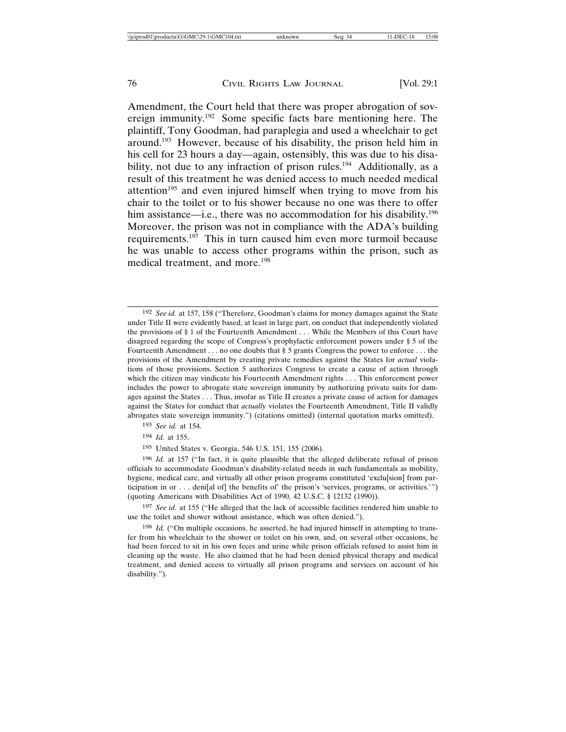Amendment, the Court held that there was proper abrogation of sovereign immunity.[192] Some specific facts bare mentioning here. The plaintiff, Tony Goodman, had paraplegia and used a wheelchair to get around.[193] However, because of his disability, the prison held him in his cell for 23 hours a day—again, ostensibly, this was due to his disability, not due to any infraction of prison rules.[194] Additionally, as a result of this treatment he was denied access to much needed medical attention[195] and even injured himself when trying to move from his chair to the toilet or to his shower because no one was there to offer him assistance—i.e., there was no accommodation for his disability.[196] Moreover, the prison was not in compliance with the ADA's building requirements.[197] This in turn caused him even more turmoil because he was unable to access other programs within the prison, such as medical treatment, and more.[198]

---

[192] *See id.* at 157, 158 ("Therefore, Goodman's claims for money damages against the State under Title II were evidently based, at least in large part, on conduct that independently violated the provisions of § 1 of the Fourteenth Amendment . . . While the Members of this Court have disagreed regarding the scope of Congress's prophylactic enforcement powers under § 5 of the Fourteenth Amendment . . . no one doubts that § 5 grants Congress the power to enforce . . . the provisions of the Amendment by creating private remedies against the States for *actual* violations of those provisions. Section 5 authorizes Congress to create a cause of action through which the citizen may vindicate his Fourteenth Amendment rights . . . This enforcement power includes the power to abrogate state sovereign immunity by authorizing private suits for damages against the States . . . Thus, insofar as Title II creates a private cause of action for damages against the States for conduct that *actually* violates the Fourteenth Amendment, Title II validly abrogates state sovereign immunity.") (citations omitted) (internal quotation marks omitted).

[193] *See id.* at 154.

[194] *Id.* at 155.

[195] United States v. Georgia, 546 U.S. 151, 155 (2006).

[196] *Id.* at 157 ("In fact, it is quite plausible that the alleged deliberate refusal of prison officials to accommodate Goodman's disability-related needs in such fundamentals as mobility, hygiene, medical care, and virtually all other prison programs constituted 'exclu[sion] from participation in or . . . deni[al of] the benefits of' the prison's 'services, programs, or activities.'") (quoting Americans with Disabilities Act of 1990, 42 U.S.C. § 12132 (1990)).

[197] *See id.* at 155 ("He alleged that the lack of accessible facilities rendered him unable to use the toilet and shower without assistance, which was often denied.").

[198] *Id.* ("On multiple occasions, he asserted, he had injured himself in attempting to transfer from his wheelchair to the shower or toilet on his own, and, on several other occasions, he had been forced to sit in his own feces and urine while prison officials refused to assist him in cleaning up the waste. He also claimed that he had been denied physical therapy and medical treatment, and denied access to virtually all prison programs and services on account of his disability.").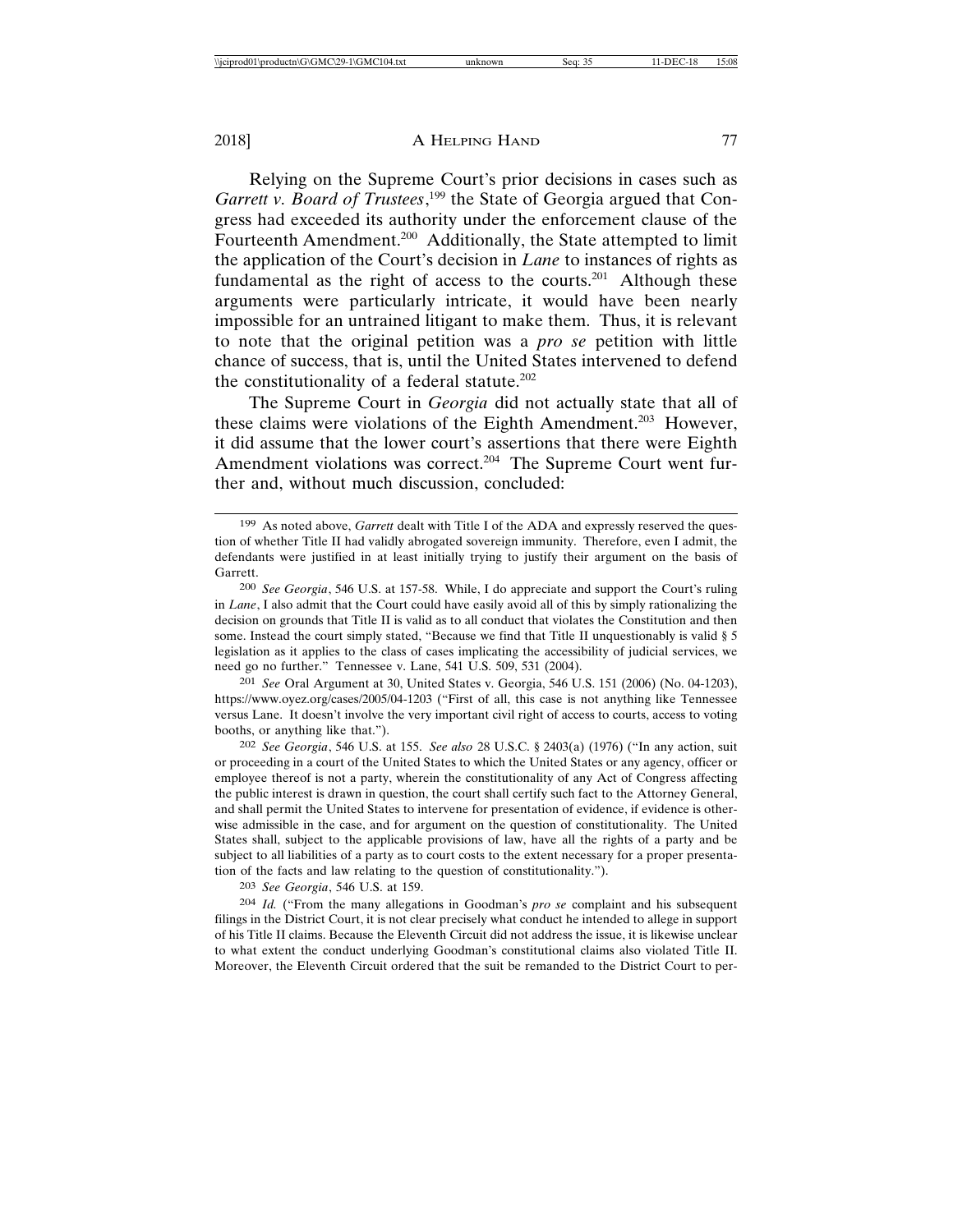Relying on the Supreme Court's prior decisions in cases such as *Garrett v. Board of Trustees*,[199] the State of Georgia argued that Congress had exceeded its authority under the enforcement clause of the Fourteenth Amendment.[200] Additionally, the State attempted to limit the application of the Court's decision in *Lane* to instances of rights as fundamental as the right of access to the courts.[201] Although these arguments were particularly intricate, it would have been nearly impossible for an untrained litigant to make them. Thus, it is relevant to note that the original petition was a *pro se* petition with little chance of success, that is, until the United States intervened to defend the constitutionality of a federal statute.[202]

The Supreme Court in *Georgia* did not actually state that all of these claims were violations of the Eighth Amendment.[203] However, it did assume that the lower court's assertions that there were Eighth Amendment violations was correct.[204] The Supreme Court went further and, without much discussion, concluded:

---

199 As noted above, *Garrett* dealt with Title I of the ADA and expressly reserved the question of whether Title II had validly abrogated sovereign immunity. Therefore, even I admit, the defendants were justified in at least initially trying to justify their argument on the basis of Garrett.

200 *See Georgia*, 546 U.S. at 157-58. While, I do appreciate and support the Court's ruling in *Lane*, I also admit that the Court could have easily avoid all of this by simply rationalizing the decision on grounds that Title II is valid as to all conduct that violates the Constitution and then some. Instead the court simply stated, "Because we find that Title II unquestionably is valid § 5 legislation as it applies to the class of cases implicating the accessibility of judicial services, we need go no further." Tennessee v. Lane, 541 U.S. 509, 531 (2004).

201 *See* Oral Argument at 30, United States v. Georgia, 546 U.S. 151 (2006) (No. 04-1203), https://www.oyez.org/cases/2005/04-1203 ("First of all, this case is not anything like Tennessee versus Lane. It doesn't involve the very important civil right of access to courts, access to voting booths, or anything like that.").

202 *See Georgia*, 546 U.S. at 155. *See also* 28 U.S.C. § 2403(a) (1976) ("In any action, suit or proceeding in a court of the United States to which the United States or any agency, officer or employee thereof is not a party, wherein the constitutionality of any Act of Congress affecting the public interest is drawn in question, the court shall certify such fact to the Attorney General, and shall permit the United States to intervene for presentation of evidence, if evidence is otherwise admissible in the case, and for argument on the question of constitutionality. The United States shall, subject to the applicable provisions of law, have all the rights of a party and be subject to all liabilities of a party as to court costs to the extent necessary for a proper presentation of the facts and law relating to the question of constitutionality.").

203 *See Georgia*, 546 U.S. at 159.

204 *Id.* ("From the many allegations in Goodman's *pro se* complaint and his subsequent filings in the District Court, it is not clear precisely what conduct he intended to allege in support of his Title II claims. Because the Eleventh Circuit did not address the issue, it is likewise unclear to what extent the conduct underlying Goodman's constitutional claims also violated Title II. Moreover, the Eleventh Circuit ordered that the suit be remanded to the District Court to per-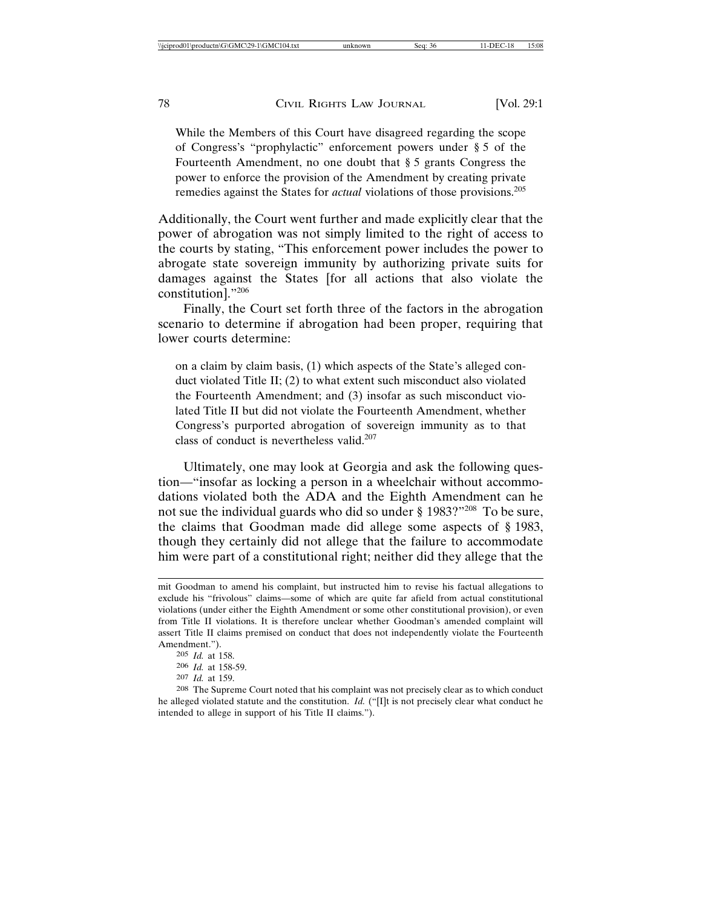> While the Members of this Court have disagreed regarding the scope of Congress's "prophylactic" enforcement powers under § 5 of the Fourteenth Amendment, no one doubt that § 5 grants Congress the power to enforce the provision of the Amendment by creating private remedies against the States for *actual* violations of those provisions.[205]

Additionally, the Court went further and made explicitly clear that the power of abrogation was not simply limited to the right of access to the courts by stating, "This enforcement power includes the power to abrogate state sovereign immunity by authorizing private suits for damages against the States [for all actions that also violate the constitution]."[206]

Finally, the Court set forth three of the factors in the abrogation scenario to determine if abrogation had been proper, requiring that lower courts determine:

> on a claim by claim basis, (1) which aspects of the State's alleged conduct violated Title II; (2) to what extent such misconduct also violated the Fourteenth Amendment; and (3) insofar as such misconduct violated Title II but did not violate the Fourteenth Amendment, whether Congress's purported abrogation of sovereign immunity as to that class of conduct is nevertheless valid.[207]

Ultimately, one may look at Georgia and ask the following question—"insofar as locking a person in a wheelchair without accommodations violated both the ADA and the Eighth Amendment can he not sue the individual guards who did so under § 1983?"[208] To be sure, the claims that Goodman made did allege some aspects of § 1983, though they certainly did not allege that the failure to accommodate him were part of a constitutional right; neither did they allege that the

---

mit Goodman to amend his complaint, but instructed him to revise his factual allegations to exclude his "frivolous" claims—some of which are quite far afield from actual constitutional violations (under either the Eighth Amendment or some other constitutional provision), or even from Title II violations. It is therefore unclear whether Goodman's amended complaint will assert Title II claims premised on conduct that does not independently violate the Fourteenth Amendment.").

[205] *Id.* at 158.

[206] *Id.* at 158-59.

[207] *Id.* at 159.

[208] The Supreme Court noted that his complaint was not precisely clear as to which conduct he alleged violated statute and the constitution. *Id.* ("[I]t is not precisely clear what conduct he intended to allege in support of his Title II claims.").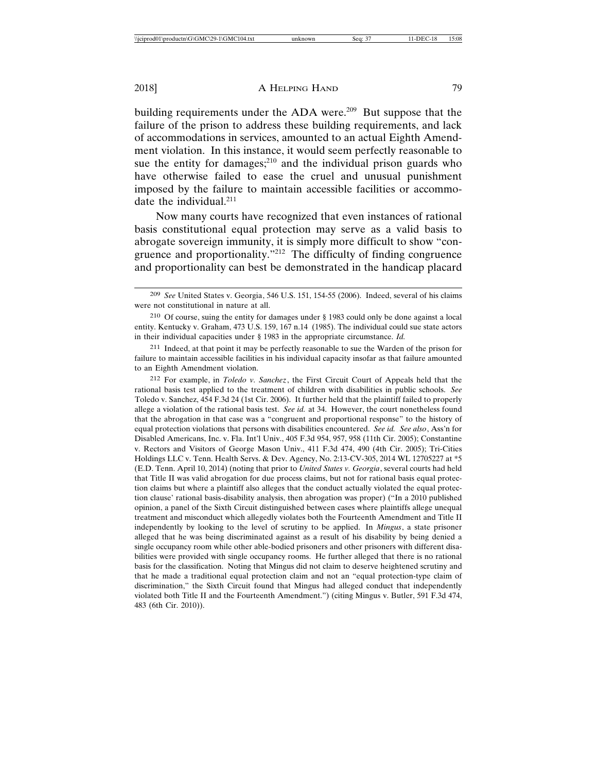building requirements under the ADA were.[209] But suppose that the failure of the prison to address these building requirements, and lack of accommodations in services, amounted to an actual Eighth Amendment violation. In this instance, it would seem perfectly reasonable to sue the entity for damages;[210] and the individual prison guards who have otherwise failed to ease the cruel and unusual punishment imposed by the failure to maintain accessible facilities or accommodate the individual.[211]

Now many courts have recognized that even instances of rational basis constitutional equal protection may serve as a valid basis to abrogate sovereign immunity, it is simply more difficult to show "congruence and proportionality."[212] The difficulty of finding congruence and proportionality can best be demonstrated in the handicap placard

---

[209] *See* United States v. Georgia, 546 U.S. 151, 154-55 (2006). Indeed, several of his claims were not constitutional in nature at all.

[210] Of course, suing the entity for damages under § 1983 could only be done against a local entity. Kentucky v. Graham, 473 U.S. 159, 167 n.14 (1985). The individual could sue state actors in their individual capacities under § 1983 in the appropriate circumstance. *Id.*

[211] Indeed, at that point it may be perfectly reasonable to sue the Warden of the prison for failure to maintain accessible facilities in his individual capacity insofar as that failure amounted to an Eighth Amendment violation.

[212] For example, in *Toledo v. Sanchez*, the First Circuit Court of Appeals held that the rational basis test applied to the treatment of children with disabilities in public schools. *See* Toledo v. Sanchez, 454 F.3d 24 (1st Cir. 2006). It further held that the plaintiff failed to properly allege a violation of the rational basis test. *See id.* at 34. However, the court nonetheless found that the abrogation in that case was a "congruent and proportional response" to the history of equal protection violations that persons with disabilities encountered. *See id. See also*, Ass'n for Disabled Americans, Inc. v. Fla. Int'l Univ., 405 F.3d 954, 957, 958 (11th Cir. 2005); Constantine v. Rectors and Visitors of George Mason Univ., 411 F.3d 474, 490 (4th Cir. 2005); Tri-Cities Holdings LLC v. Tenn. Health Servs. & Dev. Agency, No. 2:13-CV-305, 2014 WL 12705227 at *5 (E.D. Tenn. April 10, 2014) (noting that prior to *United States v. Georgia*, several courts had held that Title II was valid abrogation for due process claims, but not for rational basis equal protection claims but where a plaintiff also alleges that the conduct actually violated the equal protection clause' rational basis-disability analysis, then abrogation was proper) ("In a 2010 published opinion, a panel of the Sixth Circuit distinguished between cases where plaintiffs allege unequal treatment and misconduct which allegedly violates both the Fourteenth Amendment and Title II independently by looking to the level of scrutiny to be applied. In *Mingus*, a state prisoner alleged that he was being discriminated against as a result of his disability by being denied a single occupancy room while other able-bodied prisoners and other prisoners with different disabilities were provided with single occupancy rooms. He further alleged that there is no rational basis for the classification. Noting that Mingus did not claim to deserve heightened scrutiny and that he made a traditional equal protection claim and not an "equal protection-type claim of discrimination," the Sixth Circuit found that Mingus had alleged conduct that independently violated both Title II and the Fourteenth Amendment.") (citing Mingus v. Butler, 591 F.3d 474, 483 (6th Cir. 2010)).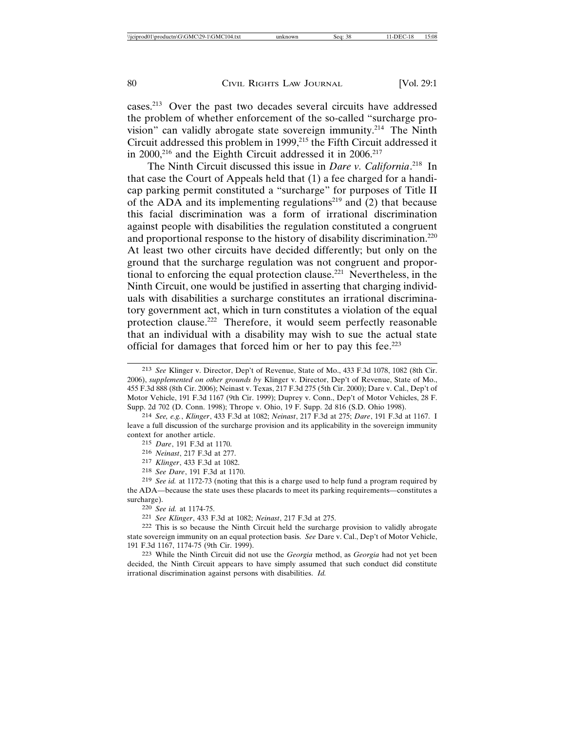cases.[213] Over the past two decades several circuits have addressed the problem of whether enforcement of the so-called "surcharge provision" can validly abrogate state sovereign immunity.[214] The Ninth Circuit addressed this problem in 1999,[215] the Fifth Circuit addressed it in 2000,[216] and the Eighth Circuit addressed it in 2006.[217]

The Ninth Circuit discussed this issue in *Dare v. California*.[218] In that case the Court of Appeals held that (1) a fee charged for a handicap parking permit constituted a "surcharge" for purposes of Title II of the ADA and its implementing regulations[219] and (2) that because this facial discrimination was a form of irrational discrimination against people with disabilities the regulation constituted a congruent and proportional response to the history of disability discrimination.[220] At least two other circuits have decided differently; but only on the ground that the surcharge regulation was not congruent and proportional to enforcing the equal protection clause.[221] Nevertheless, in the Ninth Circuit, one would be justified in asserting that charging individuals with disabilities a surcharge constitutes an irrational discriminatory government act, which in turn constitutes a violation of the equal protection clause.[222] Therefore, it would seem perfectly reasonable that an individual with a disability may wish to sue the actual state official for damages that forced him or her to pay this fee.[223]

---

213 *See* Klinger v. Director, Dep't of Revenue, State of Mo., 433 F.3d 1078, 1082 (8th Cir. 2006), *supplemented on other grounds by* Klinger v. Director, Dep't of Revenue, State of Mo., 455 F.3d 888 (8th Cir. 2006); Neinast v. Texas, 217 F.3d 275 (5th Cir. 2000); Dare v. Cal., Dep't of Motor Vehicle, 191 F.3d 1167 (9th Cir. 1999); Duprey v. Conn., Dep't of Motor Vehicles, 28 F. Supp. 2d 702 (D. Conn. 1998); Thrope v. Ohio, 19 F. Supp. 2d 816 (S.D. Ohio 1998).

214 *See, e.g.*, *Klinger*, 433 F.3d at 1082; *Neinast*, 217 F.3d at 275; *Dare*, 191 F.3d at 1167. I leave a full discussion of the surcharge provision and its applicability in the sovereign immunity context for another article.

215 *Dare*, 191 F.3d at 1170.

216 *Neinast*, 217 F.3d at 277.

217 *Klinger*, 433 F.3d at 1082.

218 *See Dare*, 191 F.3d at 1170.

219 *See id.* at 1172-73 (noting that this is a charge used to help fund a program required by the ADA—because the state uses these placards to meet its parking requirements—constitutes a surcharge).

220 *See id.* at 1174-75.

221 *See Klinger*, 433 F.3d at 1082; *Neinast*, 217 F.3d at 275.

222 This is so because the Ninth Circuit held the surcharge provision to validly abrogate state sovereign immunity on an equal protection basis. *See* Dare v. Cal., Dep't of Motor Vehicle, 191 F.3d 1167, 1174-75 (9th Cir. 1999).

223 While the Ninth Circuit did not use the *Georgia* method, as *Georgia* had not yet been decided, the Ninth Circuit appears to have simply assumed that such conduct did constitute irrational discrimination against persons with disabilities. *Id.*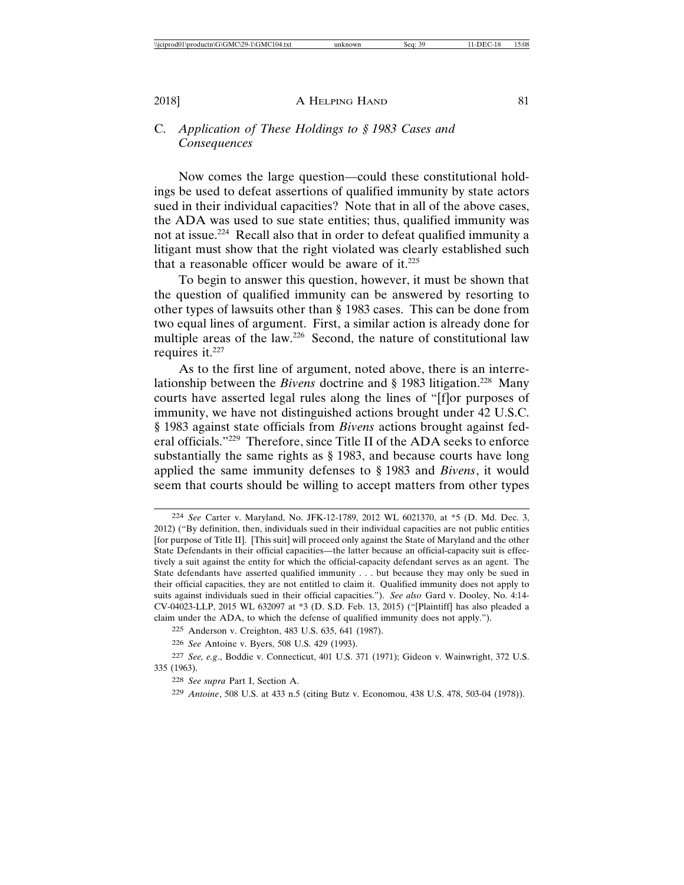### C. *Application of These Holdings to § 1983 Cases and Consequences*

Now comes the large question—could these constitutional holdings be used to defeat assertions of qualified immunity by state actors sued in their individual capacities? Note that in all of the above cases, the ADA was used to sue state entities; thus, qualified immunity was not at issue.[224] Recall also that in order to defeat qualified immunity a litigant must show that the right violated was clearly established such that a reasonable officer would be aware of it.[225]

To begin to answer this question, however, it must be shown that the question of qualified immunity can be answered by resorting to other types of lawsuits other than § 1983 cases. This can be done from two equal lines of argument. First, a similar action is already done for multiple areas of the law.[226] Second, the nature of constitutional law requires it.[227]

As to the first line of argument, noted above, there is an interrelationship between the *Bivens* doctrine and § 1983 litigation.[228] Many courts have asserted legal rules along the lines of "[f]or purposes of immunity, we have not distinguished actions brought under 42 U.S.C. § 1983 against state officials from *Bivens* actions brought against federal officials."[229] Therefore, since Title II of the ADA seeks to enforce substantially the same rights as § 1983, and because courts have long applied the same immunity defenses to § 1983 and *Bivens*, it would seem that courts should be willing to accept matters from other types

---

224 *See* Carter v. Maryland, No. JFK-12-1789, 2012 WL 6021370, at *5 (D. Md. Dec. 3, 2012) ("By definition, then, individuals sued in their individual capacities are not public entities [for purpose of Title II]. [This suit] will proceed only against the State of Maryland and the other State Defendants in their official capacities—the latter because an official-capacity suit is effectively a suit against the entity for which the official-capacity defendant serves as an agent. The State defendants have asserted qualified immunity . . . but because they may only be sued in their official capacities, they are not entitled to claim it. Qualified immunity does not apply to suits against individuals sued in their official capacities."). *See also* Gard v. Dooley, No. 4:14-CV-04023-LLP, 2015 WL 632097 at *3 (D. S.D. Feb. 13, 2015) ("[Plaintiff] has also pleaded a claim under the ADA, to which the defense of qualified immunity does not apply.").

225 Anderson v. Creighton, 483 U.S. 635, 641 (1987).

226 *See* Antoine v. Byers, 508 U.S. 429 (1993).

227 *See, e.g.*, Boddie v. Connecticut, 401 U.S. 371 (1971); Gideon v. Wainwright, 372 U.S. 335 (1963).

228 *See supra* Part I, Section A.

229 *Antoine*, 508 U.S. at 433 n.5 (citing Butz v. Economou, 438 U.S. 478, 503-04 (1978)).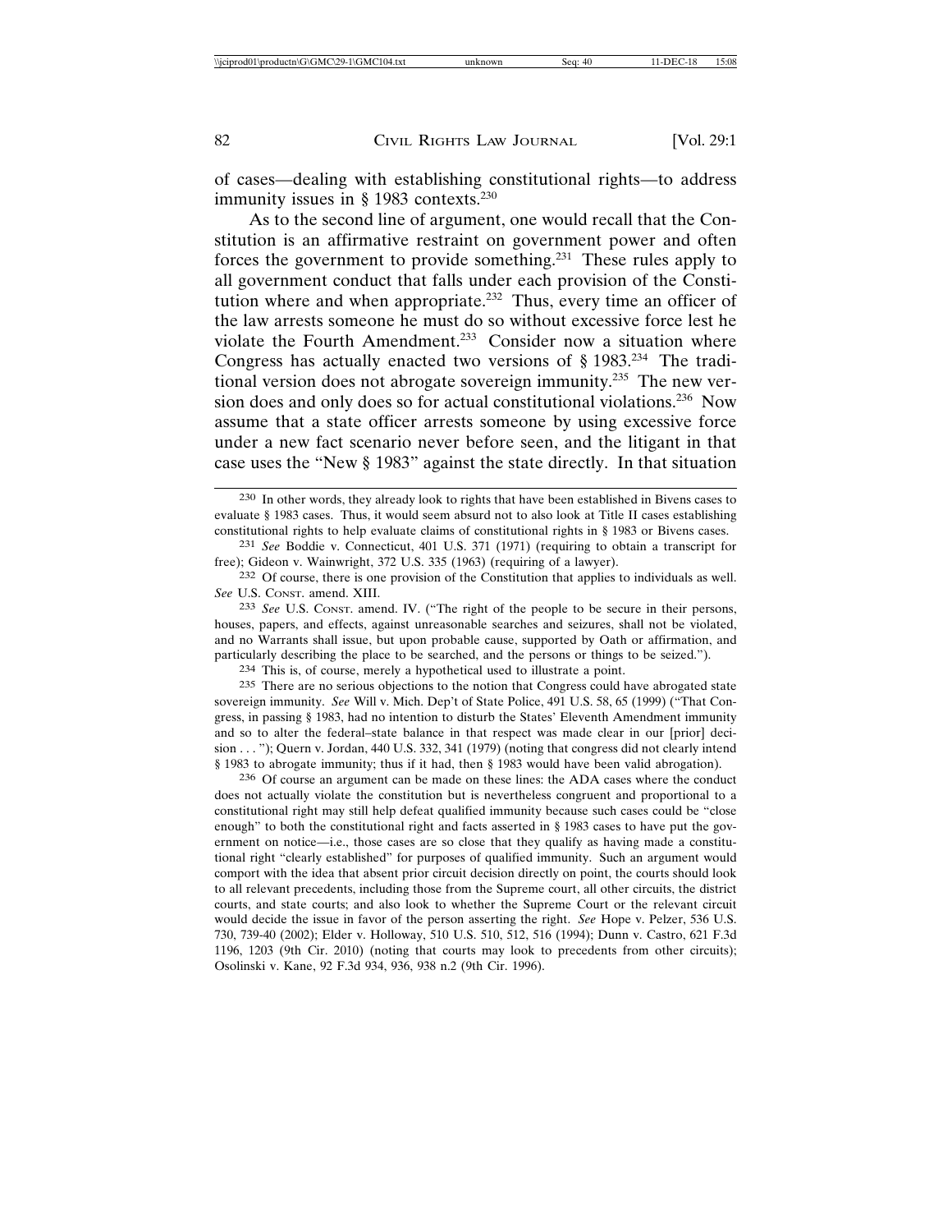of cases—dealing with establishing constitutional rights—to address immunity issues in § 1983 contexts.[230]

As to the second line of argument, one would recall that the Constitution is an affirmative restraint on government power and often forces the government to provide something.[231] These rules apply to all government conduct that falls under each provision of the Constitution where and when appropriate.[232] Thus, every time an officer of the law arrests someone he must do so without excessive force lest he violate the Fourth Amendment.[233] Consider now a situation where Congress has actually enacted two versions of § 1983.[234] The traditional version does not abrogate sovereign immunity.[235] The new version does and only does so for actual constitutional violations.[236] Now assume that a state officer arrests someone by using excessive force under a new fact scenario never before seen, and the litigant in that case uses the "New § 1983" against the state directly. In that situation

---

[230] In other words, they already look to rights that have been established in Bivens cases to evaluate § 1983 cases. Thus, it would seem absurd not to also look at Title II cases establishing constitutional rights to help evaluate claims of constitutional rights in § 1983 or Bivens cases.

[231] *See* Boddie v. Connecticut, 401 U.S. 371 (1971) (requiring to obtain a transcript for free); Gideon v. Wainwright, 372 U.S. 335 (1963) (requiring of a lawyer).

[232] Of course, there is one provision of the Constitution that applies to individuals as well. *See* U.S. Const. amend. XIII.

[233] *See* U.S. Const. amend. IV. ("The right of the people to be secure in their persons, houses, papers, and effects, against unreasonable searches and seizures, shall not be violated, and no Warrants shall issue, but upon probable cause, supported by Oath or affirmation, and particularly describing the place to be searched, and the persons or things to be seized.").

[234] This is, of course, merely a hypothetical used to illustrate a point.

[235] There are no serious objections to the notion that Congress could have abrogated state sovereign immunity. *See* Will v. Mich. Dep't of State Police, 491 U.S. 58, 65 (1999) ("That Congress, in passing § 1983, had no intention to disturb the States' Eleventh Amendment immunity and so to alter the federal–state balance in that respect was made clear in our [prior] decision . . . "); Quern v. Jordan, 440 U.S. 332, 341 (1979) (noting that congress did not clearly intend § 1983 to abrogate immunity; thus if it had, then § 1983 would have been valid abrogation).

[236] Of course an argument can be made on these lines: the ADA cases where the conduct does not actually violate the constitution but is nevertheless congruent and proportional to a constitutional right may still help defeat qualified immunity because such cases could be "close enough" to both the constitutional right and facts asserted in § 1983 cases to have put the government on notice—i.e., those cases are so close that they qualify as having made a constitutional right "clearly established" for purposes of qualified immunity. Such an argument would comport with the idea that absent prior circuit decision directly on point, the courts should look to all relevant precedents, including those from the Supreme court, all other circuits, the district courts, and state courts; and also look to whether the Supreme Court or the relevant circuit would decide the issue in favor of the person asserting the right. *See* Hope v. Pelzer, 536 U.S. 730, 739-40 (2002); Elder v. Holloway, 510 U.S. 510, 512, 516 (1994); Dunn v. Castro, 621 F.3d 1196, 1203 (9th Cir. 2010) (noting that courts may look to precedents from other circuits); Osolinski v. Kane, 92 F.3d 934, 936, 938 n.2 (9th Cir. 1996).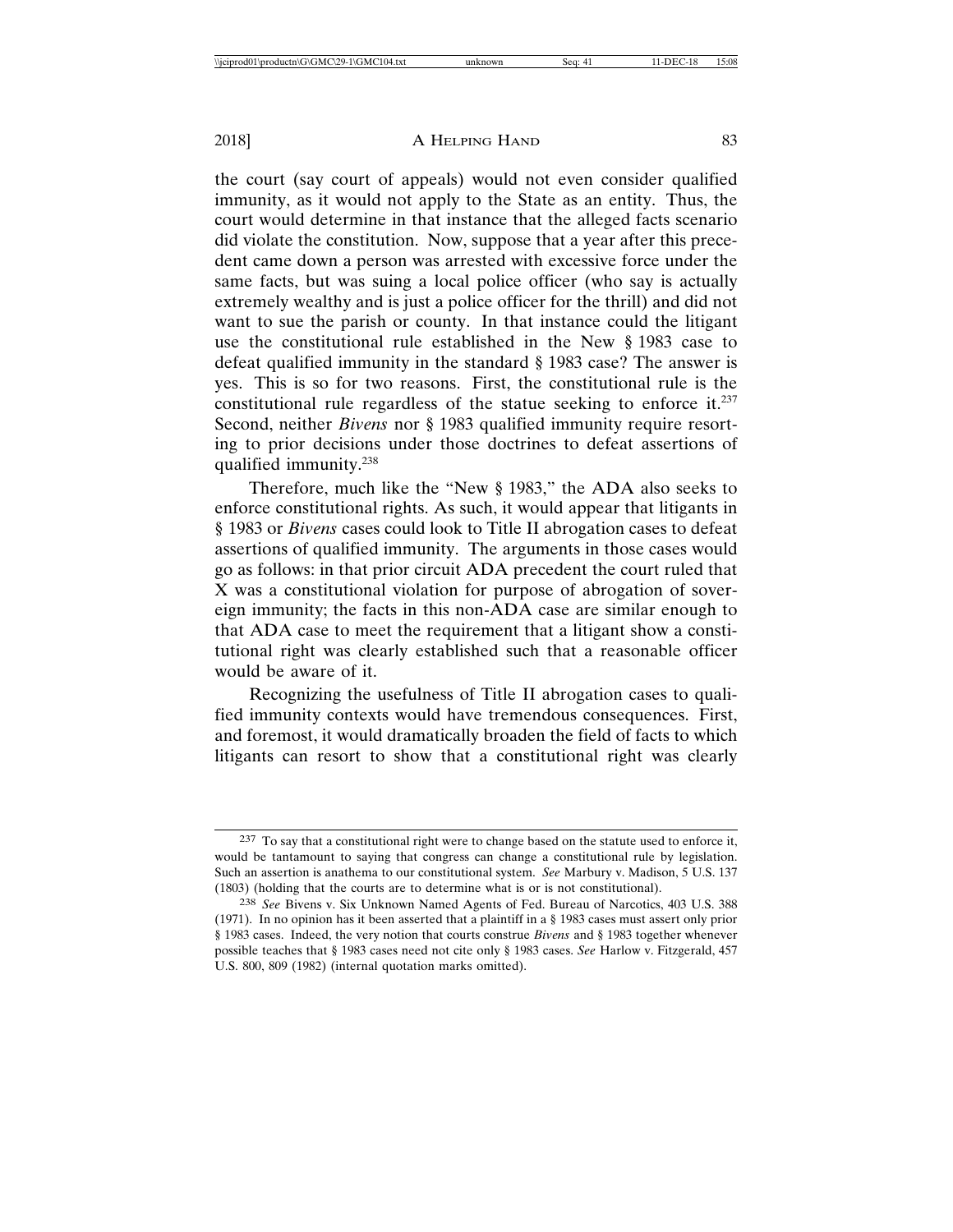the court (say court of appeals) would not even consider qualified immunity, as it would not apply to the State as an entity. Thus, the court would determine in that instance that the alleged facts scenario did violate the constitution. Now, suppose that a year after this precedent came down a person was arrested with excessive force under the same facts, but was suing a local police officer (who say is actually extremely wealthy and is just a police officer for the thrill) and did not want to sue the parish or county. In that instance could the litigant use the constitutional rule established in the New § 1983 case to defeat qualified immunity in the standard § 1983 case? The answer is yes. This is so for two reasons. First, the constitutional rule is the constitutional rule regardless of the statue seeking to enforce it.[237] Second, neither *Bivens* nor § 1983 qualified immunity require resorting to prior decisions under those doctrines to defeat assertions of qualified immunity.[238]

Therefore, much like the "New § 1983," the ADA also seeks to enforce constitutional rights. As such, it would appear that litigants in § 1983 or *Bivens* cases could look to Title II abrogation cases to defeat assertions of qualified immunity. The arguments in those cases would go as follows: in that prior circuit ADA precedent the court ruled that X was a constitutional violation for purpose of abrogation of sovereign immunity; the facts in this non-ADA case are similar enough to that ADA case to meet the requirement that a litigant show a constitutional right was clearly established such that a reasonable officer would be aware of it.

Recognizing the usefulness of Title II abrogation cases to qualified immunity contexts would have tremendous consequences. First, and foremost, it would dramatically broaden the field of facts to which litigants can resort to show that a constitutional right was clearly

---

[237] To say that a constitutional right were to change based on the statute used to enforce it, would be tantamount to saying that congress can change a constitutional rule by legislation. Such an assertion is anathema to our constitutional system. *See* Marbury v. Madison, 5 U.S. 137 (1803) (holding that the courts are to determine what is or is not constitutional).

[238] *See* Bivens v. Six Unknown Named Agents of Fed. Bureau of Narcotics, 403 U.S. 388 (1971). In no opinion has it been asserted that a plaintiff in a § 1983 cases must assert only prior § 1983 cases. Indeed, the very notion that courts construe *Bivens* and § 1983 together whenever possible teaches that § 1983 cases need not cite only § 1983 cases. *See* Harlow v. Fitzgerald, 457 U.S. 800, 809 (1982) (internal quotation marks omitted).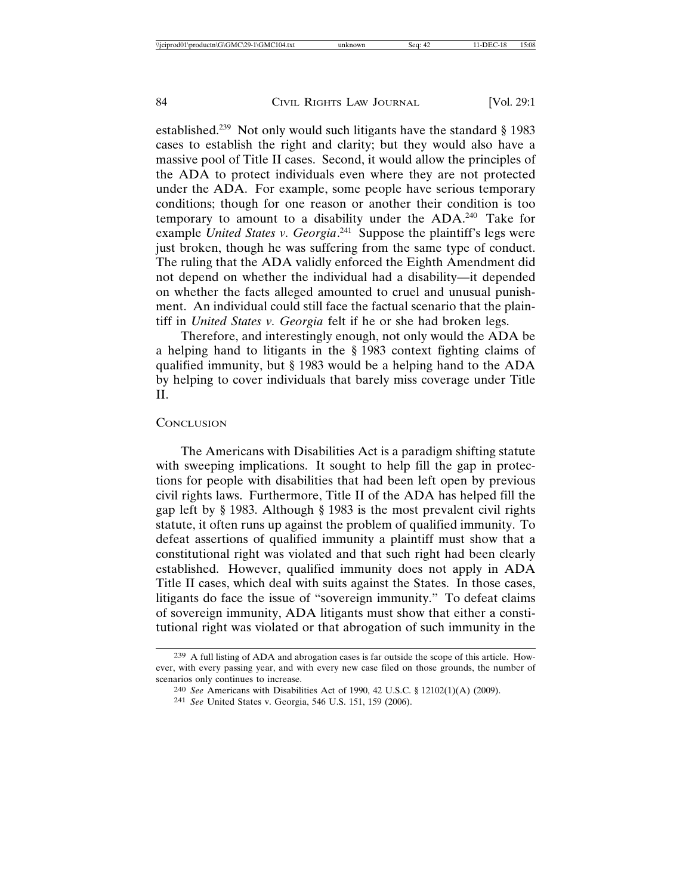established.[239] Not only would such litigants have the standard § 1983 cases to establish the right and clarity; but they would also have a massive pool of Title II cases. Second, it would allow the principles of the ADA to protect individuals even where they are not protected under the ADA. For example, some people have serious temporary conditions; though for one reason or another their condition is too temporary to amount to a disability under the ADA.[240] Take for example *United States v. Georgia*.[241] Suppose the plaintiff's legs were just broken, though he was suffering from the same type of conduct. The ruling that the ADA validly enforced the Eighth Amendment did not depend on whether the individual had a disability—it depended on whether the facts alleged amounted to cruel and unusual punishment. An individual could still face the factual scenario that the plaintiff in *United States v. Georgia* felt if he or she had broken legs.

Therefore, and interestingly enough, not only would the ADA be a helping hand to litigants in the § 1983 context fighting claims of qualified immunity, but § 1983 would be a helping hand to the ADA by helping to cover individuals that barely miss coverage under Title II.

## Conclusion

The Americans with Disabilities Act is a paradigm shifting statute with sweeping implications. It sought to help fill the gap in protections for people with disabilities that had been left open by previous civil rights laws. Furthermore, Title II of the ADA has helped fill the gap left by § 1983. Although § 1983 is the most prevalent civil rights statute, it often runs up against the problem of qualified immunity. To defeat assertions of qualified immunity a plaintiff must show that a constitutional right was violated and that such right had been clearly established. However, qualified immunity does not apply in ADA Title II cases, which deal with suits against the States. In those cases, litigants do face the issue of "sovereign immunity." To defeat claims of sovereign immunity, ADA litigants must show that either a constitutional right was violated or that abrogation of such immunity in the

---

239 A full listing of ADA and abrogation cases is far outside the scope of this article. However, with every passing year, and with every new case filed on those grounds, the number of scenarios only continues to increase.

240 *See* Americans with Disabilities Act of 1990, 42 U.S.C. § 12102(1)(A) (2009).

241 *See* United States v. Georgia, 546 U.S. 151, 159 (2006).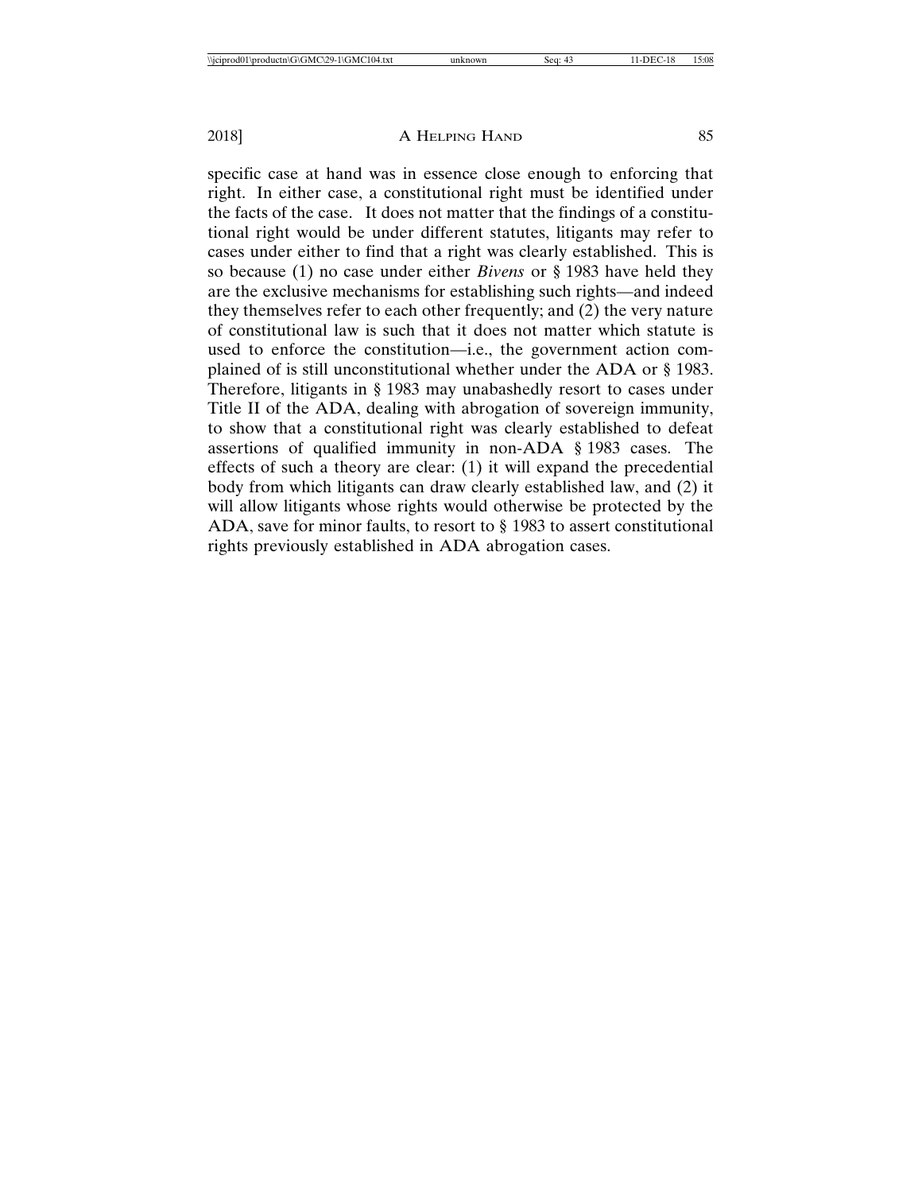specific case at hand was in essence close enough to enforcing that right. In either case, a constitutional right must be identified under the facts of the case. It does not matter that the findings of a constitutional right would be under different statutes, litigants may refer to cases under either to find that a right was clearly established. This is so because (1) no case under either *Bivens* or § 1983 have held they are the exclusive mechanisms for establishing such rights—and indeed they themselves refer to each other frequently; and (2) the very nature of constitutional law is such that it does not matter which statute is used to enforce the constitution—i.e., the government action complained of is still unconstitutional whether under the ADA or § 1983. Therefore, litigants in § 1983 may unabashedly resort to cases under Title II of the ADA, dealing with abrogation of sovereign immunity, to show that a constitutional right was clearly established to defeat assertions of qualified immunity in non-ADA § 1983 cases. The effects of such a theory are clear: (1) it will expand the precedential body from which litigants can draw clearly established law, and (2) it will allow litigants whose rights would otherwise be protected by the ADA, save for minor faults, to resort to § 1983 to assert constitutional rights previously established in ADA abrogation cases.